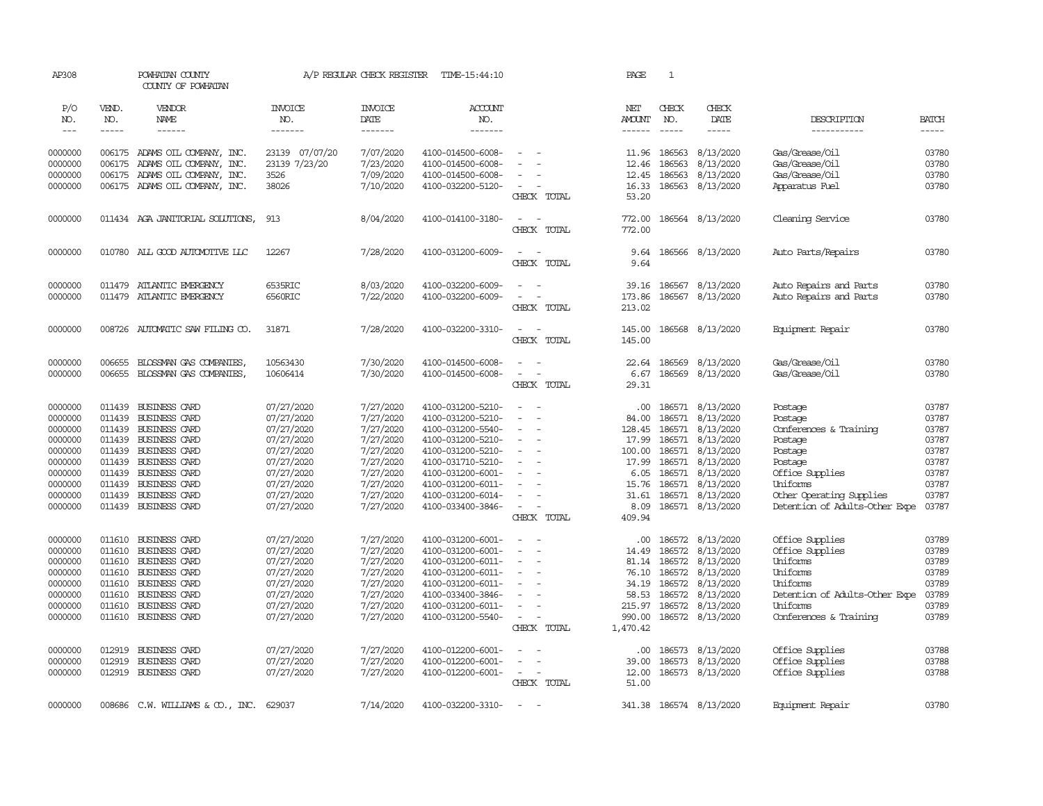AP308 POWHATAN COUNTY A/P REGULAR CHECK REGISTER TIME-15:44:10 PAGE 1

COUNTY OF POWHATAN

| P/O NO. | VEND. NO. | VENDOR NAME | INVOICE NO. | INVOICE DATE | ACCOUNT NO. | | NET AMOUNT | CHECK NO. | CHECK DATE | DESCRIPTION | BATCH |
|---|---|---|---|---|---|---|---|---|---|---|---|
| --- | ----- | ------ | ------- | ------- | ------- | | ------ | ----- | ----- | ----------- | ----- |
| 0000000 | 006175 | ADAMS OIL COMPANY, INC. | 23139 07/07/20 | 7/07/2020 | 4100-014500-6008- | - - | 11.96 | 186563 | 8/13/2020 | Gas/Grease/Oil | 03780 |
| 0000000 | 006175 | ADAMS OIL COMPANY, INC. | 23139 7/23/20 | 7/23/2020 | 4100-014500-6008- | - - | 12.46 | 186563 | 8/13/2020 | Gas/Grease/Oil | 03780 |
| 0000000 | 006175 | ADAMS OIL COMPANY, INC. | 3526 | 7/09/2020 | 4100-014500-6008- | - - | 12.45 | 186563 | 8/13/2020 | Gas/Grease/Oil | 03780 |
| 0000000 | 006175 | ADAMS OIL COMPANY, INC. | 38026 | 7/10/2020 | 4100-032200-5120- | - - | 16.33 | 186563 | 8/13/2020 | Apparatus Fuel | 03780 |
| | | | | | | CHECK TOTAL | 53.20 | | | | |
| 0000000 | 011434 | AGA JANITORIAL SOLUTIONS, | 913 | 8/04/2020 | 4100-014100-3180- | - - | 772.00 | 186564 | 8/13/2020 | Cleaning Service | 03780 |
| | | | | | | CHECK TOTAL | 772.00 | | | | |
| 0000000 | 010780 | ALL GOOD AUTOMOTIVE LLC | 12267 | 7/28/2020 | 4100-031200-6009- | - - | 9.64 | 186566 | 8/13/2020 | Auto Parts/Repairs | 03780 |
| | | | | | | CHECK TOTAL | 9.64 | | | | |
| 0000000 | 011479 | ATLANTIC EMERGENCY | 6535RIC | 8/03/2020 | 4100-032200-6009- | - - | 39.16 | 186567 | 8/13/2020 | Auto Repairs and Parts | 03780 |
| 0000000 | 011479 | ATLANTIC EMERGENCY | 6560RIC | 7/22/2020 | 4100-032200-6009- | - - | 173.86 | 186567 | 8/13/2020 | Auto Repairs and Parts | 03780 |
| | | | | | | CHECK TOTAL | 213.02 | | | | |
| 0000000 | 008726 | AUTOMATIC SAW FILING CO. | 31871 | 7/28/2020 | 4100-032200-3310- | - - | 145.00 | 186568 | 8/13/2020 | Equipment Repair | 03780 |
| | | | | | | CHECK TOTAL | 145.00 | | | | |
| 0000000 | 006655 | BLOSSMAN GAS COMPANIES, | 10563430 | 7/30/2020 | 4100-014500-6008- | - - | 22.64 | 186569 | 8/13/2020 | Gas/Grease/Oil | 03780 |
| 0000000 | 006655 | BLOSSMAN GAS COMPANIES, | 10606414 | 7/30/2020 | 4100-014500-6008- | - - | 6.67 | 186569 | 8/13/2020 | Gas/Grease/Oil | 03780 |
| | | | | | | CHECK TOTAL | 29.31 | | | | |
| 0000000 | 011439 | BUSINESS CARD | 07/27/2020 | 7/27/2020 | 4100-031200-5210- | - - | .00 | 186571 | 8/13/2020 | Postage | 03787 |
| 0000000 | 011439 | BUSINESS CARD | 07/27/2020 | 7/27/2020 | 4100-031200-5210- | - - | 84.00 | 186571 | 8/13/2020 | Postage | 03787 |
| 0000000 | 011439 | BUSINESS CARD | 07/27/2020 | 7/27/2020 | 4100-031200-5540- | - - | 128.45 | 186571 | 8/13/2020 | Conferences & Training | 03787 |
| 0000000 | 011439 | BUSINESS CARD | 07/27/2020 | 7/27/2020 | 4100-031200-5210- | - - | 17.99 | 186571 | 8/13/2020 | Postage | 03787 |
| 0000000 | 011439 | BUSINESS CARD | 07/27/2020 | 7/27/2020 | 4100-031200-5210- | - - | 100.00 | 186571 | 8/13/2020 | Postage | 03787 |
| 0000000 | 011439 | BUSINESS CARD | 07/27/2020 | 7/27/2020 | 4100-031710-5210- | - - | 17.99 | 186571 | 8/13/2020 | Postage | 03787 |
| 0000000 | 011439 | BUSINESS CARD | 07/27/2020 | 7/27/2020 | 4100-031200-6001- | - - | 6.05 | 186571 | 8/13/2020 | Office Supplies | 03787 |
| 0000000 | 011439 | BUSINESS CARD | 07/27/2020 | 7/27/2020 | 4100-031200-6011- | - - | 15.76 | 186571 | 8/13/2020 | Uniforms | 03787 |
| 0000000 | 011439 | BUSINESS CARD | 07/27/2020 | 7/27/2020 | 4100-031200-6014- | - - | 31.61 | 186571 | 8/13/2020 | Other Operating Supplies | 03787 |
| 0000000 | 011439 | BUSINESS CARD | 07/27/2020 | 7/27/2020 | 4100-033400-3846- | - - | 8.09 | 186571 | 8/13/2020 | Detention of Adults-Other Expe | 03787 |
| | | | | | | CHECK TOTAL | 409.94 | | | | |
| 0000000 | 011610 | BUSINESS CARD | 07/27/2020 | 7/27/2020 | 4100-031200-6001- | - - | .00 | 186572 | 8/13/2020 | Office Supplies | 03789 |
| 0000000 | 011610 | BUSINESS CARD | 07/27/2020 | 7/27/2020 | 4100-031200-6001- | - - | 14.49 | 186572 | 8/13/2020 | Office Supplies | 03789 |
| 0000000 | 011610 | BUSINESS CARD | 07/27/2020 | 7/27/2020 | 4100-031200-6011- | - - | 81.14 | 186572 | 8/13/2020 | Uniforms | 03789 |
| 0000000 | 011610 | BUSINESS CARD | 07/27/2020 | 7/27/2020 | 4100-031200-6011- | - - | 76.10 | 186572 | 8/13/2020 | Uniforms | 03789 |
| 0000000 | 011610 | BUSINESS CARD | 07/27/2020 | 7/27/2020 | 4100-031200-6011- | - - | 34.19 | 186572 | 8/13/2020 | Uniforms | 03789 |
| 0000000 | 011610 | BUSINESS CARD | 07/27/2020 | 7/27/2020 | 4100-033400-3846- | - - | 58.53 | 186572 | 8/13/2020 | Detention of Adults-Other Expe | 03789 |
| 0000000 | 011610 | BUSINESS CARD | 07/27/2020 | 7/27/2020 | 4100-031200-6011- | - - | 215.97 | 186572 | 8/13/2020 | Uniforms | 03789 |
| 0000000 | 011610 | BUSINESS CARD | 07/27/2020 | 7/27/2020 | 4100-031200-5540- | - - | 990.00 | 186572 | 8/13/2020 | Conferences & Training | 03789 |
| | | | | | | CHECK TOTAL | 1,470.42 | | | | |
| 0000000 | 012919 | BUSINESS CARD | 07/27/2020 | 7/27/2020 | 4100-012200-6001- | - - | .00 | 186573 | 8/13/2020 | Office Supplies | 03788 |
| 0000000 | 012919 | BUSINESS CARD | 07/27/2020 | 7/27/2020 | 4100-012200-6001- | - - | 39.00 | 186573 | 8/13/2020 | Office Supplies | 03788 |
| 0000000 | 012919 | BUSINESS CARD | 07/27/2020 | 7/27/2020 | 4100-012200-6001- | - - | 12.00 | 186573 | 8/13/2020 | Office Supplies | 03788 |
| | | | | | | CHECK TOTAL | 51.00 | | | | |
| 0000000 | 008686 | C.W. WILLIAMS & CO., INC. | 629037 | 7/14/2020 | 4100-032200-3310- | - - | 341.38 | 186574 | 8/13/2020 | Equipment Repair | 03780 |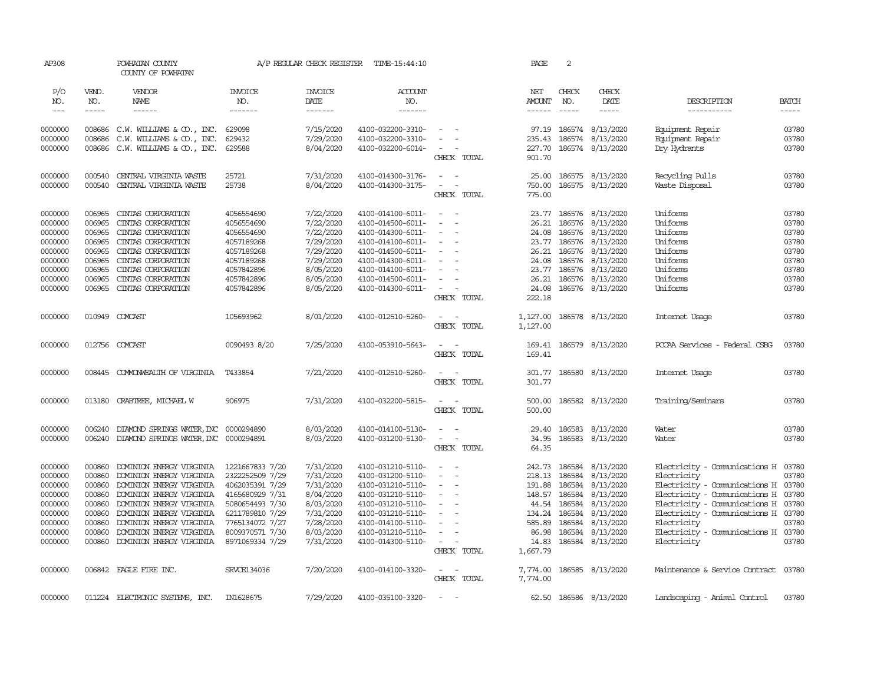AP308 POWHATAN COUNTY A/P REGULAR CHECK REGISTER TIME-15:44:10 PAGE 2

COUNTY OF POWHATAN

| P/O NO. | VEND. NO. | VENDOR NAME | INVOICE NO. | INVOICE DATE | ACCOUNT NO. | | NET AMOUNT | CHECK NO. | CHECK DATE | DESCRIPTION | BATCH |
|---|---|---|---|---|---|---|---|---|---|---|---|
| --- | ----- | ------ | ------- | ------- | ------- | | ------ | ----- | ----- | ----------- | ----- |
| 0000000 | 008686 | C.W. WILLIAMS & CO., INC. | 629098 | 7/15/2020 | 4100-032200-3310- | - - | 97.19 | 186574 | 8/13/2020 | Equipment Repair | 03780 |
| 0000000 | 008686 | C.W. WILLIAMS & CO., INC. | 629432 | 7/29/2020 | 4100-032200-3310- | - - | 235.43 | 186574 | 8/13/2020 | Equipment Repair | 03780 |
| 0000000 | 008686 | C.W. WILLIAMS & CO., INC. | 629588 | 8/04/2020 | 4100-032200-6014- | - - | 227.70 | 186574 | 8/13/2020 | Dry Hydrants | 03780 |
| | | | | | | CHECK TOTAL | 901.70 | | | | |
| 0000000 | 000540 | CENTRAL VIRGINIA WASTE | 25721 | 7/31/2020 | 4100-014300-3176- | - - | 25.00 | 186575 | 8/13/2020 | Recycling Pulls | 03780 |
| 0000000 | 000540 | CENTRAL VIRGINIA WASTE | 25738 | 8/04/2020 | 4100-014300-3175- | - - | 750.00 | 186575 | 8/13/2020 | Waste Disposal | 03780 |
| | | | | | | CHECK TOTAL | 775.00 | | | | |
| 0000000 | 006965 | CINTAS CORPORATION | 4056554690 | 7/22/2020 | 4100-014100-6011- | - - | 23.77 | 186576 | 8/13/2020 | Uniforms | 03780 |
| 0000000 | 006965 | CINTAS CORPORATION | 4056554690 | 7/22/2020 | 4100-014500-6011- | - - | 26.21 | 186576 | 8/13/2020 | Uniforms | 03780 |
| 0000000 | 006965 | CINTAS CORPORATION | 4056554690 | 7/22/2020 | 4100-014300-6011- | - - | 24.08 | 186576 | 8/13/2020 | Uniforms | 03780 |
| 0000000 | 006965 | CINTAS CORPORATION | 4057189268 | 7/29/2020 | 4100-014100-6011- | - - | 23.77 | 186576 | 8/13/2020 | Uniforms | 03780 |
| 0000000 | 006965 | CINTAS CORPORATION | 4057189268 | 7/29/2020 | 4100-014500-6011- | - - | 26.21 | 186576 | 8/13/2020 | Uniforms | 03780 |
| 0000000 | 006965 | CINTAS CORPORATION | 4057189268 | 7/29/2020 | 4100-014300-6011- | - - | 24.08 | 186576 | 8/13/2020 | Uniforms | 03780 |
| 0000000 | 006965 | CINTAS CORPORATION | 4057842896 | 8/05/2020 | 4100-014100-6011- | - - | 23.77 | 186576 | 8/13/2020 | Uniforms | 03780 |
| 0000000 | 006965 | CINTAS CORPORATION | 4057842896 | 8/05/2020 | 4100-014500-6011- | - - | 26.21 | 186576 | 8/13/2020 | Uniforms | 03780 |
| 0000000 | 006965 | CINTAS CORPORATION | 4057842896 | 8/05/2020 | 4100-014300-6011- | - - | 24.08 | 186576 | 8/13/2020 | Uniforms | 03780 |
| | | | | | | CHECK TOTAL | 222.18 | | | | |
| 0000000 | 010949 | COMCAST | 105693962 | 8/01/2020 | 4100-012510-5260- | - - | 1,127.00 | 186578 | 8/13/2020 | Internet Usage | 03780 |
| | | | | | | CHECK TOTAL | 1,127.00 | | | | |
| 0000000 | 012756 | COMCAST | 0090493 8/20 | 7/25/2020 | 4100-053910-5643- | - - | 169.41 | 186579 | 8/13/2020 | PCCAA Services - Federal CSBG | 03780 |
| | | | | | | CHECK TOTAL | 169.41 | | | | |
| 0000000 | 008445 | COMMONWEALTH OF VIRGINIA | T433854 | 7/21/2020 | 4100-012510-5260- | - - | 301.77 | 186580 | 8/13/2020 | Internet Usage | 03780 |
| | | | | | | CHECK TOTAL | 301.77 | | | | |
| 0000000 | 013180 | CRABTREE, MICHAEL W | 906975 | 7/31/2020 | 4100-032200-5815- | - - | 500.00 | 186582 | 8/13/2020 | Training/Seminars | 03780 |
| | | | | | | CHECK TOTAL | 500.00 | | | | |
| 0000000 | 006240 | DIAMOND SPRINGS WATER, INC | 0000294890 | 8/03/2020 | 4100-014100-5130- | - - | 29.40 | 186583 | 8/13/2020 | Water | 03780 |
| 0000000 | 006240 | DIAMOND SPRINGS WATER, INC | 0000294891 | 8/03/2020 | 4100-031200-5130- | - - | 34.95 | 186583 | 8/13/2020 | Water | 03780 |
| | | | | | | CHECK TOTAL | 64.35 | | | | |
| 0000000 | 000860 | DOMINION ENERGY VIRGINIA | 1221667833 7/20 | 7/31/2020 | 4100-031210-5110- | - - | 242.73 | 186584 | 8/13/2020 | Electricity - Communications H | 03780 |
| 0000000 | 000860 | DOMINION ENERGY VIRGINIA | 2322252509 7/29 | 7/31/2020 | 4100-031200-5110- | - - | 218.13 | 186584 | 8/13/2020 | Electricity | 03780 |
| 0000000 | 000860 | DOMINION ENERGY VIRGINIA | 4062035391 7/29 | 7/31/2020 | 4100-031210-5110- | - - | 191.88 | 186584 | 8/13/2020 | Electricity - Communications H | 03780 |
| 0000000 | 000860 | DOMINION ENERGY VIRGINIA | 4165680929 7/31 | 8/04/2020 | 4100-031210-5110- | - - | 148.57 | 186584 | 8/13/2020 | Electricity - Communications H | 03780 |
| 0000000 | 000860 | DOMINION ENERGY VIRGINIA | 5080654493 7/30 | 8/03/2020 | 4100-031210-5110- | - - | 44.54 | 186584 | 8/13/2020 | Electricity - Communications H | 03780 |
| 0000000 | 000860 | DOMINION ENERGY VIRGINIA | 6211789810 7/29 | 7/31/2020 | 4100-031210-5110- | - - | 134.24 | 186584 | 8/13/2020 | Electricity - Communications H | 03780 |
| 0000000 | 000860 | DOMINION ENERGY VIRGINIA | 7765134072 7/27 | 7/28/2020 | 4100-014100-5110- | - - | 585.89 | 186584 | 8/13/2020 | Electricity | 03780 |
| 0000000 | 000860 | DOMINION ENERGY VIRGINIA | 8009370571 7/30 | 8/03/2020 | 4100-031210-5110- | - - | 86.98 | 186584 | 8/13/2020 | Electricity - Communications H | 03780 |
| 0000000 | 000860 | DOMINION ENERGY VIRGINIA | 8971069334 7/29 | 7/31/2020 | 4100-014300-5110- | - - | 14.83 | 186584 | 8/13/2020 | Electricity | 03780 |
| | | | | | | CHECK TOTAL | 1,667.79 | | | | |
| 0000000 | 006842 | EAGLE FIRE INC. | SRVCE134036 | 7/20/2020 | 4100-014100-3320- | - - | 7,774.00 | 186585 | 8/13/2020 | Maintenance & Service Contract | 03780 |
| | | | | | | CHECK TOTAL | 7,774.00 | | | | |
| 0000000 | 011224 | ELECTRONIC SYSTEMS, INC. | IN1628675 | 7/29/2020 | 4100-035100-3320- | - - | 62.50 | 186586 | 8/13/2020 | Landscaping - Animal Control | 03780 |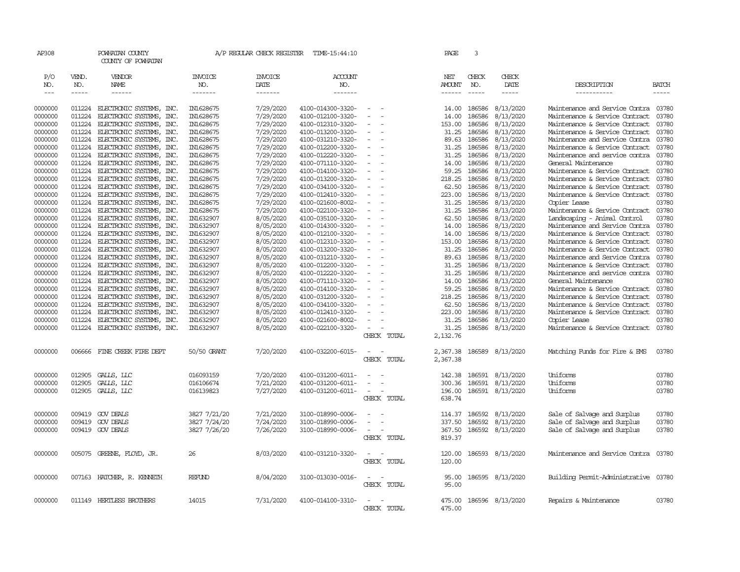AP308 POWHATAN COUNTY A/P REGULAR CHECK REGISTER TIME-15:44:10 PAGE 3

COUNTY OF POWHATAN

| P/O NO. | VEND. NO. | VENDOR NAME | INVOICE NO. | INVOICE DATE | ACCOUNT NO. | | NET AMOUNT | CHECK NO. | CHECK DATE | DESCRIPTION | BATCH |
|---|---|---|---|---|---|---|---|---|---|---|---|
| --- | ----- | ------ | ------- | ------- | ------- | | ------ | ----- | ----- | ----------- | ----- |
| 0000000 | 011224 | ELECTRONIC SYSTEMS, INC. | IN1628675 | 7/29/2020 | 4100-014300-3320- | - - | 14.00 | 186586 | 8/13/2020 | Maintenance and Service Contra | 03780 |
| 0000000 | 011224 | ELECTRONIC SYSTEMS, INC. | IN1628675 | 7/29/2020 | 4100-012100-3320- | - - | 14.00 | 186586 | 8/13/2020 | Maintenance & Service Contract | 03780 |
| 0000000 | 011224 | ELECTRONIC SYSTEMS, INC. | IN1628675 | 7/29/2020 | 4100-012310-3320- | - - | 153.00 | 186586 | 8/13/2020 | Maintenance & Service Contract | 03780 |
| 0000000 | 011224 | ELECTRONIC SYSTEMS, INC. | IN1628675 | 7/29/2020 | 4100-013200-3320- | - - | 31.25 | 186586 | 8/13/2020 | Maintenance & Service Contract | 03780 |
| 0000000 | 011224 | ELECTRONIC SYSTEMS, INC. | IN1628675 | 7/29/2020 | 4100-031210-3320- | - - | 89.63 | 186586 | 8/13/2020 | Maintenance and Service Contra | 03780 |
| 0000000 | 011224 | ELECTRONIC SYSTEMS, INC. | IN1628675 | 7/29/2020 | 4100-012200-3320- | - - | 31.25 | 186586 | 8/13/2020 | Maintenance & Service Contract | 03780 |
| 0000000 | 011224 | ELECTRONIC SYSTEMS, INC. | IN1628675 | 7/29/2020 | 4100-012220-3320- | - - | 31.25 | 186586 | 8/13/2020 | Maintenance and service contra | 03780 |
| 0000000 | 011224 | ELECTRONIC SYSTEMS, INC. | IN1628675 | 7/29/2020 | 4100-071110-3320- | - - | 14.00 | 186586 | 8/13/2020 | General Maintenance | 03780 |
| 0000000 | 011224 | ELECTRONIC SYSTEMS, INC. | IN1628675 | 7/29/2020 | 4100-014100-3320- | - - | 59.25 | 186586 | 8/13/2020 | Maintenance & Service Contract | 03780 |
| 0000000 | 011224 | ELECTRONIC SYSTEMS, INC. | IN1628675 | 7/29/2020 | 4100-013200-3320- | - - | 218.25 | 186586 | 8/13/2020 | Maintenance & Service Contract | 03780 |
| 0000000 | 011224 | ELECTRONIC SYSTEMS, INC. | IN1628675 | 7/29/2020 | 4100-034100-3320- | - - | 62.50 | 186586 | 8/13/2020 | Maintenance & Service Contract | 03780 |
| 0000000 | 011224 | ELECTRONIC SYSTEMS, INC. | IN1628675 | 7/29/2020 | 4100-012410-3320- | - - | 223.00 | 186586 | 8/13/2020 | Maintenance & Service Contract | 03780 |
| 0000000 | 011224 | ELECTRONIC SYSTEMS, INC. | IN1628675 | 7/29/2020 | 4100-021600-8002- | - - | 31.25 | 186586 | 8/13/2020 | Copier Lease | 03780 |
| 0000000 | 011224 | ELECTRONIC SYSTEMS, INC. | IN1628675 | 7/29/2020 | 4100-022100-3320- | - - | 31.25 | 186586 | 8/13/2020 | Maintenance & Service Contract | 03780 |
| 0000000 | 011224 | ELECTRONIC SYSTEMS, INC. | IN1632907 | 8/05/2020 | 4100-035100-3320- | - - | 62.50 | 186586 | 8/13/2020 | Landscaping - Animal Control | 03780 |
| 0000000 | 011224 | ELECTRONIC SYSTEMS, INC. | IN1632907 | 8/05/2020 | 4100-014300-3320- | - - | 14.00 | 186586 | 8/13/2020 | Maintenance and Service Contra | 03780 |
| 0000000 | 011224 | ELECTRONIC SYSTEMS, INC. | IN1632907 | 8/05/2020 | 4100-012100-3320- | - - | 14.00 | 186586 | 8/13/2020 | Maintenance & Service Contract | 03780 |
| 0000000 | 011224 | ELECTRONIC SYSTEMS, INC. | IN1632907 | 8/05/2020 | 4100-012310-3320- | - - | 153.00 | 186586 | 8/13/2020 | Maintenance & Service Contract | 03780 |
| 0000000 | 011224 | ELECTRONIC SYSTEMS, INC. | IN1632907 | 8/05/2020 | 4100-013200-3320- | - - | 31.25 | 186586 | 8/13/2020 | Maintenance & Service Contract | 03780 |
| 0000000 | 011224 | ELECTRONIC SYSTEMS, INC. | IN1632907 | 8/05/2020 | 4100-031210-3320- | - - | 89.63 | 186586 | 8/13/2020 | Maintenance and Service Contra | 03780 |
| 0000000 | 011224 | ELECTRONIC SYSTEMS, INC. | IN1632907 | 8/05/2020 | 4100-012200-3320- | - - | 31.25 | 186586 | 8/13/2020 | Maintenance & Service Contract | 03780 |
| 0000000 | 011224 | ELECTRONIC SYSTEMS, INC. | IN1632907 | 8/05/2020 | 4100-012220-3320- | - - | 31.25 | 186586 | 8/13/2020 | Maintenance and service contra | 03780 |
| 0000000 | 011224 | ELECTRONIC SYSTEMS, INC. | IN1632907 | 8/05/2020 | 4100-071110-3320- | - - | 14.00 | 186586 | 8/13/2020 | General Maintenance | 03780 |
| 0000000 | 011224 | ELECTRONIC SYSTEMS, INC. | IN1632907 | 8/05/2020 | 4100-014100-3320- | - - | 59.25 | 186586 | 8/13/2020 | Maintenance & Service Contract | 03780 |
| 0000000 | 011224 | ELECTRONIC SYSTEMS, INC. | IN1632907 | 8/05/2020 | 4100-031200-3320- | - - | 218.25 | 186586 | 8/13/2020 | Maintenance & Service Contract | 03780 |
| 0000000 | 011224 | ELECTRONIC SYSTEMS, INC. | IN1632907 | 8/05/2020 | 4100-034100-3320- | - - | 62.50 | 186586 | 8/13/2020 | Maintenance & Service Contract | 03780 |
| 0000000 | 011224 | ELECTRONIC SYSTEMS, INC. | IN1632907 | 8/05/2020 | 4100-012410-3320- | - - | 223.00 | 186586 | 8/13/2020 | Maintenance & Service Contract | 03780 |
| 0000000 | 011224 | ELECTRONIC SYSTEMS, INC. | IN1632907 | 8/05/2020 | 4100-021600-8002- | - - | 31.25 | 186586 | 8/13/2020 | Copier Lease | 03780 |
| 0000000 | 011224 | ELECTRONIC SYSTEMS, INC. | IN1632907 | 8/05/2020 | 4100-022100-3320- | - - | 31.25 | 186586 | 8/13/2020 | Maintenance & Service Contract | 03780 |
| | | | | | | CHECK TOTAL | 2,132.76 | | | | |
| 0000000 | 006666 | FINE CREEK FIRE DEPT | 50/50 GRANT | 7/20/2020 | 4100-032200-6015- | - - | 2,367.38 | 186589 | 8/13/2020 | Matching Funds for Fire & EMS | 03780 |
| | | | | | | CHECK TOTAL | 2,367.38 | | | | |
| 0000000 | 012905 | GALLS, LLC | 016093159 | 7/20/2020 | 4100-031200-6011- | - - | 142.38 | 186591 | 8/13/2020 | Uniforms | 03780 |
| 0000000 | 012905 | GALLS, LLC | 016106674 | 7/21/2020 | 4100-031200-6011- | - - | 300.36 | 186591 | 8/13/2020 | Uniforms | 03780 |
| 0000000 | 012905 | GALLS, LLC | 016139823 | 7/27/2020 | 4100-031200-6011- | - - | 196.00 | 186591 | 8/13/2020 | Uniforms | 03780 |
| | | | | | | CHECK TOTAL | 638.74 | | | | |
| 0000000 | 009419 | GOV DEALS | 3827 7/21/20 | 7/21/2020 | 3100-018990-0006- | - - | 114.37 | 186592 | 8/13/2020 | Sale of Salvage and Surplus | 03780 |
| 0000000 | 009419 | GOV DEALS | 3827 7/24/20 | 7/24/2020 | 3100-018990-0006- | - - | 337.50 | 186592 | 8/13/2020 | Sale of Salvage and Surplus | 03780 |
| 0000000 | 009419 | GOV DEALS | 3827 7/26/20 | 7/26/2020 | 3100-018990-0006- | - - | 367.50 | 186592 | 8/13/2020 | Sale of Salvage and Surplus | 03780 |
| | | | | | | CHECK TOTAL | 819.37 | | | | |
| 0000000 | 005075 | GREENE, FLOYD, JR. | 26 | 8/03/2020 | 4100-031210-3320- | - - | 120.00 | 186593 | 8/13/2020 | Maintenance and Service Contra | 03780 |
| | | | | | | CHECK TOTAL | 120.00 | | | | |
| 0000000 | 007163 | HATCHER, R. KENNETH | REFUND | 8/04/2020 | 3100-013030-0016- | - - | 95.00 | 186595 | 8/13/2020 | Building Permit-Administrative | 03780 |
| | | | | | | CHECK TOTAL | 95.00 | | | | |
| 0000000 | 011149 | HERTLESS BROTHERS | 14015 | 7/31/2020 | 4100-014100-3310- | - - | 475.00 | 186596 | 8/13/2020 | Repairs & Maintenance | 03780 |
| | | | | | | CHECK TOTAL | 475.00 | | | | |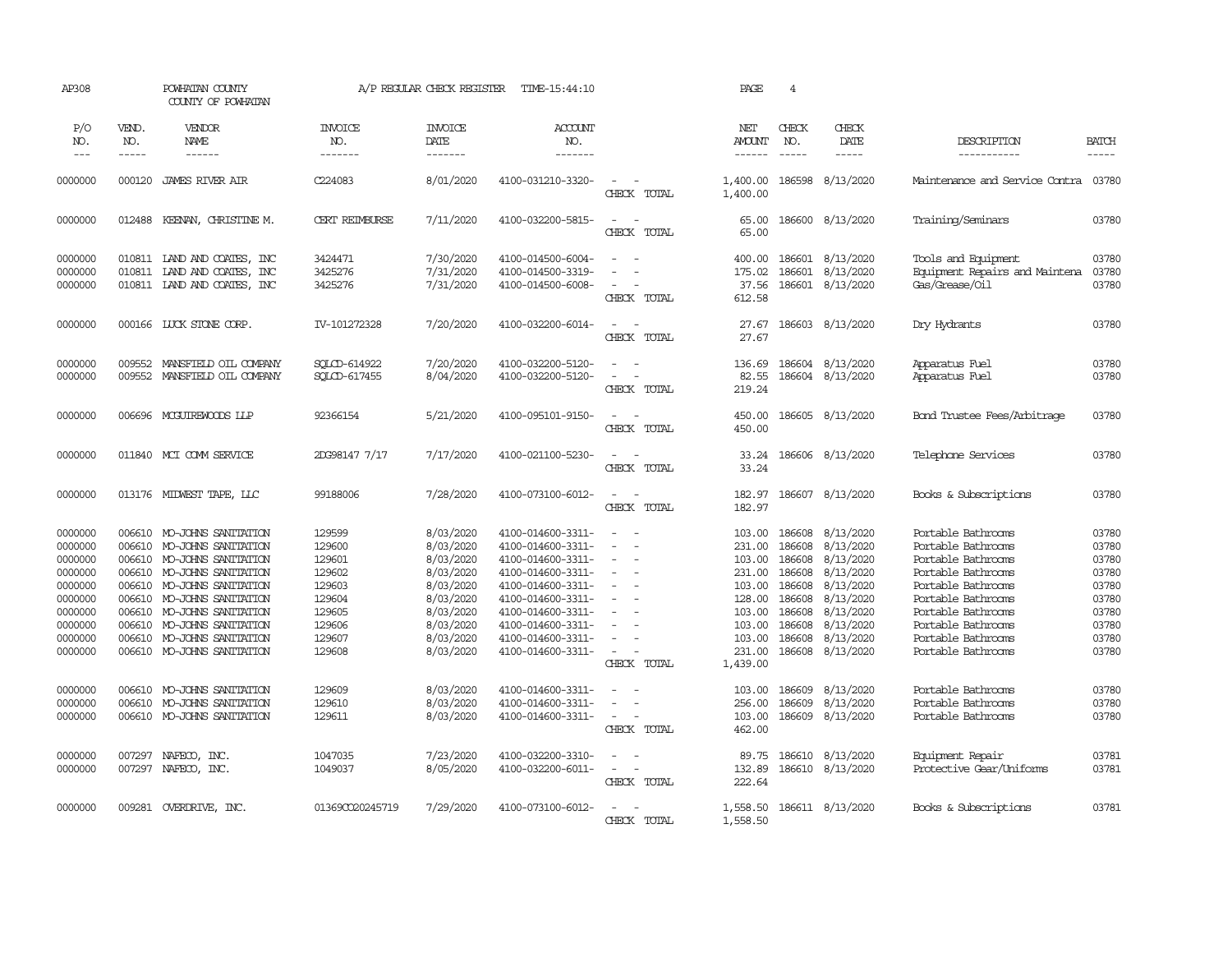AP308 POWHATAN COUNTY A/P REGULAR CHECK REGISTER TIME-15:44:10 PAGE 4

COUNTY OF POWHATAN

| P/O NO. | VEND. NO. | VENDOR NAME | INVOICE NO. | INVOICE DATE | ACCOUNT NO. | | NET AMOUNT | CHECK NO. | CHECK DATE | DESCRIPTION | BATCH |
|---|---|---|---|---|---|---|---|---|---|---|---|
| 0000000 | 000120 | JAMES RIVER AIR | C224083 | 8/01/2020 | 4100-031210-3320- | - - | 1,400.00 | 186598 | 8/13/2020 | Maintenance and Service Contra | 03780 |
| | | | | | | CHECK TOTAL | 1,400.00 | | | | |
| 0000000 | 012488 | KEENAN, CHRISTINE M. | CERT REIMBURSE | 7/11/2020 | 4100-032200-5815- | - - | 65.00 | 186600 | 8/13/2020 | Training/Seminars | 03780 |
| | | | | | | CHECK TOTAL | 65.00 | | | | |
| 0000000 | 010811 | LAND AND COATES, INC | 3424471 | 7/30/2020 | 4100-014500-6004- | - - | 400.00 | 186601 | 8/13/2020 | Tools and Equipment | 03780 |
| 0000000 | 010811 | LAND AND COATES, INC | 3425276 | 7/31/2020 | 4100-014500-3319- | - - | 175.02 | 186601 | 8/13/2020 | Equipment Repairs and Maintena | 03780 |
| 0000000 | 010811 | LAND AND COATES, INC | 3425276 | 7/31/2020 | 4100-014500-6008- | - - | 37.56 | 186601 | 8/13/2020 | Gas/Grease/Oil | 03780 |
| | | | | | | CHECK TOTAL | 612.58 | | | | |
| 0000000 | 000166 | LUCK STONE CORP. | IV-101272328 | 7/20/2020 | 4100-032200-6014- | - - | 27.67 | 186603 | 8/13/2020 | Dry Hydrants | 03780 |
| | | | | | | CHECK TOTAL | 27.67 | | | | |
| 0000000 | 009552 | MANSFIELD OIL COMPANY | SQLCD-614922 | 7/20/2020 | 4100-032200-5120- | - - | 136.69 | 186604 | 8/13/2020 | Apparatus Fuel | 03780 |
| 0000000 | 009552 | MANSFIELD OIL COMPANY | SQLCD-617455 | 8/04/2020 | 4100-032200-5120- | - - | 82.55 | 186604 | 8/13/2020 | Apparatus Fuel | 03780 |
| | | | | | | CHECK TOTAL | 219.24 | | | | |
| 0000000 | 006696 | MCGUIREWOODS LLP | 92366154 | 5/21/2020 | 4100-095101-9150- | - - | 450.00 | 186605 | 8/13/2020 | Bond Trustee Fees/Arbitrage | 03780 |
| | | | | | | CHECK TOTAL | 450.00 | | | | |
| 0000000 | 011840 | MCI COMM SERVICE | 2DG98147 7/17 | 7/17/2020 | 4100-021100-5230- | - - | 33.24 | 186606 | 8/13/2020 | Telephone Services | 03780 |
| | | | | | | CHECK TOTAL | 33.24 | | | | |
| 0000000 | 013176 | MIDWEST TAPE, LLC | 99188006 | 7/28/2020 | 4100-073100-6012- | - - | 182.97 | 186607 | 8/13/2020 | Books & Subscriptions | 03780 |
| | | | | | | CHECK TOTAL | 182.97 | | | | |
| 0000000 | 006610 | MO-JOHNS SANITATION | 129599 | 8/03/2020 | 4100-014600-3311- | - - | 103.00 | 186608 | 8/13/2020 | Portable Bathrooms | 03780 |
| 0000000 | 006610 | MO-JOHNS SANITATION | 129600 | 8/03/2020 | 4100-014600-3311- | - - | 231.00 | 186608 | 8/13/2020 | Portable Bathrooms | 03780 |
| 0000000 | 006610 | MO-JOHNS SANITATION | 129601 | 8/03/2020 | 4100-014600-3311- | - - | 103.00 | 186608 | 8/13/2020 | Portable Bathrooms | 03780 |
| 0000000 | 006610 | MO-JOHNS SANITATION | 129602 | 8/03/2020 | 4100-014600-3311- | - - | 231.00 | 186608 | 8/13/2020 | Portable Bathrooms | 03780 |
| 0000000 | 006610 | MO-JOHNS SANITATION | 129603 | 8/03/2020 | 4100-014600-3311- | - - | 103.00 | 186608 | 8/13/2020 | Portable Bathrooms | 03780 |
| 0000000 | 006610 | MO-JOHNS SANITATION | 129604 | 8/03/2020 | 4100-014600-3311- | - - | 128.00 | 186608 | 8/13/2020 | Portable Bathrooms | 03780 |
| 0000000 | 006610 | MO-JOHNS SANITATION | 129605 | 8/03/2020 | 4100-014600-3311- | - - | 103.00 | 186608 | 8/13/2020 | Portable Bathrooms | 03780 |
| 0000000 | 006610 | MO-JOHNS SANITATION | 129606 | 8/03/2020 | 4100-014600-3311- | - - | 103.00 | 186608 | 8/13/2020 | Portable Bathrooms | 03780 |
| 0000000 | 006610 | MO-JOHNS SANITATION | 129607 | 8/03/2020 | 4100-014600-3311- | - - | 103.00 | 186608 | 8/13/2020 | Portable Bathrooms | 03780 |
| 0000000 | 006610 | MO-JOHNS SANITATION | 129608 | 8/03/2020 | 4100-014600-3311- | - - | 231.00 | 186608 | 8/13/2020 | Portable Bathrooms | 03780 |
| | | | | | | CHECK TOTAL | 1,439.00 | | | | |
| 0000000 | 006610 | MO-JOHNS SANITATION | 129609 | 8/03/2020 | 4100-014600-3311- | - - | 103.00 | 186609 | 8/13/2020 | Portable Bathrooms | 03780 |
| 0000000 | 006610 | MO-JOHNS SANITATION | 129610 | 8/03/2020 | 4100-014600-3311- | - - | 256.00 | 186609 | 8/13/2020 | Portable Bathrooms | 03780 |
| 0000000 | 006610 | MO-JOHNS SANITATION | 129611 | 8/03/2020 | 4100-014600-3311- | - - | 103.00 | 186609 | 8/13/2020 | Portable Bathrooms | 03780 |
| | | | | | | CHECK TOTAL | 462.00 | | | | |
| 0000000 | 007297 | NAFECO, INC. | 1047035 | 7/23/2020 | 4100-032200-3310- | - - | 89.75 | 186610 | 8/13/2020 | Equipment Repair | 03781 |
| 0000000 | 007297 | NAFECO, INC. | 1049037 | 8/05/2020 | 4100-032200-6011- | - - | 132.89 | 186610 | 8/13/2020 | Protective Gear/Uniforms | 03781 |
| | | | | | | CHECK TOTAL | 222.64 | | | | |
| 0000000 | 009281 | OVERDRIVE, INC. | 01369CO20245719 | 7/29/2020 | 4100-073100-6012- | - - | 1,558.50 | 186611 | 8/13/2020 | Books & Subscriptions | 03781 |
| | | | | | | CHECK TOTAL | 1,558.50 | | | | |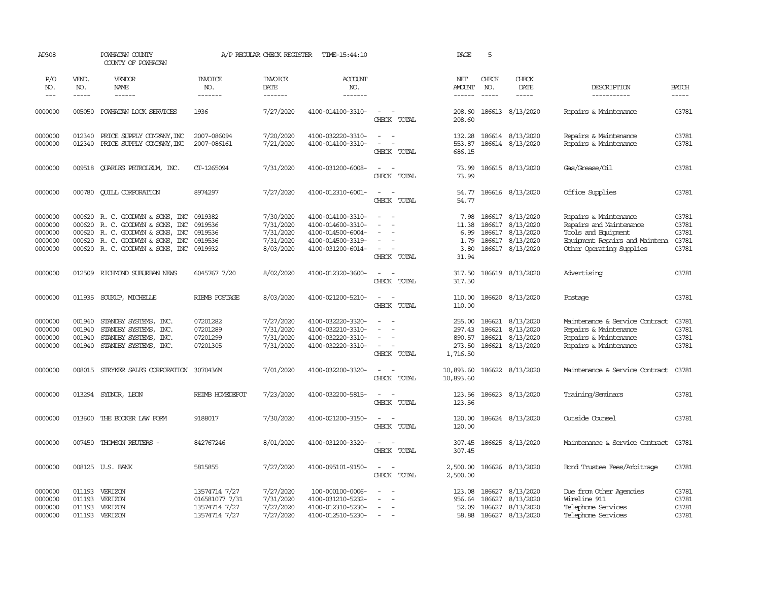AP308 POWHATAN COUNTY A/P REGULAR CHECK REGISTER TIME-15:44:10 PAGE 5

COUNTY OF POWHATAN

| P/O NO. | VEND. NO. | VENDOR NAME | INVOICE NO. | INVOICE DATE | ACCOUNT NO. | | NET AMOUNT | CHECK NO. | CHECK DATE | DESCRIPTION | BATCH |
|---|---|---|---|---|---|---|---|---|---|---|---|
| 0000000 | 005050 | POWHATAN LOCK SERVICES | 1936 | 7/27/2020 | 4100-014100-3310- | - - | 208.60 | 186613 | 8/13/2020 | Repairs & Maintenance | 03781 |
| | | | | | | CHECK TOTAL | 208.60 | | | | |
| 0000000 | 012340 | PRICE SUPPLY COMPANY,INC | 2007-086094 | 7/20/2020 | 4100-032220-3310- | - - | 132.28 | 186614 | 8/13/2020 | Repairs & Maintenance | 03781 |
| 0000000 | 012340 | PRICE SUPPLY COMPANY,INC | 2007-086161 | 7/21/2020 | 4100-014100-3310- | - - | 553.87 | 186614 | 8/13/2020 | Repairs & Maintenance | 03781 |
| | | | | | | CHECK TOTAL | 686.15 | | | | |
| 0000000 | 009518 | QUARLES PETROLEUM, INC. | CT-1265094 | 7/31/2020 | 4100-031200-6008- | - - | 73.99 | 186615 | 8/13/2020 | Gas/Grease/Oil | 03781 |
| | | | | | | CHECK TOTAL | 73.99 | | | | |
| 0000000 | 000780 | QUILL CORPORATION | 8974297 | 7/27/2020 | 4100-012310-6001- | - - | 54.77 | 186616 | 8/13/2020 | Office Supplies | 03781 |
| | | | | | | CHECK TOTAL | 54.77 | | | | |
| 0000000 | 000620 | R. C. GOODWYN & SONS, INC | 0919382 | 7/30/2020 | 4100-014100-3310- | - - | 7.98 | 186617 | 8/13/2020 | Repairs & Maintenance | 03781 |
| 0000000 | 000620 | R. C. GOODWYN & SONS, INC | 0919536 | 7/31/2020 | 4100-014600-3310- | - - | 11.38 | 186617 | 8/13/2020 | Repairs and Maintenance | 03781 |
| 0000000 | 000620 | R. C. GOODWYN & SONS, INC | 0919536 | 7/31/2020 | 4100-014500-6004- | - - | 6.99 | 186617 | 8/13/2020 | Tools and Equipment | 03781 |
| 0000000 | 000620 | R. C. GOODWYN & SONS, INC | 0919536 | 7/31/2020 | 4100-014500-3319- | - - | 1.79 | 186617 | 8/13/2020 | Equipment Repairs and Maintena | 03781 |
| 0000000 | 000620 | R. C. GOODWYN & SONS, INC | 0919932 | 8/03/2020 | 4100-031200-6014- | - - | 3.80 | 186617 | 8/13/2020 | Other Operating Supplies | 03781 |
| | | | | | | CHECK TOTAL | 31.94 | | | | |
| 0000000 | 012509 | RICHMOND SUBURBAN NEWS | 6045767 7/20 | 8/02/2020 | 4100-012320-3600- | - - | 317.50 | 186619 | 8/13/2020 | Advertising | 03781 |
| | | | | | | CHECK TOTAL | 317.50 | | | | |
| 0000000 | 011935 | SOUKUP, MICHELLE | RIEMB POSTAGE | 8/03/2020 | 4100-021200-5210- | - - | 110.00 | 186620 | 8/13/2020 | Postage | 03781 |
| | | | | | | CHECK TOTAL | 110.00 | | | | |
| 0000000 | 001940 | STANDBY SYSTEMS, INC. | 07201282 | 7/27/2020 | 4100-032220-3320- | - - | 255.00 | 186621 | 8/13/2020 | Maintenance & Service Contract | 03781 |
| 0000000 | 001940 | STANDBY SYSTEMS, INC. | 07201289 | 7/31/2020 | 4100-032210-3310- | - - | 297.43 | 186621 | 8/13/2020 | Repairs & Maintenance | 03781 |
| 0000000 | 001940 | STANDBY SYSTEMS, INC. | 07201299 | 7/31/2020 | 4100-032220-3310- | - - | 890.57 | 186621 | 8/13/2020 | Repairs & Maintenance | 03781 |
| 0000000 | 001940 | STANDBY SYSTEMS, INC. | 07201305 | 7/31/2020 | 4100-032220-3310- | - - | 273.50 | 186621 | 8/13/2020 | Repairs & Maintenance | 03781 |
| | | | | | | CHECK TOTAL | 1,716.50 | | | | |
| 0000000 | 008015 | STRYKER SALES CORPORATION | 3070436M | 7/01/2020 | 4100-032200-3320- | - - | 10,893.60 | 186622 | 8/13/2020 | Maintenance & Service Contract | 03781 |
| | | | | | | CHECK TOTAL | 10,893.60 | | | | |
| 0000000 | 013294 | SYDNOR, LEON | REIMB HOMEDEPOT | 7/23/2020 | 4100-032200-5815- | - - | 123.56 | 186623 | 8/13/2020 | Training/Seminars | 03781 |
| | | | | | | CHECK TOTAL | 123.56 | | | | |
| 0000000 | 013600 | THE BOOKER LAW FORM | 9188017 | 7/30/2020 | 4100-021200-3150- | - - | 120.00 | 186624 | 8/13/2020 | Outside Counsel | 03781 |
| | | | | | | CHECK TOTAL | 120.00 | | | | |
| 0000000 | 007450 | THOMSON REUTERS - | 842767246 | 8/01/2020 | 4100-031200-3320- | - - | 307.45 | 186625 | 8/13/2020 | Maintenance & Service Contract | 03781 |
| | | | | | | CHECK TOTAL | 307.45 | | | | |
| 0000000 | 008125 | U.S. BANK | 5815855 | 7/27/2020 | 4100-095101-9150- | - - | 2,500.00 | 186626 | 8/13/2020 | Bond Trustee Fees/Arbitrage | 03781 |
| | | | | | | CHECK TOTAL | 2,500.00 | | | | |
| 0000000 | 011193 | VERIZON | 13574714 7/27 | 7/27/2020 | 100-000100-0006- | - - | 123.08 | 186627 | 8/13/2020 | Due from Other Agencies | 03781 |
| 0000000 | 011193 | VERIZON | 016581077 7/31 | 7/31/2020 | 4100-031210-5232- | - - | 956.64 | 186627 | 8/13/2020 | Wireline 911 | 03781 |
| 0000000 | 011193 | VERIZON | 13574714 7/27 | 7/27/2020 | 4100-012310-5230- | - - | 52.09 | 186627 | 8/13/2020 | Telephone Services | 03781 |
| 0000000 | 011193 | VERIZON | 13574714 7/27 | 7/27/2020 | 4100-012510-5230- | - - | 58.88 | 186627 | 8/13/2020 | Telephone Services | 03781 |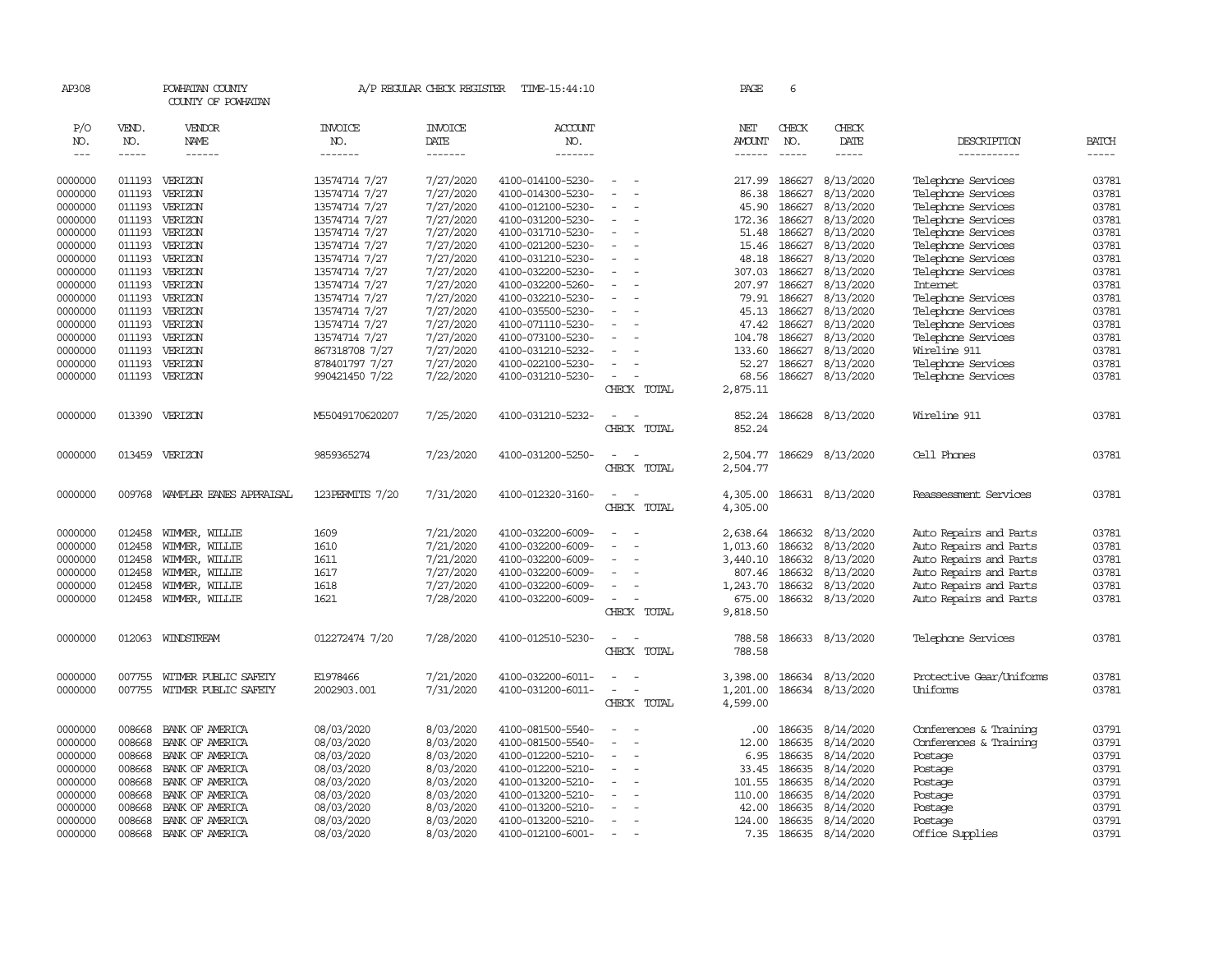AP308 POWHATAN COUNTY A/P REGULAR CHECK REGISTER TIME-15:44:10 PAGE 6
COUNTY OF POWHATAN

| P/O NO. | VEND. NO. | VENDOR NAME | INVOICE NO. | INVOICE DATE | ACCOUNT NO. | | NET AMOUNT | CHECK NO. | CHECK DATE | DESCRIPTION | BATCH |
|---|---|---|---|---|---|---|---|---|---|---|---|
| 0000000 | 011193 | VERIZON | 13574714 7/27 | 7/27/2020 | 4100-014100-5230- | - - | 217.99 | 186627 | 8/13/2020 | Telephone Services | 03781 |
| 0000000 | 011193 | VERIZON | 13574714 7/27 | 7/27/2020 | 4100-014300-5230- | - - | 86.38 | 186627 | 8/13/2020 | Telephone Services | 03781 |
| 0000000 | 011193 | VERIZON | 13574714 7/27 | 7/27/2020 | 4100-012100-5230- | - - | 45.90 | 186627 | 8/13/2020 | Telephone Services | 03781 |
| 0000000 | 011193 | VERIZON | 13574714 7/27 | 7/27/2020 | 4100-031200-5230- | - - | 172.36 | 186627 | 8/13/2020 | Telephone Services | 03781 |
| 0000000 | 011193 | VERIZON | 13574714 7/27 | 7/27/2020 | 4100-031710-5230- | - - | 51.48 | 186627 | 8/13/2020 | Telephone Services | 03781 |
| 0000000 | 011193 | VERIZON | 13574714 7/27 | 7/27/2020 | 4100-021200-5230- | - - | 15.46 | 186627 | 8/13/2020 | Telephone Services | 03781 |
| 0000000 | 011193 | VERIZON | 13574714 7/27 | 7/27/2020 | 4100-031210-5230- | - - | 48.18 | 186627 | 8/13/2020 | Telephone Services | 03781 |
| 0000000 | 011193 | VERIZON | 13574714 7/27 | 7/27/2020 | 4100-032200-5230- | - - | 307.03 | 186627 | 8/13/2020 | Telephone Services | 03781 |
| 0000000 | 011193 | VERIZON | 13574714 7/27 | 7/27/2020 | 4100-032200-5260- | - - | 207.97 | 186627 | 8/13/2020 | Internet | 03781 |
| 0000000 | 011193 | VERIZON | 13574714 7/27 | 7/27/2020 | 4100-032210-5230- | - - | 79.91 | 186627 | 8/13/2020 | Telephone Services | 03781 |
| 0000000 | 011193 | VERIZON | 13574714 7/27 | 7/27/2020 | 4100-035500-5230- | - - | 45.13 | 186627 | 8/13/2020 | Telephone Services | 03781 |
| 0000000 | 011193 | VERIZON | 13574714 7/27 | 7/27/2020 | 4100-071110-5230- | - - | 47.42 | 186627 | 8/13/2020 | Telephone Services | 03781 |
| 0000000 | 011193 | VERIZON | 13574714 7/27 | 7/27/2020 | 4100-073100-5230- | - - | 104.78 | 186627 | 8/13/2020 | Telephone Services | 03781 |
| 0000000 | 011193 | VERIZON | 867318708 7/27 | 7/27/2020 | 4100-031210-5232- | - - | 133.60 | 186627 | 8/13/2020 | Wireline 911 | 03781 |
| 0000000 | 011193 | VERIZON | 878401797 7/27 | 7/27/2020 | 4100-022100-5230- | - - | 52.27 | 186627 | 8/13/2020 | Telephone Services | 03781 |
| 0000000 | 011193 | VERIZON | 990421450 7/22 | 7/22/2020 | 4100-031210-5230- | - - | 68.56 | 186627 | 8/13/2020 | Telephone Services | 03781 |
| | | | | | | CHECK TOTAL | 2,875.11 | | | | |
| 0000000 | 013390 | VERIZON | M55049170620207 | 7/25/2020 | 4100-031210-5232- | - - | 852.24 | 186628 | 8/13/2020 | Wireline 911 | 03781 |
| | | | | | | CHECK TOTAL | 852.24 | | | | |
| 0000000 | 013459 | VERIZON | 9859365274 | 7/23/2020 | 4100-031200-5250- | - - | 2,504.77 | 186629 | 8/13/2020 | Cell Phones | 03781 |
| | | | | | | CHECK TOTAL | 2,504.77 | | | | |
| 0000000 | 009768 | WAMPLER EANES APPRAISAL | 123PERMITS 7/20 | 7/31/2020 | 4100-012320-3160- | - - | 4,305.00 | 186631 | 8/13/2020 | Reassessment Services | 03781 |
| | | | | | | CHECK TOTAL | 4,305.00 | | | | |
| 0000000 | 012458 | WIMMER, WILLIE | 1609 | 7/21/2020 | 4100-032200-6009- | - - | 2,638.64 | 186632 | 8/13/2020 | Auto Repairs and Parts | 03781 |
| 0000000 | 012458 | WIMMER, WILLIE | 1610 | 7/21/2020 | 4100-032200-6009- | - - | 1,013.60 | 186632 | 8/13/2020 | Auto Repairs and Parts | 03781 |
| 0000000 | 012458 | WIMMER, WILLIE | 1611 | 7/21/2020 | 4100-032200-6009- | - - | 3,440.10 | 186632 | 8/13/2020 | Auto Repairs and Parts | 03781 |
| 0000000 | 012458 | WIMMER, WILLIE | 1617 | 7/27/2020 | 4100-032200-6009- | - - | 807.46 | 186632 | 8/13/2020 | Auto Repairs and Parts | 03781 |
| 0000000 | 012458 | WIMMER, WILLIE | 1618 | 7/27/2020 | 4100-032200-6009- | - - | 1,243.70 | 186632 | 8/13/2020 | Auto Repairs and Parts | 03781 |
| 0000000 | 012458 | WIMMER, WILLIE | 1621 | 7/28/2020 | 4100-032200-6009- | - - | 675.00 | 186632 | 8/13/2020 | Auto Repairs and Parts | 03781 |
| | | | | | | CHECK TOTAL | 9,818.50 | | | | |
| 0000000 | 012063 | WINDSTREAM | 012272474 7/20 | 7/28/2020 | 4100-012510-5230- | - - | 788.58 | 186633 | 8/13/2020 | Telephone Services | 03781 |
| | | | | | | CHECK TOTAL | 788.58 | | | | |
| 0000000 | 007755 | WITMER PUBLIC SAFETY | E1978466 | 7/21/2020 | 4100-032200-6011- | - - | 3,398.00 | 186634 | 8/13/2020 | Protective Gear/Uniforms | 03781 |
| 0000000 | 007755 | WITMER PUBLIC SAFETY | 2002903.001 | 7/31/2020 | 4100-031200-6011- | - - | 1,201.00 | 186634 | 8/13/2020 | Uniforms | 03781 |
| | | | | | | CHECK TOTAL | 4,599.00 | | | | |
| 0000000 | 008668 | BANK OF AMERICA | 08/03/2020 | 8/03/2020 | 4100-081500-5540- | - - | .00 | 186635 | 8/14/2020 | Conferences & Training | 03791 |
| 0000000 | 008668 | BANK OF AMERICA | 08/03/2020 | 8/03/2020 | 4100-081500-5540- | - - | 12.00 | 186635 | 8/14/2020 | Conferences & Training | 03791 |
| 0000000 | 008668 | BANK OF AMERICA | 08/03/2020 | 8/03/2020 | 4100-012200-5210- | - - | 6.95 | 186635 | 8/14/2020 | Postage | 03791 |
| 0000000 | 008668 | BANK OF AMERICA | 08/03/2020 | 8/03/2020 | 4100-012200-5210- | - - | 33.45 | 186635 | 8/14/2020 | Postage | 03791 |
| 0000000 | 008668 | BANK OF AMERICA | 08/03/2020 | 8/03/2020 | 4100-013200-5210- | - - | 101.55 | 186635 | 8/14/2020 | Postage | 03791 |
| 0000000 | 008668 | BANK OF AMERICA | 08/03/2020 | 8/03/2020 | 4100-013200-5210- | - - | 110.00 | 186635 | 8/14/2020 | Postage | 03791 |
| 0000000 | 008668 | BANK OF AMERICA | 08/03/2020 | 8/03/2020 | 4100-013200-5210- | - - | 42.00 | 186635 | 8/14/2020 | Postage | 03791 |
| 0000000 | 008668 | BANK OF AMERICA | 08/03/2020 | 8/03/2020 | 4100-013200-5210- | - - | 124.00 | 186635 | 8/14/2020 | Postage | 03791 |
| 0000000 | 008668 | BANK OF AMERICA | 08/03/2020 | 8/03/2020 | 4100-012100-6001- | - - | 7.35 | 186635 | 8/14/2020 | Office Supplies | 03791 |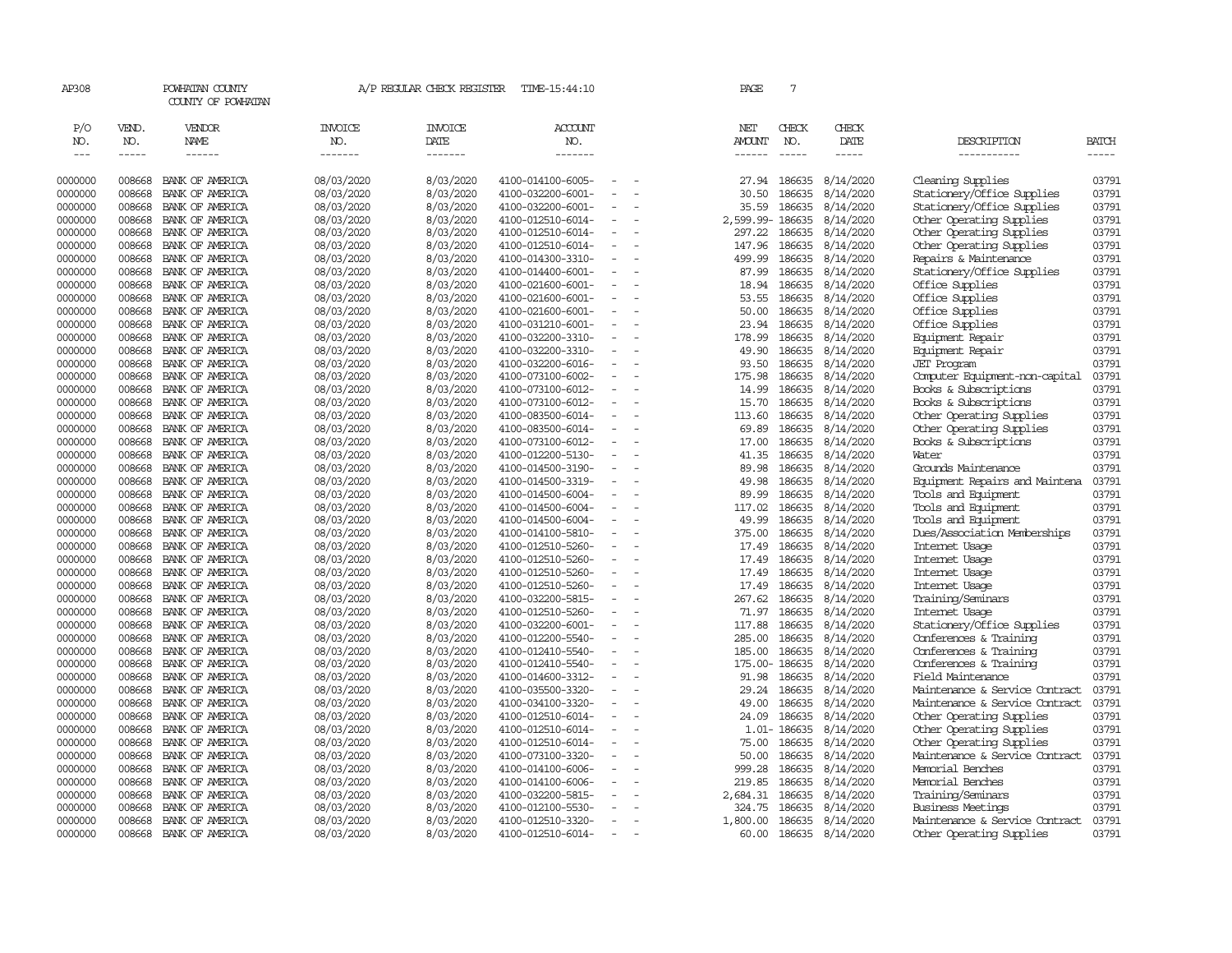AP308 POWHATAN COUNTY A/P REGULAR CHECK REGISTER TIME-15:44:10 PAGE 7

COUNTY OF POWHATAN

| P/O NO. | VEND. NO. | VENDOR NAME | INVOICE NO. | INVOICE DATE | ACCOUNT NO. | NET AMOUNT | CHECK NO. | CHECK DATE | DESCRIPTION | BATCH |
|---|---|---|---|---|---|---|---|---|---|---|
| 0000000 | 008668 | BANK OF AMERICA | 08/03/2020 | 8/03/2020 | 4100-014100-6005- - - | 27.94 | 186635 | 8/14/2020 | Cleaning Supplies | 03791 |
| 0000000 | 008668 | BANK OF AMERICA | 08/03/2020 | 8/03/2020 | 4100-032200-6001- - - | 30.50 | 186635 | 8/14/2020 | Stationery/Office Supplies | 03791 |
| 0000000 | 008668 | BANK OF AMERICA | 08/03/2020 | 8/03/2020 | 4100-032200-6001- - - | 35.59 | 186635 | 8/14/2020 | Stationery/Office Supplies | 03791 |
| 0000000 | 008668 | BANK OF AMERICA | 08/03/2020 | 8/03/2020 | 4100-012510-6014- - - | 2,599.99- | 186635 | 8/14/2020 | Other Operating Supplies | 03791 |
| 0000000 | 008668 | BANK OF AMERICA | 08/03/2020 | 8/03/2020 | 4100-012510-6014- - - | 297.22 | 186635 | 8/14/2020 | Other Operating Supplies | 03791 |
| 0000000 | 008668 | BANK OF AMERICA | 08/03/2020 | 8/03/2020 | 4100-012510-6014- - - | 147.96 | 186635 | 8/14/2020 | Other Operating Supplies | 03791 |
| 0000000 | 008668 | BANK OF AMERICA | 08/03/2020 | 8/03/2020 | 4100-014300-3310- - - | 499.99 | 186635 | 8/14/2020 | Repairs & Maintenance | 03791 |
| 0000000 | 008668 | BANK OF AMERICA | 08/03/2020 | 8/03/2020 | 4100-014400-6001- - - | 87.99 | 186635 | 8/14/2020 | Stationery/Office Supplies | 03791 |
| 0000000 | 008668 | BANK OF AMERICA | 08/03/2020 | 8/03/2020 | 4100-021600-6001- - - | 18.94 | 186635 | 8/14/2020 | Office Supplies | 03791 |
| 0000000 | 008668 | BANK OF AMERICA | 08/03/2020 | 8/03/2020 | 4100-021600-6001- - - | 53.55 | 186635 | 8/14/2020 | Office Supplies | 03791 |
| 0000000 | 008668 | BANK OF AMERICA | 08/03/2020 | 8/03/2020 | 4100-021600-6001- - - | 50.00 | 186635 | 8/14/2020 | Office Supplies | 03791 |
| 0000000 | 008668 | BANK OF AMERICA | 08/03/2020 | 8/03/2020 | 4100-031210-6001- - - | 23.94 | 186635 | 8/14/2020 | Office Supplies | 03791 |
| 0000000 | 008668 | BANK OF AMERICA | 08/03/2020 | 8/03/2020 | 4100-032200-3310- - - | 178.99 | 186635 | 8/14/2020 | Equipment Repair | 03791 |
| 0000000 | 008668 | BANK OF AMERICA | 08/03/2020 | 8/03/2020 | 4100-032200-3310- - - | 49.90 | 186635 | 8/14/2020 | Equipment Repair | 03791 |
| 0000000 | 008668 | BANK OF AMERICA | 08/03/2020 | 8/03/2020 | 4100-032200-6016- - - | 93.50 | 186635 | 8/14/2020 | JET Program | 03791 |
| 0000000 | 008668 | BANK OF AMERICA | 08/03/2020 | 8/03/2020 | 4100-073100-6002- - - | 175.98 | 186635 | 8/14/2020 | Computer Equipment-non-capital | 03791 |
| 0000000 | 008668 | BANK OF AMERICA | 08/03/2020 | 8/03/2020 | 4100-073100-6012- - - | 14.99 | 186635 | 8/14/2020 | Books & Subscriptions | 03791 |
| 0000000 | 008668 | BANK OF AMERICA | 08/03/2020 | 8/03/2020 | 4100-073100-6012- - - | 15.70 | 186635 | 8/14/2020 | Books & Subscriptions | 03791 |
| 0000000 | 008668 | BANK OF AMERICA | 08/03/2020 | 8/03/2020 | 4100-083500-6014- - - | 113.60 | 186635 | 8/14/2020 | Other Operating Supplies | 03791 |
| 0000000 | 008668 | BANK OF AMERICA | 08/03/2020 | 8/03/2020 | 4100-083500-6014- - - | 69.89 | 186635 | 8/14/2020 | Other Operating Supplies | 03791 |
| 0000000 | 008668 | BANK OF AMERICA | 08/03/2020 | 8/03/2020 | 4100-073100-6012- - - | 17.00 | 186635 | 8/14/2020 | Books & Subscriptions | 03791 |
| 0000000 | 008668 | BANK OF AMERICA | 08/03/2020 | 8/03/2020 | 4100-012200-5130- - - | 41.35 | 186635 | 8/14/2020 | Water | 03791 |
| 0000000 | 008668 | BANK OF AMERICA | 08/03/2020 | 8/03/2020 | 4100-014500-3190- - - | 89.98 | 186635 | 8/14/2020 | Grounds Maintenance | 03791 |
| 0000000 | 008668 | BANK OF AMERICA | 08/03/2020 | 8/03/2020 | 4100-014500-3319- - - | 49.98 | 186635 | 8/14/2020 | Equipment Repairs and Maintena | 03791 |
| 0000000 | 008668 | BANK OF AMERICA | 08/03/2020 | 8/03/2020 | 4100-014500-6004- - - | 89.99 | 186635 | 8/14/2020 | Tools and Equipment | 03791 |
| 0000000 | 008668 | BANK OF AMERICA | 08/03/2020 | 8/03/2020 | 4100-014500-6004- - - | 117.02 | 186635 | 8/14/2020 | Tools and Equipment | 03791 |
| 0000000 | 008668 | BANK OF AMERICA | 08/03/2020 | 8/03/2020 | 4100-014500-6004- - - | 49.99 | 186635 | 8/14/2020 | Tools and Equipment | 03791 |
| 0000000 | 008668 | BANK OF AMERICA | 08/03/2020 | 8/03/2020 | 4100-014100-5810- - - | 375.00 | 186635 | 8/14/2020 | Dues/Association Memberships | 03791 |
| 0000000 | 008668 | BANK OF AMERICA | 08/03/2020 | 8/03/2020 | 4100-012510-5260- - - | 17.49 | 186635 | 8/14/2020 | Internet Usage | 03791 |
| 0000000 | 008668 | BANK OF AMERICA | 08/03/2020 | 8/03/2020 | 4100-012510-5260- - - | 17.49 | 186635 | 8/14/2020 | Internet Usage | 03791 |
| 0000000 | 008668 | BANK OF AMERICA | 08/03/2020 | 8/03/2020 | 4100-012510-5260- - - | 17.49 | 186635 | 8/14/2020 | Internet Usage | 03791 |
| 0000000 | 008668 | BANK OF AMERICA | 08/03/2020 | 8/03/2020 | 4100-012510-5260- - - | 17.49 | 186635 | 8/14/2020 | Internet Usage | 03791 |
| 0000000 | 008668 | BANK OF AMERICA | 08/03/2020 | 8/03/2020 | 4100-032200-5815- - - | 267.62 | 186635 | 8/14/2020 | Training/Seminars | 03791 |
| 0000000 | 008668 | BANK OF AMERICA | 08/03/2020 | 8/03/2020 | 4100-012510-5260- - - | 71.97 | 186635 | 8/14/2020 | Internet Usage | 03791 |
| 0000000 | 008668 | BANK OF AMERICA | 08/03/2020 | 8/03/2020 | 4100-032200-6001- - - | 117.88 | 186635 | 8/14/2020 | Stationery/Office Supplies | 03791 |
| 0000000 | 008668 | BANK OF AMERICA | 08/03/2020 | 8/03/2020 | 4100-012200-5540- - - | 285.00 | 186635 | 8/14/2020 | Conferences & Training | 03791 |
| 0000000 | 008668 | BANK OF AMERICA | 08/03/2020 | 8/03/2020 | 4100-012410-5540- - - | 185.00 | 186635 | 8/14/2020 | Conferences & Training | 03791 |
| 0000000 | 008668 | BANK OF AMERICA | 08/03/2020 | 8/03/2020 | 4100-012410-5540- - - | 175.00- | 186635 | 8/14/2020 | Conferences & Training | 03791 |
| 0000000 | 008668 | BANK OF AMERICA | 08/03/2020 | 8/03/2020 | 4100-014600-3312- - - | 91.98 | 186635 | 8/14/2020 | Field Maintenance | 03791 |
| 0000000 | 008668 | BANK OF AMERICA | 08/03/2020 | 8/03/2020 | 4100-035500-3320- - - | 29.24 | 186635 | 8/14/2020 | Maintenance & Service Contract | 03791 |
| 0000000 | 008668 | BANK OF AMERICA | 08/03/2020 | 8/03/2020 | 4100-034100-3320- - - | 49.00 | 186635 | 8/14/2020 | Maintenance & Service Contract | 03791 |
| 0000000 | 008668 | BANK OF AMERICA | 08/03/2020 | 8/03/2020 | 4100-012510-6014- - - | 24.09 | 186635 | 8/14/2020 | Other Operating Supplies | 03791 |
| 0000000 | 008668 | BANK OF AMERICA | 08/03/2020 | 8/03/2020 | 4100-012510-6014- - - | 1.01- | 186635 | 8/14/2020 | Other Operating Supplies | 03791 |
| 0000000 | 008668 | BANK OF AMERICA | 08/03/2020 | 8/03/2020 | 4100-012510-6014- - - | 75.00 | 186635 | 8/14/2020 | Other Operating Supplies | 03791 |
| 0000000 | 008668 | BANK OF AMERICA | 08/03/2020 | 8/03/2020 | 4100-073100-3320- - - | 50.00 | 186635 | 8/14/2020 | Maintenance & Service Contract | 03791 |
| 0000000 | 008668 | BANK OF AMERICA | 08/03/2020 | 8/03/2020 | 4100-014100-6006- - - | 999.28 | 186635 | 8/14/2020 | Memorial Benches | 03791 |
| 0000000 | 008668 | BANK OF AMERICA | 08/03/2020 | 8/03/2020 | 4100-014100-6006- - - | 219.85 | 186635 | 8/14/2020 | Memorial Benches | 03791 |
| 0000000 | 008668 | BANK OF AMERICA | 08/03/2020 | 8/03/2020 | 4100-032200-5815- - - | 2,684.31 | 186635 | 8/14/2020 | Training/Seminars | 03791 |
| 0000000 | 008668 | BANK OF AMERICA | 08/03/2020 | 8/03/2020 | 4100-012100-5530- - - | 324.75 | 186635 | 8/14/2020 | Business Meetings | 03791 |
| 0000000 | 008668 | BANK OF AMERICA | 08/03/2020 | 8/03/2020 | 4100-012510-3320- - - | 1,800.00 | 186635 | 8/14/2020 | Maintenance & Service Contract | 03791 |
| 0000000 | 008668 | BANK OF AMERICA | 08/03/2020 | 8/03/2020 | 4100-012510-6014- - - | 60.00 | 186635 | 8/14/2020 | Other Operating Supplies | 03791 |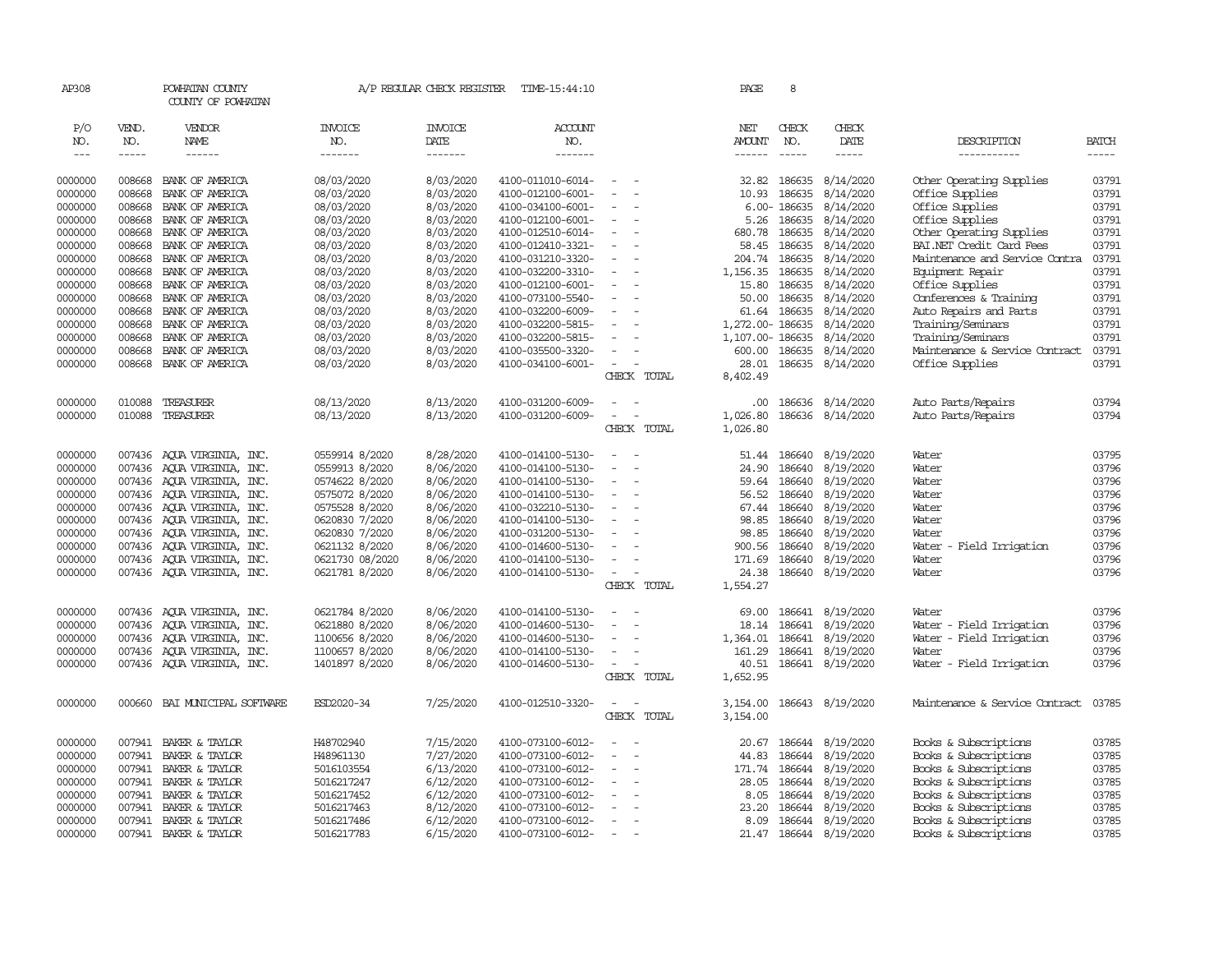AP308 POWHATAN COUNTY A/P REGULAR CHECK REGISTER TIME-15:44:10

COUNTY OF POWHATAN

| P/O NO. | VEND. NO. | VENDOR NAME | INVOICE NO. | INVOICE DATE | ACCOUNT NO. | | NET AMOUNT | CHECK NO. | CHECK DATE | DESCRIPTION | BATCH |
|---|---|---|---|---|---|---|---|---|---|---|---|
| 0000000 | 008668 | BANK OF AMERICA | 08/03/2020 | 8/03/2020 | 4100-011010-6014- | - - | 32.82 | 186635 | 8/14/2020 | Other Operating Supplies | 03791 |
| 0000000 | 008668 | BANK OF AMERICA | 08/03/2020 | 8/03/2020 | 4100-012100-6001- | - - | 10.93 | 186635 | 8/14/2020 | Office Supplies | 03791 |
| 0000000 | 008668 | BANK OF AMERICA | 08/03/2020 | 8/03/2020 | 4100-034100-6001- | - - | 6.00- | 186635 | 8/14/2020 | Office Supplies | 03791 |
| 0000000 | 008668 | BANK OF AMERICA | 08/03/2020 | 8/03/2020 | 4100-012100-6001- | - - | 5.26 | 186635 | 8/14/2020 | Office Supplies | 03791 |
| 0000000 | 008668 | BANK OF AMERICA | 08/03/2020 | 8/03/2020 | 4100-012510-6014- | - - | 680.78 | 186635 | 8/14/2020 | Other Operating Supplies | 03791 |
| 0000000 | 008668 | BANK OF AMERICA | 08/03/2020 | 8/03/2020 | 4100-012410-3321- | - - | 58.45 | 186635 | 8/14/2020 | BAI.NET Credit Card Fees | 03791 |
| 0000000 | 008668 | BANK OF AMERICA | 08/03/2020 | 8/03/2020 | 4100-031210-3320- | - - | 204.74 | 186635 | 8/14/2020 | Maintenance and Service Contra | 03791 |
| 0000000 | 008668 | BANK OF AMERICA | 08/03/2020 | 8/03/2020 | 4100-032200-3310- | - - | 1,156.35 | 186635 | 8/14/2020 | Equipment Repair | 03791 |
| 0000000 | 008668 | BANK OF AMERICA | 08/03/2020 | 8/03/2020 | 4100-012100-6001- | - - | 15.80 | 186635 | 8/14/2020 | Office Supplies | 03791 |
| 0000000 | 008668 | BANK OF AMERICA | 08/03/2020 | 8/03/2020 | 4100-073100-5540- | - - | 50.00 | 186635 | 8/14/2020 | Conferences & Training | 03791 |
| 0000000 | 008668 | BANK OF AMERICA | 08/03/2020 | 8/03/2020 | 4100-032200-6009- | - - | 61.64 | 186635 | 8/14/2020 | Auto Repairs and Parts | 03791 |
| 0000000 | 008668 | BANK OF AMERICA | 08/03/2020 | 8/03/2020 | 4100-032200-5815- | - - | 1,272.00- | 186635 | 8/14/2020 | Training/Seminars | 03791 |
| 0000000 | 008668 | BANK OF AMERICA | 08/03/2020 | 8/03/2020 | 4100-032200-5815- | - - | 1,107.00- | 186635 | 8/14/2020 | Training/Seminars | 03791 |
| 0000000 | 008668 | BANK OF AMERICA | 08/03/2020 | 8/03/2020 | 4100-035500-3320- | - - | 600.00 | 186635 | 8/14/2020 | Maintenance & Service Contract | 03791 |
| 0000000 | 008668 | BANK OF AMERICA | 08/03/2020 | 8/03/2020 | 4100-034100-6001- | - - | 28.01 | 186635 | 8/14/2020 | Office Supplies | 03791 |
| | | | | | | CHECK TOTAL | 8,402.49 | | | | |
| 0000000 | 010088 | TREASURER | 08/13/2020 | 8/13/2020 | 4100-031200-6009- | - - | .00 | 186636 | 8/14/2020 | Auto Parts/Repairs | 03794 |
| 0000000 | 010088 | TREASURER | 08/13/2020 | 8/13/2020 | 4100-031200-6009- | - - | 1,026.80 | 186636 | 8/14/2020 | Auto Parts/Repairs | 03794 |
| | | | | | | CHECK TOTAL | 1,026.80 | | | | |
| 0000000 | 007436 | AQUA VIRGINIA, INC. | 0559914 8/2020 | 8/28/2020 | 4100-014100-5130- | - - | 51.44 | 186640 | 8/19/2020 | Water | 03795 |
| 0000000 | 007436 | AQUA VIRGINIA, INC. | 0559913 8/2020 | 8/06/2020 | 4100-014100-5130- | - - | 24.90 | 186640 | 8/19/2020 | Water | 03796 |
| 0000000 | 007436 | AQUA VIRGINIA, INC. | 0574622 8/2020 | 8/06/2020 | 4100-014100-5130- | - - | 59.64 | 186640 | 8/19/2020 | Water | 03796 |
| 0000000 | 007436 | AQUA VIRGINIA, INC. | 0575072 8/2020 | 8/06/2020 | 4100-014100-5130- | - - | 56.52 | 186640 | 8/19/2020 | Water | 03796 |
| 0000000 | 007436 | AQUA VIRGINIA, INC. | 0575528 8/2020 | 8/06/2020 | 4100-032210-5130- | - - | 67.44 | 186640 | 8/19/2020 | Water | 03796 |
| 0000000 | 007436 | AQUA VIRGINIA, INC. | 0620830 7/2020 | 8/06/2020 | 4100-014100-5130- | - - | 98.85 | 186640 | 8/19/2020 | Water | 03796 |
| 0000000 | 007436 | AQUA VIRGINIA, INC. | 0620830 7/2020 | 8/06/2020 | 4100-031200-5130- | - - | 98.85 | 186640 | 8/19/2020 | Water | 03796 |
| 0000000 | 007436 | AQUA VIRGINIA, INC. | 0621132 8/2020 | 8/06/2020 | 4100-014600-5130- | - - | 900.56 | 186640 | 8/19/2020 | Water - Field Irrigation | 03796 |
| 0000000 | 007436 | AQUA VIRGINIA, INC. | 0621730 08/2020 | 8/06/2020 | 4100-014100-5130- | - - | 171.69 | 186640 | 8/19/2020 | Water | 03796 |
| 0000000 | 007436 | AQUA VIRGINIA, INC. | 0621781 8/2020 | 8/06/2020 | 4100-014100-5130- | - - | 24.38 | 186640 | 8/19/2020 | Water | 03796 |
| | | | | | | CHECK TOTAL | 1,554.27 | | | | |
| 0000000 | 007436 | AQUA VIRGINIA, INC. | 0621784 8/2020 | 8/06/2020 | 4100-014100-5130- | - - | 69.00 | 186641 | 8/19/2020 | Water | 03796 |
| 0000000 | 007436 | AQUA VIRGINIA, INC. | 0621880 8/2020 | 8/06/2020 | 4100-014600-5130- | - - | 18.14 | 186641 | 8/19/2020 | Water - Field Irrigation | 03796 |
| 0000000 | 007436 | AQUA VIRGINIA, INC. | 1100656 8/2020 | 8/06/2020 | 4100-014600-5130- | - - | 1,364.01 | 186641 | 8/19/2020 | Water - Field Irrigation | 03796 |
| 0000000 | 007436 | AQUA VIRGINIA, INC. | 1100657 8/2020 | 8/06/2020 | 4100-014100-5130- | - - | 161.29 | 186641 | 8/19/2020 | Water | 03796 |
| 0000000 | 007436 | AQUA VIRGINIA, INC. | 1401897 8/2020 | 8/06/2020 | 4100-014600-5130- | - - | 40.51 | 186641 | 8/19/2020 | Water - Field Irrigation | 03796 |
| | | | | | | CHECK TOTAL | 1,652.95 | | | | |
| 0000000 | 000660 | BAI MUNICIPAL SOFTWARE | ESD2020-34 | 7/25/2020 | 4100-012510-3320- | - - | 3,154.00 | 186643 | 8/19/2020 | Maintenance & Service Contract | 03785 |
| | | | | | | CHECK TOTAL | 3,154.00 | | | | |
| 0000000 | 007941 | BAKER & TAYLOR | H48702940 | 7/15/2020 | 4100-073100-6012- | - - | 20.67 | 186644 | 8/19/2020 | Books & Subscriptions | 03785 |
| 0000000 | 007941 | BAKER & TAYLOR | H48961130 | 7/27/2020 | 4100-073100-6012- | - - | 44.83 | 186644 | 8/19/2020 | Books & Subscriptions | 03785 |
| 0000000 | 007941 | BAKER & TAYLOR | 5016103554 | 6/13/2020 | 4100-073100-6012- | - - | 171.74 | 186644 | 8/19/2020 | Books & Subscriptions | 03785 |
| 0000000 | 007941 | BAKER & TAYLOR | 5016217247 | 6/12/2020 | 4100-073100-6012- | - - | 28.05 | 186644 | 8/19/2020 | Books & Subscriptions | 03785 |
| 0000000 | 007941 | BAKER & TAYLOR | 5016217452 | 6/12/2020 | 4100-073100-6012- | - - | 8.05 | 186644 | 8/19/2020 | Books & Subscriptions | 03785 |
| 0000000 | 007941 | BAKER & TAYLOR | 5016217463 | 8/12/2020 | 4100-073100-6012- | - - | 23.20 | 186644 | 8/19/2020 | Books & Subscriptions | 03785 |
| 0000000 | 007941 | BAKER & TAYLOR | 5016217486 | 6/12/2020 | 4100-073100-6012- | - - | 8.09 | 186644 | 8/19/2020 | Books & Subscriptions | 03785 |
| 0000000 | 007941 | BAKER & TAYLOR | 5016217783 | 6/15/2020 | 4100-073100-6012- | - - | 21.47 | 186644 | 8/19/2020 | Books & Subscriptions | 03785 |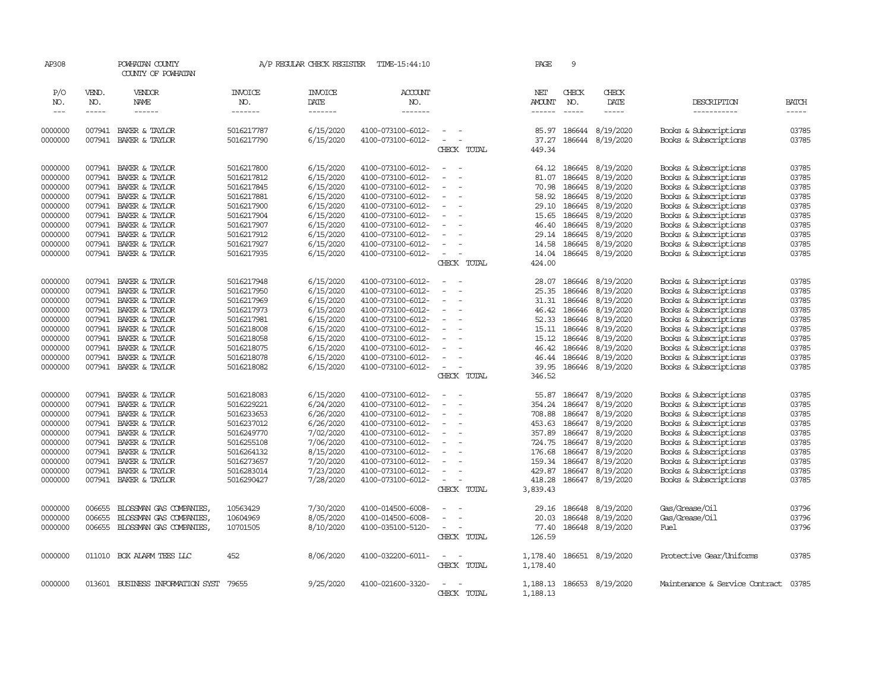AP308 POWHATAN COUNTY A/P REGULAR CHECK REGISTER TIME-15:44:10 PAGE 9

COUNTY OF POWHATAN

| P/O NO. | VEND. NO. | VENDOR NAME | INVOICE NO. | INVOICE DATE | ACCOUNT NO. | | NET AMOUNT | CHECK NO. | CHECK DATE | DESCRIPTION | BATCH |
|---|---|---|---|---|---|---|---|---|---|---|---|
| 0000000 | 007941 | BAKER & TAYLOR | 5016217787 | 6/15/2020 | 4100-073100-6012- | - - | 85.97 | 186644 | 8/19/2020 | Books & Subscriptions | 03785 |
| 0000000 | 007941 | BAKER & TAYLOR | 5016217790 | 6/15/2020 | 4100-073100-6012- | - - | 37.27 | 186644 | 8/19/2020 | Books & Subscriptions | 03785 |
| | | | | | | CHECK TOTAL | 449.34 | | | | |
| 0000000 | 007941 | BAKER & TAYLOR | 5016217800 | 6/15/2020 | 4100-073100-6012- | - - | 64.12 | 186645 | 8/19/2020 | Books & Subscriptions | 03785 |
| 0000000 | 007941 | BAKER & TAYLOR | 5016217812 | 6/15/2020 | 4100-073100-6012- | - - | 81.07 | 186645 | 8/19/2020 | Books & Subscriptions | 03785 |
| 0000000 | 007941 | BAKER & TAYLOR | 5016217845 | 6/15/2020 | 4100-073100-6012- | - - | 70.98 | 186645 | 8/19/2020 | Books & Subscriptions | 03785 |
| 0000000 | 007941 | BAKER & TAYLOR | 5016217881 | 6/15/2020 | 4100-073100-6012- | - - | 58.92 | 186645 | 8/19/2020 | Books & Subscriptions | 03785 |
| 0000000 | 007941 | BAKER & TAYLOR | 5016217900 | 6/15/2020 | 4100-073100-6012- | - - | 29.10 | 186645 | 8/19/2020 | Books & Subscriptions | 03785 |
| 0000000 | 007941 | BAKER & TAYLOR | 5016217904 | 6/15/2020 | 4100-073100-6012- | - - | 15.65 | 186645 | 8/19/2020 | Books & Subscriptions | 03785 |
| 0000000 | 007941 | BAKER & TAYLOR | 5016217907 | 6/15/2020 | 4100-073100-6012- | - - | 46.40 | 186645 | 8/19/2020 | Books & Subscriptions | 03785 |
| 0000000 | 007941 | BAKER & TAYLOR | 5016217912 | 6/15/2020 | 4100-073100-6012- | - - | 29.14 | 186645 | 8/19/2020 | Books & Subscriptions | 03785 |
| 0000000 | 007941 | BAKER & TAYLOR | 5016217927 | 6/15/2020 | 4100-073100-6012- | - - | 14.58 | 186645 | 8/19/2020 | Books & Subscriptions | 03785 |
| 0000000 | 007941 | BAKER & TAYLOR | 5016217935 | 6/15/2020 | 4100-073100-6012- | - - | 14.04 | 186645 | 8/19/2020 | Books & Subscriptions | 03785 |
| | | | | | | CHECK TOTAL | 424.00 | | | | |
| 0000000 | 007941 | BAKER & TAYLOR | 5016217948 | 6/15/2020 | 4100-073100-6012- | - - | 28.07 | 186646 | 8/19/2020 | Books & Subscriptions | 03785 |
| 0000000 | 007941 | BAKER & TAYLOR | 5016217950 | 6/15/2020 | 4100-073100-6012- | - - | 25.35 | 186646 | 8/19/2020 | Books & Subscriptions | 03785 |
| 0000000 | 007941 | BAKER & TAYLOR | 5016217969 | 6/15/2020 | 4100-073100-6012- | - - | 31.31 | 186646 | 8/19/2020 | Books & Subscriptions | 03785 |
| 0000000 | 007941 | BAKER & TAYLOR | 5016217973 | 6/15/2020 | 4100-073100-6012- | - - | 46.42 | 186646 | 8/19/2020 | Books & Subscriptions | 03785 |
| 0000000 | 007941 | BAKER & TAYLOR | 5016217981 | 6/15/2020 | 4100-073100-6012- | - - | 52.33 | 186646 | 8/19/2020 | Books & Subscriptions | 03785 |
| 0000000 | 007941 | BAKER & TAYLOR | 5016218008 | 6/15/2020 | 4100-073100-6012- | - - | 15.11 | 186646 | 8/19/2020 | Books & Subscriptions | 03785 |
| 0000000 | 007941 | BAKER & TAYLOR | 5016218058 | 6/15/2020 | 4100-073100-6012- | - - | 15.12 | 186646 | 8/19/2020 | Books & Subscriptions | 03785 |
| 0000000 | 007941 | BAKER & TAYLOR | 5016218075 | 6/15/2020 | 4100-073100-6012- | - - | 46.42 | 186646 | 8/19/2020 | Books & Subscriptions | 03785 |
| 0000000 | 007941 | BAKER & TAYLOR | 5016218078 | 6/15/2020 | 4100-073100-6012- | - - | 46.44 | 186646 | 8/19/2020 | Books & Subscriptions | 03785 |
| 0000000 | 007941 | BAKER & TAYLOR | 5016218082 | 6/15/2020 | 4100-073100-6012- | - - | 39.95 | 186646 | 8/19/2020 | Books & Subscriptions | 03785 |
| | | | | | | CHECK TOTAL | 346.52 | | | | |
| 0000000 | 007941 | BAKER & TAYLOR | 5016218083 | 6/15/2020 | 4100-073100-6012- | - - | 55.87 | 186647 | 8/19/2020 | Books & Subscriptions | 03785 |
| 0000000 | 007941 | BAKER & TAYLOR | 5016229221 | 6/24/2020 | 4100-073100-6012- | - - | 354.24 | 186647 | 8/19/2020 | Books & Subscriptions | 03785 |
| 0000000 | 007941 | BAKER & TAYLOR | 5016233653 | 6/26/2020 | 4100-073100-6012- | - - | 708.88 | 186647 | 8/19/2020 | Books & Subscriptions | 03785 |
| 0000000 | 007941 | BAKER & TAYLOR | 5016237012 | 6/26/2020 | 4100-073100-6012- | - - | 453.63 | 186647 | 8/19/2020 | Books & Subscriptions | 03785 |
| 0000000 | 007941 | BAKER & TAYLOR | 5016249770 | 7/02/2020 | 4100-073100-6012- | - - | 357.89 | 186647 | 8/19/2020 | Books & Subscriptions | 03785 |
| 0000000 | 007941 | BAKER & TAYLOR | 5016255108 | 7/06/2020 | 4100-073100-6012- | - - | 724.75 | 186647 | 8/19/2020 | Books & Subscriptions | 03785 |
| 0000000 | 007941 | BAKER & TAYLOR | 5016264132 | 8/15/2020 | 4100-073100-6012- | - - | 176.68 | 186647 | 8/19/2020 | Books & Subscriptions | 03785 |
| 0000000 | 007941 | BAKER & TAYLOR | 5016273657 | 7/20/2020 | 4100-073100-6012- | - - | 159.34 | 186647 | 8/19/2020 | Books & Subscriptions | 03785 |
| 0000000 | 007941 | BAKER & TAYLOR | 5016283014 | 7/23/2020 | 4100-073100-6012- | - - | 429.87 | 186647 | 8/19/2020 | Books & Subscriptions | 03785 |
| 0000000 | 007941 | BAKER & TAYLOR | 5016290427 | 7/28/2020 | 4100-073100-6012- | - - | 418.28 | 186647 | 8/19/2020 | Books & Subscriptions | 03785 |
| | | | | | | CHECK TOTAL | 3,839.43 | | | | |
| 0000000 | 006655 | BLOSSMAN GAS COMPANIES, | 10563429 | 7/30/2020 | 4100-014500-6008- | - - | 29.16 | 186648 | 8/19/2020 | Gas/Grease/Oil | 03796 |
| 0000000 | 006655 | BLOSSMAN GAS COMPANIES, | 10604969 | 8/05/2020 | 4100-014500-6008- | - - | 20.03 | 186648 | 8/19/2020 | Gas/Grease/Oil | 03796 |
| 0000000 | 006655 | BLOSSMAN GAS COMPANIES, | 10701505 | 8/10/2020 | 4100-035100-5120- | - - | 77.40 | 186648 | 8/19/2020 | Fuel | 03796 |
| | | | | | | CHECK TOTAL | 126.59 | | | | |
| 0000000 | 011010 | BOX ALARM TEES LLC | 452 | 8/06/2020 | 4100-032200-6011- | - - | 1,178.40 | 186651 | 8/19/2020 | Protective Gear/Uniforms | 03785 |
| | | | | | | CHECK TOTAL | 1,178.40 | | | | |
| 0000000 | 013601 | BUSINESS INFORMATION SYST | 79655 | 9/25/2020 | 4100-021600-3320- | - - | 1,188.13 | 186653 | 8/19/2020 | Maintenance & Service Contract | 03785 |
| | | | | | | CHECK TOTAL | 1,188.13 | | | | |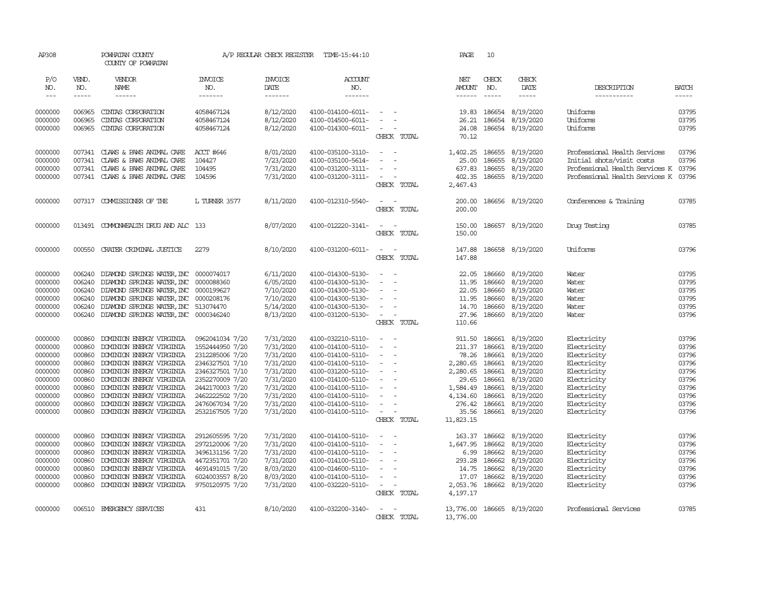AP308 POWHATAN COUNTY A/P REGULAR CHECK REGISTER TIME-15:44:10 PAGE 10
COUNTY OF POWHATAN

| P/O NO. | VEND. NO. | VENDOR NAME | INVOICE NO. | INVOICE DATE | ACCOUNT NO. | | NET AMOUNT | CHECK NO. | CHECK DATE | DESCRIPTION | BATCH |
|---|---|---|---|---|---|---|---|---|---|---|---|
| --- | ----- | ------ | ------- | ------- | ------- | | ------ | ----- | ----- | ----------- | ----- |
| 0000000 | 006965 | CINTAS CORPORATION | 4058467124 | 8/12/2020 | 4100-014100-6011- | - - | 19.83 | 186654 | 8/19/2020 | Uniforms | 03795 |
| 0000000 | 006965 | CINTAS CORPORATION | 4058467124 | 8/12/2020 | 4100-014500-6011- | - - | 26.21 | 186654 | 8/19/2020 | Uniforms | 03795 |
| 0000000 | 006965 | CINTAS CORPORATION | 4058467124 | 8/12/2020 | 4100-014300-6011- | - - | 24.08 | 186654 | 8/19/2020 | Uniforms | 03795 |
| | | | | | | CHECK TOTAL | 70.12 | | | | |
| 0000000 | 007341 | CLAWS & PAWS ANIMAL CARE | ACCT #646 | 8/01/2020 | 4100-035100-3110- | - - | 1,402.25 | 186655 | 8/19/2020 | Professional Health Services | 03796 |
| 0000000 | 007341 | CLAWS & PAWS ANIMAL CARE | 104427 | 7/23/2020 | 4100-035100-5614- | - - | 25.00 | 186655 | 8/19/2020 | Initial shots/visit costs | 03796 |
| 0000000 | 007341 | CLAWS & PAWS ANIMAL CARE | 104495 | 7/31/2020 | 4100-031200-3111- | - - | 637.83 | 186655 | 8/19/2020 | Professional Health Services K | 03796 |
| 0000000 | 007341 | CLAWS & PAWS ANIMAL CARE | 104596 | 7/31/2020 | 4100-031200-3111- | - - | 402.35 | 186655 | 8/19/2020 | Professional Health Services K | 03796 |
| | | | | | | CHECK TOTAL | 2,467.43 | | | | |
| 0000000 | 007317 | COMMISSIONER OF THE | L TURNER 3577 | 8/11/2020 | 4100-012310-5540- | - - | 200.00 | 186656 | 8/19/2020 | Conferences & Training | 03785 |
| | | | | | | CHECK TOTAL | 200.00 | | | | |
| 0000000 | 013491 | COMMONWEALTH DRUG AND ALC | 133 | 8/07/2020 | 4100-012220-3141- | - - | 150.00 | 186657 | 8/19/2020 | Drug Testing | 03785 |
| | | | | | | CHECK TOTAL | 150.00 | | | | |
| 0000000 | 000550 | CRATER CRIMINAL JUSTICE | 2279 | 8/10/2020 | 4100-031200-6011- | - - | 147.88 | 186658 | 8/19/2020 | Uniforms | 03796 |
| | | | | | | CHECK TOTAL | 147.88 | | | | |
| 0000000 | 006240 | DIAMOND SPRINGS WATER, INC | 0000074017 | 6/11/2020 | 4100-014300-5130- | - - | 22.05 | 186660 | 8/19/2020 | Water | 03795 |
| 0000000 | 006240 | DIAMOND SPRINGS WATER, INC | 0000088360 | 6/05/2020 | 4100-014300-5130- | - - | 11.95 | 186660 | 8/19/2020 | Water | 03795 |
| 0000000 | 006240 | DIAMOND SPRINGS WATER, INC | 0000199627 | 7/10/2020 | 4100-014300-5130- | - - | 22.05 | 186660 | 8/19/2020 | Water | 03795 |
| 0000000 | 006240 | DIAMOND SPRINGS WATER, INC | 0000208176 | 7/10/2020 | 4100-014300-5130- | - - | 11.95 | 186660 | 8/19/2020 | Water | 03795 |
| 0000000 | 006240 | DIAMOND SPRINGS WATER, INC | 513074470 | 5/14/2020 | 4100-014300-5130- | - - | 14.70 | 186660 | 8/19/2020 | Water | 03795 |
| 0000000 | 006240 | DIAMOND SPRINGS WATER, INC | 0000346240 | 8/13/2020 | 4100-031200-5130- | - - | 27.96 | 186660 | 8/19/2020 | Water | 03796 |
| | | | | | | CHECK TOTAL | 110.66 | | | | |
| 0000000 | 000860 | DOMINION ENERGY VIRGINIA | 0962041034 7/20 | 7/31/2020 | 4100-032210-5110- | - - | 911.50 | 186661 | 8/19/2020 | Electricity | 03796 |
| 0000000 | 000860 | DOMINION ENERGY VIRGINIA | 1552444950 7/20 | 7/31/2020 | 4100-014100-5110- | - - | 211.37 | 186661 | 8/19/2020 | Electricity | 03796 |
| 0000000 | 000860 | DOMINION ENERGY VIRGINIA | 2312285006 7/20 | 7/31/2020 | 4100-014100-5110- | - - | 78.26 | 186661 | 8/19/2020 | Electricity | 03796 |
| 0000000 | 000860 | DOMINION ENERGY VIRGINIA | 2346327501 7/10 | 7/31/2020 | 4100-014100-5110- | - - | 2,280.65 | 186661 | 8/19/2020 | Electricity | 03796 |
| 0000000 | 000860 | DOMINION ENERGY VIRGINIA | 2346327501 7/10 | 7/31/2020 | 4100-031200-5110- | - - | 2,280.65 | 186661 | 8/19/2020 | Electricity | 03796 |
| 0000000 | 000860 | DOMINION ENERGY VIRGINIA | 2352270009 7/20 | 7/31/2020 | 4100-014100-5110- | - - | 29.65 | 186661 | 8/19/2020 | Electricity | 03796 |
| 0000000 | 000860 | DOMINION ENERGY VIRGINIA | 2442170003 7/20 | 7/31/2020 | 4100-014100-5110- | - - | 1,584.49 | 186661 | 8/19/2020 | Electricity | 03796 |
| 0000000 | 000860 | DOMINION ENERGY VIRGINIA | 2462222502 7/20 | 7/31/2020 | 4100-014100-5110- | - - | 4,134.60 | 186661 | 8/19/2020 | Electricity | 03796 |
| 0000000 | 000860 | DOMINION ENERGY VIRGINIA | 2476067034 7/20 | 7/31/2020 | 4100-014100-5110- | - - | 276.42 | 186661 | 8/19/2020 | Electricity | 03796 |
| 0000000 | 000860 | DOMINION ENERGY VIRGINIA | 2532167505 7/20 | 7/31/2020 | 4100-014100-5110- | - - | 35.56 | 186661 | 8/19/2020 | Electricity | 03796 |
| | | | | | | CHECK TOTAL | 11,823.15 | | | | |
| 0000000 | 000860 | DOMINION ENERGY VIRGINIA | 2912605595 7/20 | 7/31/2020 | 4100-014100-5110- | - - | 163.37 | 186662 | 8/19/2020 | Electricity | 03796 |
| 0000000 | 000860 | DOMINION ENERGY VIRGINIA | 2972120006 7/20 | 7/31/2020 | 4100-014100-5110- | - - | 1,647.95 | 186662 | 8/19/2020 | Electricity | 03796 |
| 0000000 | 000860 | DOMINION ENERGY VIRGINIA | 3496131156 7/20 | 7/31/2020 | 4100-014100-5110- | - - | 6.99 | 186662 | 8/19/2020 | Electricity | 03796 |
| 0000000 | 000860 | DOMINION ENERGY VIRGINIA | 4472351701 7/20 | 7/31/2020 | 4100-014100-5110- | - - | 293.28 | 186662 | 8/19/2020 | Electricity | 03796 |
| 0000000 | 000860 | DOMINION ENERGY VIRGINIA | 4691491015 7/20 | 8/03/2020 | 4100-014600-5110- | - - | 14.75 | 186662 | 8/19/2020 | Electricity | 03796 |
| 0000000 | 000860 | DOMINION ENERGY VIRGINIA | 6024003557 8/20 | 8/03/2020 | 4100-014100-5110- | - - | 17.07 | 186662 | 8/19/2020 | Electricity | 03796 |
| 0000000 | 000860 | DOMINION ENERGY VIRGINIA | 9750120975 7/20 | 7/31/2020 | 4100-032220-5110- | - - | 2,053.76 | 186662 | 8/19/2020 | Electricity | 03796 |
| | | | | | | CHECK TOTAL | 4,197.17 | | | | |
| 0000000 | 006510 | EMERGENCY SERVICES | 431 | 8/10/2020 | 4100-032200-3140- | - - | 13,776.00 | 186665 | 8/19/2020 | Professional Services | 03785 |
| | | | | | | CHECK TOTAL | 13,776.00 | | | | |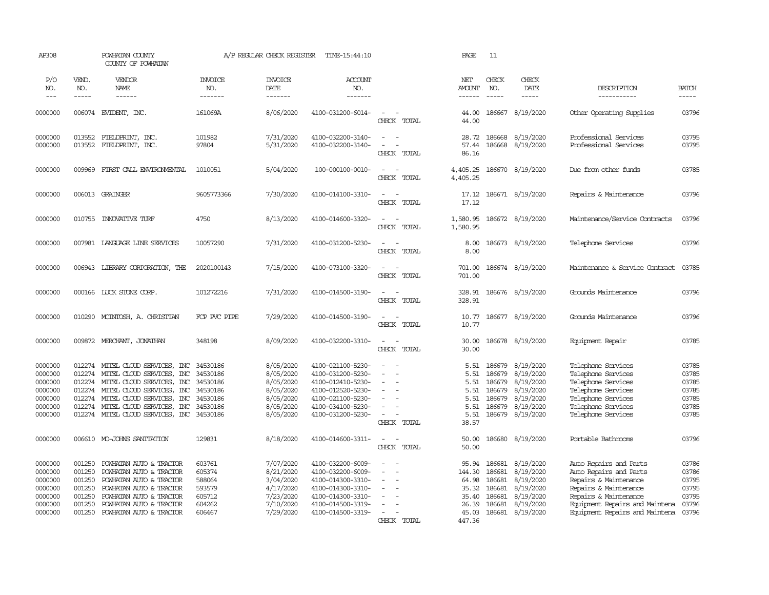AP308 POWHATAN COUNTY A/P REGULAR CHECK REGISTER TIME-15:44:10 PAGE 11

COUNTY OF POWHATAN

| P/O NO. | VEND. NO. | VENDOR NAME | INVOICE NO. | INVOICE DATE | ACCOUNT NO. | | NET AMOUNT | CHECK NO. | CHECK DATE | DESCRIPTION | BATCH |
|---|---|---|---|---|---|---|---|---|---|---|---|
| 0000000 | 006074 | EVIDENT, INC. | 161069A | 8/06/2020 | 4100-031200-6014- | - - | 44.00 | 186667 | 8/19/2020 | Other Operating Supplies | 03796 |
| | | | | | | CHECK TOTAL | 44.00 | | | | |
| 0000000 | 013552 | FIELDPRINT, INC. | 101982 | 7/31/2020 | 4100-032200-3140- | - - | 28.72 | 186668 | 8/19/2020 | Professional Services | 03795 |
| 0000000 | 013552 | FIELDPRINT, INC. | 97804 | 5/31/2020 | 4100-032200-3140- | - - | 57.44 | 186668 | 8/19/2020 | Professional Services | 03795 |
| | | | | | | CHECK TOTAL | 86.16 | | | | |
| 0000000 | 009969 | FIRST CALL ENVIRONMENTAL | 1010051 | 5/04/2020 | 100-000100-0010- | - - | 4,405.25 | 186670 | 8/19/2020 | Due from other funds | 03785 |
| | | | | | | CHECK TOTAL | 4,405.25 | | | | |
| 0000000 | 006013 | GRAINGER | 9605773366 | 7/30/2020 | 4100-014100-3310- | - - | 17.12 | 186671 | 8/19/2020 | Repairs & Maintenance | 03796 |
| | | | | | | CHECK TOTAL | 17.12 | | | | |
| 0000000 | 010755 | INNOVATIVE TURF | 4750 | 8/13/2020 | 4100-014600-3320- | - - | 1,580.95 | 186672 | 8/19/2020 | Maintenance/Service Contracts | 03796 |
| | | | | | | CHECK TOTAL | 1,580.95 | | | | |
| 0000000 | 007981 | LANGUAGE LINE SERVICES | 10057290 | 7/31/2020 | 4100-031200-5230- | - - | 8.00 | 186673 | 8/19/2020 | Telephone Services | 03796 |
| | | | | | | CHECK TOTAL | 8.00 | | | | |
| 0000000 | 006943 | LIBRARY CORPORATION, THE | 2020100143 | 7/15/2020 | 4100-073100-3320- | - - | 701.00 | 186674 | 8/19/2020 | Maintenance & Service Contract | 03785 |
| | | | | | | CHECK TOTAL | 701.00 | | | | |
| 0000000 | 000166 | LUCK STONE CORP. | 101272216 | 7/31/2020 | 4100-014500-3190- | - - | 328.91 | 186676 | 8/19/2020 | Grounds Maintenance | 03796 |
| | | | | | | CHECK TOTAL | 328.91 | | | | |
| 0000000 | 010290 | MCINTOSH, A. CHRISTIAN | FCP PVC PIPE | 7/29/2020 | 4100-014500-3190- | - - | 10.77 | 186677 | 8/19/2020 | Grounds Maintenance | 03796 |
| | | | | | | CHECK TOTAL | 10.77 | | | | |
| 0000000 | 009872 | MERCHANT, JONATHAN | 348198 | 8/09/2020 | 4100-032200-3310- | - - | 30.00 | 186678 | 8/19/2020 | Equipment Repair | 03785 |
| | | | | | | CHECK TOTAL | 30.00 | | | | |
| 0000000 | 012274 | MITEL CLOUD SERVICES, INC | 34530186 | 8/05/2020 | 4100-021100-5230- | - - | 5.51 | 186679 | 8/19/2020 | Telephone Services | 03785 |
| 0000000 | 012274 | MITEL CLOUD SERVICES, INC | 34530186 | 8/05/2020 | 4100-031200-5230- | - - | 5.51 | 186679 | 8/19/2020 | Telephone Services | 03785 |
| 0000000 | 012274 | MITEL CLOUD SERVICES, INC | 34530186 | 8/05/2020 | 4100-012410-5230- | - - | 5.51 | 186679 | 8/19/2020 | Telephone Services | 03785 |
| 0000000 | 012274 | MITEL CLOUD SERVICES, INC | 34530186 | 8/05/2020 | 4100-012520-5230- | - - | 5.51 | 186679 | 8/19/2020 | Telephone Services | 03785 |
| 0000000 | 012274 | MITEL CLOUD SERVICES, INC | 34530186 | 8/05/2020 | 4100-021100-5230- | - - | 5.51 | 186679 | 8/19/2020 | Telephone Services | 03785 |
| 0000000 | 012274 | MITEL CLOUD SERVICES, INC | 34530186 | 8/05/2020 | 4100-034100-5230- | - - | 5.51 | 186679 | 8/19/2020 | Telephone Services | 03785 |
| 0000000 | 012274 | MITEL CLOUD SERVICES, INC | 34530186 | 8/05/2020 | 4100-031200-5230- | - - | 5.51 | 186679 | 8/19/2020 | Telephone Services | 03785 |
| | | | | | | CHECK TOTAL | 38.57 | | | | |
| 0000000 | 006610 | MO-JOHNS SANITATION | 129831 | 8/18/2020 | 4100-014600-3311- | - - | 50.00 | 186680 | 8/19/2020 | Portable Bathrooms | 03796 |
| | | | | | | CHECK TOTAL | 50.00 | | | | |
| 0000000 | 001250 | POWHATAN AUTO & TRACTOR | 603761 | 7/07/2020 | 4100-032200-6009- | - - | 95.94 | 186681 | 8/19/2020 | Auto Repairs and Parts | 03786 |
| 0000000 | 001250 | POWHATAN AUTO & TRACTOR | 605374 | 8/21/2020 | 4100-032200-6009- | - - | 144.30 | 186681 | 8/19/2020 | Auto Repairs and Parts | 03786 |
| 0000000 | 001250 | POWHATAN AUTO & TRACTOR | 588064 | 3/04/2020 | 4100-014300-3310- | - - | 64.98 | 186681 | 8/19/2020 | Repairs & Maintenance | 03795 |
| 0000000 | 001250 | POWHATAN AUTO & TRACTOR | 593579 | 4/17/2020 | 4100-014300-3310- | - - | 35.32 | 186681 | 8/19/2020 | Repairs & Maintenance | 03795 |
| 0000000 | 001250 | POWHATAN AUTO & TRACTOR | 605712 | 7/23/2020 | 4100-014300-3310- | - - | 35.40 | 186681 | 8/19/2020 | Repairs & Maintenance | 03795 |
| 0000000 | 001250 | POWHATAN AUTO & TRACTOR | 604262 | 7/10/2020 | 4100-014500-3319- | - - | 26.39 | 186681 | 8/19/2020 | Equipment Repairs and Maintena | 03796 |
| 0000000 | 001250 | POWHATAN AUTO & TRACTOR | 606467 | 7/29/2020 | 4100-014500-3319- | - - | 45.03 | 186681 | 8/19/2020 | Equipment Repairs and Maintena | 03796 |
| | | | | | | CHECK TOTAL | 447.36 | | | | |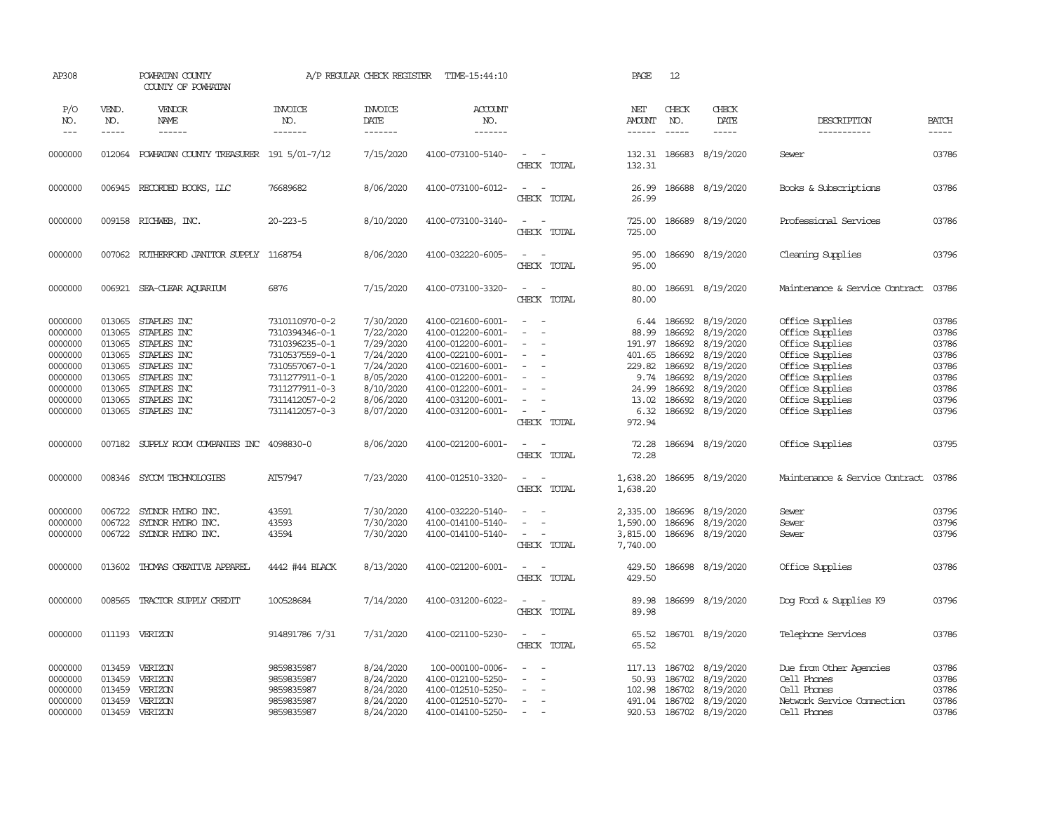AP308 POWHATAN COUNTY A/P REGULAR CHECK REGISTER TIME-15:44:10 PAGE 12
COUNTY OF POWHATAN

| P/O NO. | VEND. NO. | VENDOR NAME | INVOICE NO. | INVOICE DATE | ACCOUNT NO. | | NET AMOUNT | CHECK NO. | CHECK DATE | DESCRIPTION | BATCH |
|---|---|---|---|---|---|---|---|---|---|---|---|
| 0000000 | 012064 | POWHATAN COUNTY TREASURER | 191 5/01-7/12 | 7/15/2020 | 4100-073100-5140- | - - | 132.31 | 186683 | 8/19/2020 | Sewer | 03786 |
| | | | | | | CHECK TOTAL | 132.31 | | | | |
| 0000000 | 006945 | RECORDED BOOKS, LLC | 76689682 | 8/06/2020 | 4100-073100-6012- | - - | 26.99 | 186688 | 8/19/2020 | Books & Subscriptions | 03786 |
| | | | | | | CHECK TOTAL | 26.99 | | | | |
| 0000000 | 009158 | RICHWEB, INC. | 20-223-5 | 8/10/2020 | 4100-073100-3140- | - - | 725.00 | 186689 | 8/19/2020 | Professional Services | 03786 |
| | | | | | | CHECK TOTAL | 725.00 | | | | |
| 0000000 | 007062 | RUTHERFORD JANITOR SUPPLY | 1168754 | 8/06/2020 | 4100-032220-6005- | - - | 95.00 | 186690 | 8/19/2020 | Cleaning Supplies | 03796 |
| | | | | | | CHECK TOTAL | 95.00 | | | | |
| 0000000 | 006921 | SEA-CLEAR AQUARIUM | 6876 | 7/15/2020 | 4100-073100-3320- | - - | 80.00 | 186691 | 8/19/2020 | Maintenance & Service Contract | 03786 |
| | | | | | | CHECK TOTAL | 80.00 | | | | |
| 0000000 | 013065 | STAPLES INC | 7310110970-0-2 | 7/30/2020 | 4100-021600-6001- | - - | 6.44 | 186692 | 8/19/2020 | Office Supplies | 03786 |
| 0000000 | 013065 | STAPLES INC | 7310394346-0-1 | 7/22/2020 | 4100-012200-6001- | - - | 88.99 | 186692 | 8/19/2020 | Office Supplies | 03786 |
| 0000000 | 013065 | STAPLES INC | 7310396235-0-1 | 7/29/2020 | 4100-012200-6001- | - - | 191.97 | 186692 | 8/19/2020 | Office Supplies | 03786 |
| 0000000 | 013065 | STAPLES INC | 7310537559-0-1 | 7/24/2020 | 4100-022100-6001- | - - | 401.65 | 186692 | 8/19/2020 | Office Supplies | 03786 |
| 0000000 | 013065 | STAPLES INC | 7310557067-0-1 | 7/24/2020 | 4100-021600-6001- | - - | 229.82 | 186692 | 8/19/2020 | Office Supplies | 03786 |
| 0000000 | 013065 | STAPLES INC | 7311277911-0-1 | 8/05/2020 | 4100-012200-6001- | - - | 9.74 | 186692 | 8/19/2020 | Office Supplies | 03786 |
| 0000000 | 013065 | STAPLES INC | 7311277911-0-3 | 8/10/2020 | 4100-012200-6001- | - - | 24.99 | 186692 | 8/19/2020 | Office Supplies | 03786 |
| 0000000 | 013065 | STAPLES INC | 7311412057-0-2 | 8/06/2020 | 4100-031200-6001- | - - | 13.02 | 186692 | 8/19/2020 | Office Supplies | 03796 |
| 0000000 | 013065 | STAPLES INC | 7311412057-0-3 | 8/07/2020 | 4100-031200-6001- | - - | 6.32 | 186692 | 8/19/2020 | Office Supplies | 03796 |
| | | | | | | CHECK TOTAL | 972.94 | | | | |
| 0000000 | 007182 | SUPPLY ROOM COMPANIES INC | 4098830-0 | 8/06/2020 | 4100-021200-6001- | - - | 72.28 | 186694 | 8/19/2020 | Office Supplies | 03795 |
| | | | | | | CHECK TOTAL | 72.28 | | | | |
| 0000000 | 008346 | SYCOM TECHNOLOGIES | AT57947 | 7/23/2020 | 4100-012510-3320- | - - | 1,638.20 | 186695 | 8/19/2020 | Maintenance & Service Contract | 03786 |
| | | | | | | CHECK TOTAL | 1,638.20 | | | | |
| 0000000 | 006722 | SYDNOR HYDRO INC. | 43591 | 7/30/2020 | 4100-032220-5140- | - - | 2,335.00 | 186696 | 8/19/2020 | Sewer | 03796 |
| 0000000 | 006722 | SYDNOR HYDRO INC. | 43593 | 7/30/2020 | 4100-014100-5140- | - - | 1,590.00 | 186696 | 8/19/2020 | Sewer | 03796 |
| 0000000 | 006722 | SYDNOR HYDRO INC. | 43594 | 7/30/2020 | 4100-014100-5140- | - - | 3,815.00 | 186696 | 8/19/2020 | Sewer | 03796 |
| | | | | | | CHECK TOTAL | 7,740.00 | | | | |
| 0000000 | 013602 | THOMAS CREATIVE APPAREL | 4442 #44 BLACK | 8/13/2020 | 4100-021200-6001- | - - | 429.50 | 186698 | 8/19/2020 | Office Supplies | 03786 |
| | | | | | | CHECK TOTAL | 429.50 | | | | |
| 0000000 | 008565 | TRACTOR SUPPLY CREDIT | 100528684 | 7/14/2020 | 4100-031200-6022- | - - | 89.98 | 186699 | 8/19/2020 | Dog Food & Supplies K9 | 03796 |
| | | | | | | CHECK TOTAL | 89.98 | | | | |
| 0000000 | 011193 | VERIZON | 914891786 7/31 | 7/31/2020 | 4100-021100-5230- | - - | 65.52 | 186701 | 8/19/2020 | Telephone Services | 03786 |
| | | | | | | CHECK TOTAL | 65.52 | | | | |
| 0000000 | 013459 | VERIZON | 9859835987 | 8/24/2020 | 100-000100-0006- | - - | 117.13 | 186702 | 8/19/2020 | Due from Other Agencies | 03786 |
| 0000000 | 013459 | VERIZON | 9859835987 | 8/24/2020 | 4100-012100-5250- | - - | 50.93 | 186702 | 8/19/2020 | Cell Phones | 03786 |
| 0000000 | 013459 | VERIZON | 9859835987 | 8/24/2020 | 4100-012510-5250- | - - | 102.98 | 186702 | 8/19/2020 | Cell Phones | 03786 |
| 0000000 | 013459 | VERIZON | 9859835987 | 8/24/2020 | 4100-012510-5270- | - - | 491.04 | 186702 | 8/19/2020 | Network Service Connection | 03786 |
| 0000000 | 013459 | VERIZON | 9859835987 | 8/24/2020 | 4100-014100-5250- | - - | 920.53 | 186702 | 8/19/2020 | Cell Phones | 03786 |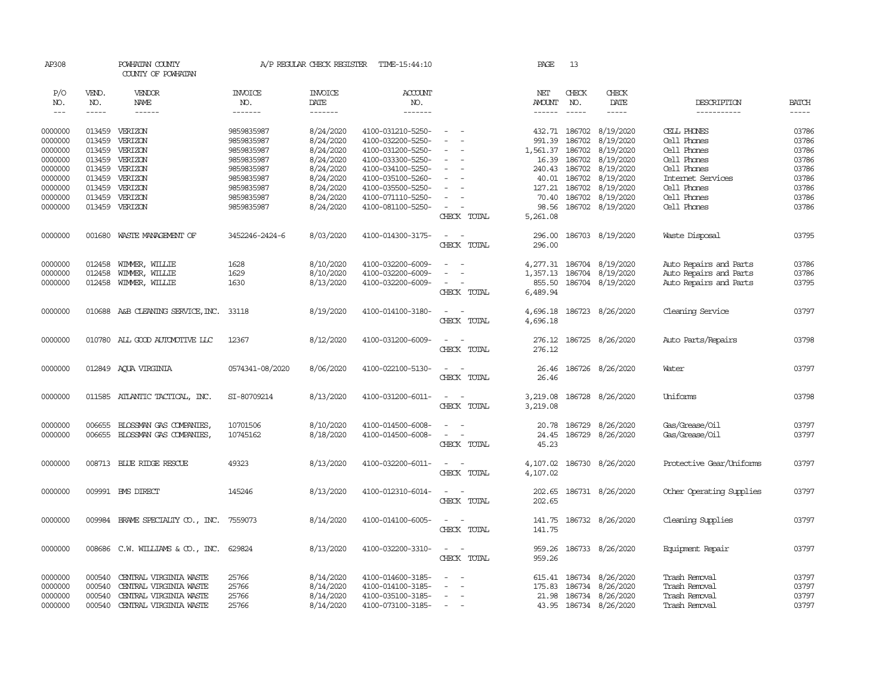AP308 POWHATAN COUNTY A/P REGULAR CHECK REGISTER TIME-15:44:10 PAGE 13
COUNTY OF POWHATAN

| P/O NO. | VEND. NO. | VENDOR NAME | INVOICE NO. | INVOICE DATE | ACCOUNT NO. | | NET AMOUNT | CHECK NO. | CHECK DATE | DESCRIPTION | BATCH |
|---|---|---|---|---|---|---|---|---|---|---|---|
| --- | ----- | ------ | ------- | ------- | ------- | | ------ | ----- | ----- | ----------- | ----- |
| 0000000 | 013459 | VERIZON | 9859835987 | 8/24/2020 | 4100-031210-5250- | - - | 432.71 | 186702 | 8/19/2020 | CELL PHONES | 03786 |
| 0000000 | 013459 | VERIZON | 9859835987 | 8/24/2020 | 4100-032200-5250- | - - | 991.39 | 186702 | 8/19/2020 | Cell Phones | 03786 |
| 0000000 | 013459 | VERIZON | 9859835987 | 8/24/2020 | 4100-031200-5250- | - - | 1,561.37 | 186702 | 8/19/2020 | Cell Phones | 03786 |
| 0000000 | 013459 | VERIZON | 9859835987 | 8/24/2020 | 4100-033300-5250- | - - | 16.39 | 186702 | 8/19/2020 | Cell Phones | 03786 |
| 0000000 | 013459 | VERIZON | 9859835987 | 8/24/2020 | 4100-034100-5250- | - - | 240.43 | 186702 | 8/19/2020 | Cell Phones | 03786 |
| 0000000 | 013459 | VERIZON | 9859835987 | 8/24/2020 | 4100-035100-5260- | - - | 40.01 | 186702 | 8/19/2020 | Internet Services | 03786 |
| 0000000 | 013459 | VERIZON | 9859835987 | 8/24/2020 | 4100-035500-5250- | - - | 127.21 | 186702 | 8/19/2020 | Cell Phones | 03786 |
| 0000000 | 013459 | VERIZON | 9859835987 | 8/24/2020 | 4100-071110-5250- | - - | 70.40 | 186702 | 8/19/2020 | Cell Phones | 03786 |
| 0000000 | 013459 | VERIZON | 9859835987 | 8/24/2020 | 4100-081100-5250- | - - | 98.56 | 186702 | 8/19/2020 | Cell Phones | 03786 |
| | | | | | | CHECK TOTAL | 5,261.08 | | | | |
| 0000000 | 001680 | WASTE MANAGEMENT OF | 3452246-2424-6 | 8/03/2020 | 4100-014300-3175- | - - | 296.00 | 186703 | 8/19/2020 | Waste Disposal | 03795 |
| | | | | | | CHECK TOTAL | 296.00 | | | | |
| 0000000 | 012458 | WIMMER, WILLIE | 1628 | 8/10/2020 | 4100-032200-6009- | - - | 4,277.31 | 186704 | 8/19/2020 | Auto Repairs and Parts | 03786 |
| 0000000 | 012458 | WIMMER, WILLIE | 1629 | 8/10/2020 | 4100-032200-6009- | - - | 1,357.13 | 186704 | 8/19/2020 | Auto Repairs and Parts | 03786 |
| 0000000 | 012458 | WIMMER, WILLIE | 1630 | 8/13/2020 | 4100-032200-6009- | - - | 855.50 | 186704 | 8/19/2020 | Auto Repairs and Parts | 03795 |
| | | | | | | CHECK TOTAL | 6,489.94 | | | | |
| 0000000 | 010688 | A&B CLEANING SERVICE,INC. | 33118 | 8/19/2020 | 4100-014100-3180- | - - | 4,696.18 | 186723 | 8/26/2020 | Cleaning Service | 03797 |
| | | | | | | CHECK TOTAL | 4,696.18 | | | | |
| 0000000 | 010780 | ALL GOOD AUTOMOTIVE LLC | 12367 | 8/12/2020 | 4100-031200-6009- | - - | 276.12 | 186725 | 8/26/2020 | Auto Parts/Repairs | 03798 |
| | | | | | | CHECK TOTAL | 276.12 | | | | |
| 0000000 | 012849 | AQUA VIRGINIA | 0574341-08/2020 | 8/06/2020 | 4100-022100-5130- | - - | 26.46 | 186726 | 8/26/2020 | Water | 03797 |
| | | | | | | CHECK TOTAL | 26.46 | | | | |
| 0000000 | 011585 | ATLANTIC TACTICAL, INC. | SI-80709214 | 8/13/2020 | 4100-031200-6011- | - - | 3,219.08 | 186728 | 8/26/2020 | Uniforms | 03798 |
| | | | | | | CHECK TOTAL | 3,219.08 | | | | |
| 0000000 | 006655 | BLOSSMAN GAS COMPANIES, | 10701506 | 8/10/2020 | 4100-014500-6008- | - - | 20.78 | 186729 | 8/26/2020 | Gas/Grease/Oil | 03797 |
| 0000000 | 006655 | BLOSSMAN GAS COMPANIES, | 10745162 | 8/18/2020 | 4100-014500-6008- | - - | 24.45 | 186729 | 8/26/2020 | Gas/Grease/Oil | 03797 |
| | | | | | | CHECK TOTAL | 45.23 | | | | |
| 0000000 | 008713 | BLUE RIDGE RESCUE | 49323 | 8/13/2020 | 4100-032200-6011- | - - | 4,107.02 | 186730 | 8/26/2020 | Protective Gear/Uniforms | 03797 |
| | | | | | | CHECK TOTAL | 4,107.02 | | | | |
| 0000000 | 009991 | BMS DIRECT | 145246 | 8/13/2020 | 4100-012310-6014- | - - | 202.65 | 186731 | 8/26/2020 | Other Operating Supplies | 03797 |
| | | | | | | CHECK TOTAL | 202.65 | | | | |
| 0000000 | 009984 | BRAME SPECIALTY CO., INC. | 7559073 | 8/14/2020 | 4100-014100-6005- | - - | 141.75 | 186732 | 8/26/2020 | Cleaning Supplies | 03797 |
| | | | | | | CHECK TOTAL | 141.75 | | | | |
| 0000000 | 008686 | C.W. WILLIAMS & CO., INC. | 629824 | 8/13/2020 | 4100-032200-3310- | - - | 959.26 | 186733 | 8/26/2020 | Equipment Repair | 03797 |
| | | | | | | CHECK TOTAL | 959.26 | | | | |
| 0000000 | 000540 | CENTRAL VIRGINIA WASTE | 25766 | 8/14/2020 | 4100-014600-3185- | - - | 615.41 | 186734 | 8/26/2020 | Trash Removal | 03797 |
| 0000000 | 000540 | CENTRAL VIRGINIA WASTE | 25766 | 8/14/2020 | 4100-014100-3185- | - - | 175.83 | 186734 | 8/26/2020 | Trash Removal | 03797 |
| 0000000 | 000540 | CENTRAL VIRGINIA WASTE | 25766 | 8/14/2020 | 4100-035100-3185- | - - | 21.98 | 186734 | 8/26/2020 | Trash Removal | 03797 |
| 0000000 | 000540 | CENTRAL VIRGINIA WASTE | 25766 | 8/14/2020 | 4100-073100-3185- | - - | 43.95 | 186734 | 8/26/2020 | Trash Removal | 03797 |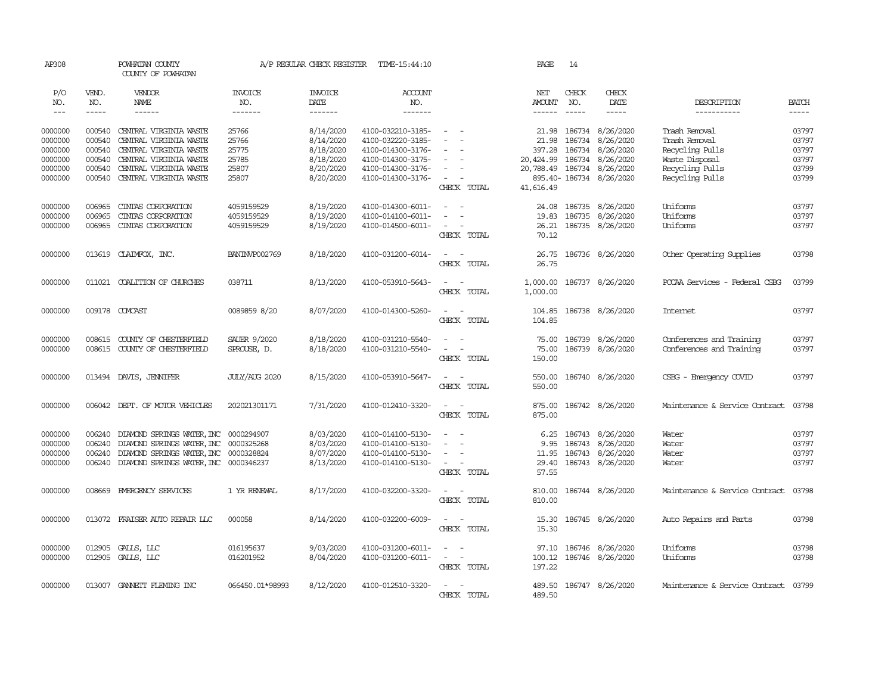AP308 POWHATAN COUNTY A/P REGULAR CHECK REGISTER TIME-15:44:10 PAGE 14

COUNTY OF POWHATAN

| P/O NO. | VEND. NO. | VENDOR NAME | INVOICE NO. | INVOICE DATE | ACCOUNT NO. | | NET AMOUNT | CHECK NO. | CHECK DATE | DESCRIPTION | BATCH |
|---|---|---|---|---|---|---|---|---|---|---|---|
| 0000000 | 000540 | CENTRAL VIRGINIA WASTE | 25766 | 8/14/2020 | 4100-032210-3185- | - - | 21.98 | 186734 | 8/26/2020 | Trash Removal | 03797 |
| 0000000 | 000540 | CENTRAL VIRGINIA WASTE | 25766 | 8/14/2020 | 4100-032220-3185- | - - | 21.98 | 186734 | 8/26/2020 | Trash Removal | 03797 |
| 0000000 | 000540 | CENTRAL VIRGINIA WASTE | 25775 | 8/18/2020 | 4100-014300-3176- | - - | 397.28 | 186734 | 8/26/2020 | Recycling Pulls | 03797 |
| 0000000 | 000540 | CENTRAL VIRGINIA WASTE | 25785 | 8/18/2020 | 4100-014300-3175- | - - | 20,424.99 | 186734 | 8/26/2020 | Waste Disposal | 03797 |
| 0000000 | 000540 | CENTRAL VIRGINIA WASTE | 25807 | 8/20/2020 | 4100-014300-3176- | - - | 20,788.49 | 186734 | 8/26/2020 | Recycling Pulls | 03799 |
| 0000000 | 000540 | CENTRAL VIRGINIA WASTE | 25807 | 8/20/2020 | 4100-014300-3176- | - - | 895.40- | 186734 | 8/26/2020 | Recycling Pulls | 03799 |
| | | | | | | CHECK TOTAL | 41,616.49 | | | | |
| 0000000 | 006965 | CINTAS CORPORATION | 4059159529 | 8/19/2020 | 4100-014300-6011- | - - | 24.08 | 186735 | 8/26/2020 | Uniforms | 03797 |
| 0000000 | 006965 | CINTAS CORPORATION | 4059159529 | 8/19/2020 | 4100-014100-6011- | - - | 19.83 | 186735 | 8/26/2020 | Uniforms | 03797 |
| 0000000 | 006965 | CINTAS CORPORATION | 4059159529 | 8/19/2020 | 4100-014500-6011- | - - | 26.21 | 186735 | 8/26/2020 | Uniforms | 03797 |
| | | | | | | CHECK TOTAL | 70.12 | | | | |
| 0000000 | 013619 | CLAIMFOX, INC. | BANINVP002769 | 8/18/2020 | 4100-031200-6014- | - - | 26.75 | 186736 | 8/26/2020 | Other Operating Supplies | 03798 |
| | | | | | | CHECK TOTAL | 26.75 | | | | |
| 0000000 | 011021 | COALITION OF CHURCHES | 038711 | 8/13/2020 | 4100-053910-5643- | - - | 1,000.00 | 186737 | 8/26/2020 | PCCAA Services - Federal CSBG | 03799 |
| | | | | | | CHECK TOTAL | 1,000.00 | | | | |
| 0000000 | 009178 | COMCAST | 0089859 8/20 | 8/07/2020 | 4100-014300-5260- | - - | 104.85 | 186738 | 8/26/2020 | Internet | 03797 |
| | | | | | | CHECK TOTAL | 104.85 | | | | |
| 0000000 | 008615 | COUNTY OF CHESTERFIELD | SAUER 9/2020 | 8/18/2020 | 4100-031210-5540- | - - | 75.00 | 186739 | 8/26/2020 | Conferences and Training | 03797 |
| 0000000 | 008615 | COUNTY OF CHESTERFIELD | SPROUSE, D. | 8/18/2020 | 4100-031210-5540- | - - | 75.00 | 186739 | 8/26/2020 | Conferences and Training | 03797 |
| | | | | | | CHECK TOTAL | 150.00 | | | | |
| 0000000 | 013494 | DAVIS, JENNIFER | JULY/AUG 2020 | 8/15/2020 | 4100-053910-5647- | - - | 550.00 | 186740 | 8/26/2020 | CSBG - Emergency COVID | 03797 |
| | | | | | | CHECK TOTAL | 550.00 | | | | |
| 0000000 | 006042 | DEPT. OF MOTOR VEHICLES | 202021301171 | 7/31/2020 | 4100-012410-3320- | - - | 875.00 | 186742 | 8/26/2020 | Maintenance & Service Contract | 03798 |
| | | | | | | CHECK TOTAL | 875.00 | | | | |
| 0000000 | 006240 | DIAMOND SPRINGS WATER,INC | 0000294907 | 8/03/2020 | 4100-014100-5130- | - - | 6.25 | 186743 | 8/26/2020 | Water | 03797 |
| 0000000 | 006240 | DIAMOND SPRINGS WATER,INC | 0000325268 | 8/03/2020 | 4100-014100-5130- | - - | 9.95 | 186743 | 8/26/2020 | Water | 03797 |
| 0000000 | 006240 | DIAMOND SPRINGS WATER,INC | 0000328824 | 8/07/2020 | 4100-014100-5130- | - - | 11.95 | 186743 | 8/26/2020 | Water | 03797 |
| 0000000 | 006240 | DIAMOND SPRINGS WATER,INC | 0000346237 | 8/13/2020 | 4100-014100-5130- | - - | 29.40 | 186743 | 8/26/2020 | Water | 03797 |
| | | | | | | CHECK TOTAL | 57.55 | | | | |
| 0000000 | 008669 | EMERGENCY SERVICES | 1 YR RENEWAL | 8/17/2020 | 4100-032200-3320- | - - | 810.00 | 186744 | 8/26/2020 | Maintenance & Service Contract | 03798 |
| | | | | | | CHECK TOTAL | 810.00 | | | | |
| 0000000 | 013072 | FRAISER AUTO REPAIR LLC | 000058 | 8/14/2020 | 4100-032200-6009- | - - | 15.30 | 186745 | 8/26/2020 | Auto Repairs and Parts | 03798 |
| | | | | | | CHECK TOTAL | 15.30 | | | | |
| 0000000 | 012905 | GALLS, LLC | 016195637 | 9/03/2020 | 4100-031200-6011- | - - | 97.10 | 186746 | 8/26/2020 | Uniforms | 03798 |
| 0000000 | 012905 | GALLS, LLC | 016201952 | 8/04/2020 | 4100-031200-6011- | - - | 100.12 | 186746 | 8/26/2020 | Uniforms | 03798 |
| | | | | | | CHECK TOTAL | 197.22 | | | | |
| 0000000 | 013007 | GANNETT FLEMING INC | 066450.01*98993 | 8/12/2020 | 4100-012510-3320- | - - | 489.50 | 186747 | 8/26/2020 | Maintenance & Service Contract | 03799 |
| | | | | | | CHECK TOTAL | 489.50 | | | | |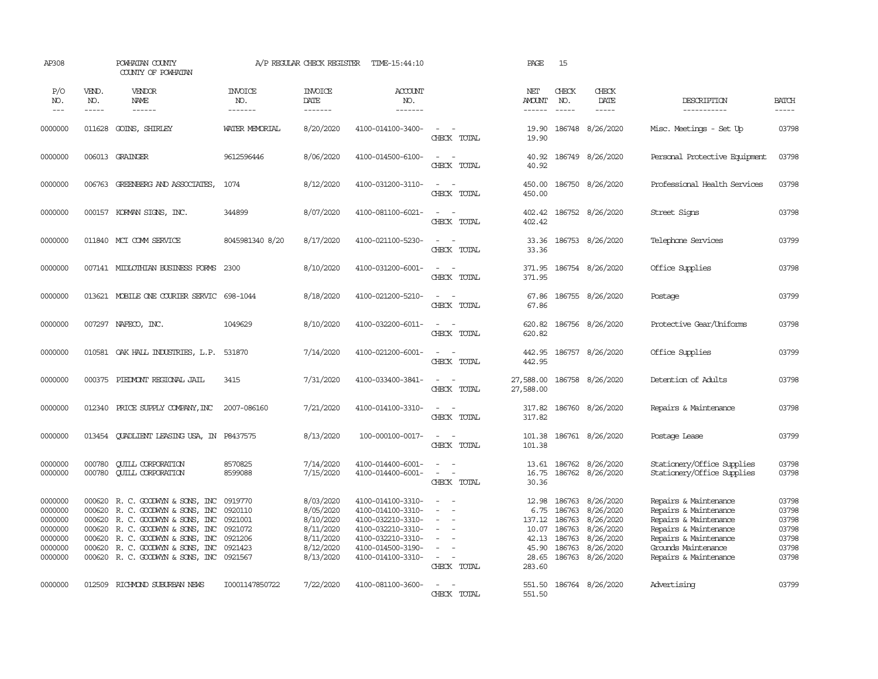AP308 POWHATAN COUNTY A/P REGULAR CHECK REGISTER TIME-15:44:10 PAGE 15

COUNTY OF POWHATAN

| P/O NO. | VEND. NO. | VENDOR NAME | INVOICE NO. | INVOICE DATE | ACCOUNT NO. | | NET AMOUNT | CHECK NO. | CHECK DATE | DESCRIPTION | BATCH |
|---|---|---|---|---|---|---|---|---|---|---|---|
| 0000000 | 011628 | GOINS, SHIRLEY | WATER MEMORIAL | 8/20/2020 | 4100-014100-3400- | - - | 19.90 | 186748 | 8/26/2020 | Misc. Meetings - Set Up | 03798 |
| | | | | | | CHECK TOTAL | 19.90 | | | | |
| 0000000 | 006013 | GRAINGER | 9612596446 | 8/06/2020 | 4100-014500-6100- | - - | 40.92 | 186749 | 8/26/2020 | Personal Protective Equipment | 03798 |
| | | | | | | CHECK TOTAL | 40.92 | | | | |
| 0000000 | 006763 | GREENBERG AND ASSOCIATES, | 1074 | 8/12/2020 | 4100-031200-3110- | - - | 450.00 | 186750 | 8/26/2020 | Professional Health Services | 03798 |
| | | | | | | CHECK TOTAL | 450.00 | | | | |
| 0000000 | 000157 | KORMAN SIGNS, INC. | 344899 | 8/07/2020 | 4100-081100-6021- | - - | 402.42 | 186752 | 8/26/2020 | Street Signs | 03798 |
| | | | | | | CHECK TOTAL | 402.42 | | | | |
| 0000000 | 011840 | MCI COMM SERVICE | 8045981340 8/20 | 8/17/2020 | 4100-021100-5230- | - - | 33.36 | 186753 | 8/26/2020 | Telephone Services | 03799 |
| | | | | | | CHECK TOTAL | 33.36 | | | | |
| 0000000 | 007141 | MIDLOTHIAN BUSINESS FORMS | 2300 | 8/10/2020 | 4100-031200-6001- | - - | 371.95 | 186754 | 8/26/2020 | Office Supplies | 03798 |
| | | | | | | CHECK TOTAL | 371.95 | | | | |
| 0000000 | 013621 | MOBILE ONE COURIER SERVIC | 698-1044 | 8/18/2020 | 4100-021200-5210- | - - | 67.86 | 186755 | 8/26/2020 | Postage | 03799 |
| | | | | | | CHECK TOTAL | 67.86 | | | | |
| 0000000 | 007297 | NAFECO, INC. | 1049629 | 8/10/2020 | 4100-032200-6011- | - - | 620.82 | 186756 | 8/26/2020 | Protective Gear/Uniforms | 03798 |
| | | | | | | CHECK TOTAL | 620.82 | | | | |
| 0000000 | 010581 | OAK HALL INDUSTRIES, L.P. | 531870 | 7/14/2020 | 4100-021200-6001- | - - | 442.95 | 186757 | 8/26/2020 | Office Supplies | 03799 |
| | | | | | | CHECK TOTAL | 442.95 | | | | |
| 0000000 | 000375 | PIEDMONT REGIONAL JAIL | 3415 | 7/31/2020 | 4100-033400-3841- | - - | 27,588.00 | 186758 | 8/26/2020 | Detention of Adults | 03798 |
| | | | | | | CHECK TOTAL | 27,588.00 | | | | |
| 0000000 | 012340 | PRICE SUPPLY COMPANY, INC | 2007-086160 | 7/21/2020 | 4100-014100-3310- | - - | 317.82 | 186760 | 8/26/2020 | Repairs & Maintenance | 03798 |
| | | | | | | CHECK TOTAL | 317.82 | | | | |
| 0000000 | 013454 | QUADLIENT LEASING USA, IN | P8437575 | 8/13/2020 | 100-000100-0017- | - - | 101.38 | 186761 | 8/26/2020 | Postage Lease | 03799 |
| | | | | | | CHECK TOTAL | 101.38 | | | | |
| 0000000 | 000780 | QUILL CORPORATION | 8570825 | 7/14/2020 | 4100-014400-6001- | - - | 13.61 | 186762 | 8/26/2020 | Stationery/Office Supplies | 03798 |
| 0000000 | 000780 | QUILL CORPORATION | 8599088 | 7/15/2020 | 4100-014400-6001- | - - | 16.75 | 186762 | 8/26/2020 | Stationery/Office Supplies | 03798 |
| | | | | | | CHECK TOTAL | 30.36 | | | | |
| 0000000 | 000620 | R. C. GOODWYN & SONS, INC | 0919770 | 8/03/2020 | 4100-014100-3310- | - - | 12.98 | 186763 | 8/26/2020 | Repairs & Maintenance | 03798 |
| 0000000 | 000620 | R. C. GOODWYN & SONS, INC | 0920110 | 8/05/2020 | 4100-014100-3310- | - - | 6.75 | 186763 | 8/26/2020 | Repairs & Maintenance | 03798 |
| 0000000 | 000620 | R. C. GOODWYN & SONS, INC | 0921001 | 8/10/2020 | 4100-032210-3310- | - - | 137.12 | 186763 | 8/26/2020 | Repairs & Maintenance | 03798 |
| 0000000 | 000620 | R. C. GOODWYN & SONS, INC | 0921072 | 8/11/2020 | 4100-032210-3310- | - - | 10.07 | 186763 | 8/26/2020 | Repairs & Maintenance | 03798 |
| 0000000 | 000620 | R. C. GOODWYN & SONS, INC | 0921206 | 8/11/2020 | 4100-032210-3310- | - - | 42.13 | 186763 | 8/26/2020 | Repairs & Maintenance | 03798 |
| 0000000 | 000620 | R. C. GOODWYN & SONS, INC | 0921423 | 8/12/2020 | 4100-014500-3190- | - - | 45.90 | 186763 | 8/26/2020 | Grounds Maintenance | 03798 |
| 0000000 | 000620 | R. C. GOODWYN & SONS, INC | 0921567 | 8/13/2020 | 4100-014100-3310- | - - | 28.65 | 186763 | 8/26/2020 | Repairs & Maintenance | 03798 |
| | | | | | | CHECK TOTAL | 283.60 | | | | |
| 0000000 | 012509 | RICHMOND SUBURBAN NEWS | I0001147850722 | 7/22/2020 | 4100-081100-3600- | - - | 551.50 | 186764 | 8/26/2020 | Advertising | 03799 |
| | | | | | | CHECK TOTAL | 551.50 | | | | |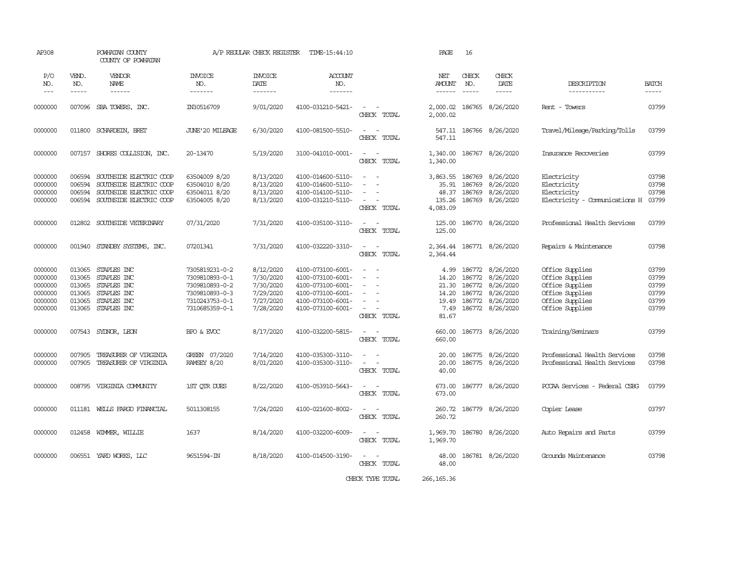AP308 POWHATAN COUNTY A/P REGULAR CHECK REGISTER TIME-15:44:10 PAGE 16

COUNTY OF POWHATAN

| P/O NO. | VEND. NO. | VENDOR NAME | INVOICE NO. | INVOICE DATE | ACCOUNT NO. | | NET AMOUNT | CHECK NO. | CHECK DATE | DESCRIPTION | BATCH |
|---|---|---|---|---|---|---|---|---|---|---|---|
| 0000000 | 007096 | SBA TOWERS, INC. | IN30516709 | 9/01/2020 | 4100-031210-5421- | - - | 2,000.02 | 186765 | 8/26/2020 | Rent - Towers | 03799 |
| | | | | | | CHECK TOTAL | 2,000.02 | | | | |
| 0000000 | 011800 | SCHARDEIN, BRET | JUNE'20 MILEAGE | 6/30/2020 | 4100-081500-5510- | - - | 547.11 | 186766 | 8/26/2020 | Travel/Mileage/Parking/Tolls | 03799 |
| | | | | | | CHECK TOTAL | 547.11 | | | | |
| 0000000 | 007157 | SHORES COLLISION, INC. | 20-13470 | 5/19/2020 | 3100-041010-0001- | - - | 1,340.00 | 186767 | 8/26/2020 | Insurance Recoveries | 03799 |
| | | | | | | CHECK TOTAL | 1,340.00 | | | | |
| 0000000 | 006594 | SOUTHSIDE ELECTRIC COOP | 63504009 8/20 | 8/13/2020 | 4100-014600-5110- | - - | 3,863.55 | 186769 | 8/26/2020 | Electricity | 03798 |
| 0000000 | 006594 | SOUTHSIDE ELECTRIC COOP | 63504010 8/20 | 8/13/2020 | 4100-014600-5110- | - - | 35.91 | 186769 | 8/26/2020 | Electricity | 03798 |
| 0000000 | 006594 | SOUTHSIDE ELECTRIC COOP | 63504011 8/20 | 8/13/2020 | 4100-014100-5110- | - - | 48.37 | 186769 | 8/26/2020 | Electricity | 03798 |
| 0000000 | 006594 | SOUTHSIDE ELECTRIC COOP | 63504005 8/20 | 8/13/2020 | 4100-031210-5110- | - - | 135.26 | 186769 | 8/26/2020 | Electricity - Communications H | 03799 |
| | | | | | | CHECK TOTAL | 4,083.09 | | | | |
| 0000000 | 012802 | SOUTHSIDE VETERINARY | 07/31/2020 | 7/31/2020 | 4100-035100-3110- | - - | 125.00 | 186770 | 8/26/2020 | Professional Health Services | 03799 |
| | | | | | | CHECK TOTAL | 125.00 | | | | |
| 0000000 | 001940 | STANDBY SYSTEMS, INC. | 07201341 | 7/31/2020 | 4100-032220-3310- | - - | 2,364.44 | 186771 | 8/26/2020 | Repairs & Maintenance | 03798 |
| | | | | | | CHECK TOTAL | 2,364.44 | | | | |
| 0000000 | 013065 | STAPLES INC | 7305819231-0-2 | 8/12/2020 | 4100-073100-6001- | - - | 4.99 | 186772 | 8/26/2020 | Office Supplies | 03799 |
| 0000000 | 013065 | STAPLES INC | 7309810893-0-1 | 7/30/2020 | 4100-073100-6001- | - - | 14.20 | 186772 | 8/26/2020 | Office Supplies | 03799 |
| 0000000 | 013065 | STAPLES INC | 7309810893-0-2 | 7/30/2020 | 4100-073100-6001- | - - | 21.30 | 186772 | 8/26/2020 | Office Supplies | 03799 |
| 0000000 | 013065 | STAPLES INC | 7309810893-0-3 | 7/29/2020 | 4100-073100-6001- | - - | 14.20 | 186772 | 8/26/2020 | Office Supplies | 03799 |
| 0000000 | 013065 | STAPLES INC | 7310243753-0-1 | 7/27/2020 | 4100-073100-6001- | - - | 19.49 | 186772 | 8/26/2020 | Office Supplies | 03799 |
| 0000000 | 013065 | STAPLES INC | 7310685359-0-1 | 7/28/2020 | 4100-073100-6001- | - - | 7.49 | 186772 | 8/26/2020 | Office Supplies | 03799 |
| | | | | | | CHECK TOTAL | 81.67 | | | | |
| 0000000 | 007543 | SYDNOR, LEON | BPO & EVOC | 8/17/2020 | 4100-032200-5815- | - - | 660.00 | 186773 | 8/26/2020 | Training/Seminars | 03799 |
| | | | | | | CHECK TOTAL | 660.00 | | | | |
| 0000000 | 007905 | TREASURER OF VIRGINIA | GREEN 07/2020 | 7/14/2020 | 4100-035300-3110- | - - | 20.00 | 186775 | 8/26/2020 | Professional Health Services | 03798 |
| 0000000 | 007905 | TREASURER OF VIRGINIA | RAMSEY 8/20 | 8/01/2020 | 4100-035300-3110- | - - | 20.00 | 186775 | 8/26/2020 | Professional Health Services | 03798 |
| | | | | | | CHECK TOTAL | 40.00 | | | | |
| 0000000 | 008795 | VIRGINIA COMMUNITY | 1ST QTR DUES | 8/22/2020 | 4100-053910-5643- | - - | 673.00 | 186777 | 8/26/2020 | PCCAA Services - Federal CSBG | 03799 |
| | | | | | | CHECK TOTAL | 673.00 | | | | |
| 0000000 | 011181 | WELLS FARGO FINANCIAL | 5011308155 | 7/24/2020 | 4100-021600-8002- | - - | 260.72 | 186779 | 8/26/2020 | Copier Lease | 03797 |
| | | | | | | CHECK TOTAL | 260.72 | | | | |
| 0000000 | 012458 | WIMMER, WILLIE | 1637 | 8/14/2020 | 4100-032200-6009- | - - | 1,969.70 | 186780 | 8/26/2020 | Auto Repairs and Parts | 03799 |
| | | | | | | CHECK TOTAL | 1,969.70 | | | | |
| 0000000 | 006551 | YARD WORKS, LLC | 9651594-IN | 8/18/2020 | 4100-014500-3190- | - - | 48.00 | 186781 | 8/26/2020 | Grounds Maintenance | 03798 |
| | | | | | | CHECK TOTAL | 48.00 | | | | |
| | | | | | | CHECK TYPE TOTAL | 266,165.36 | | | | |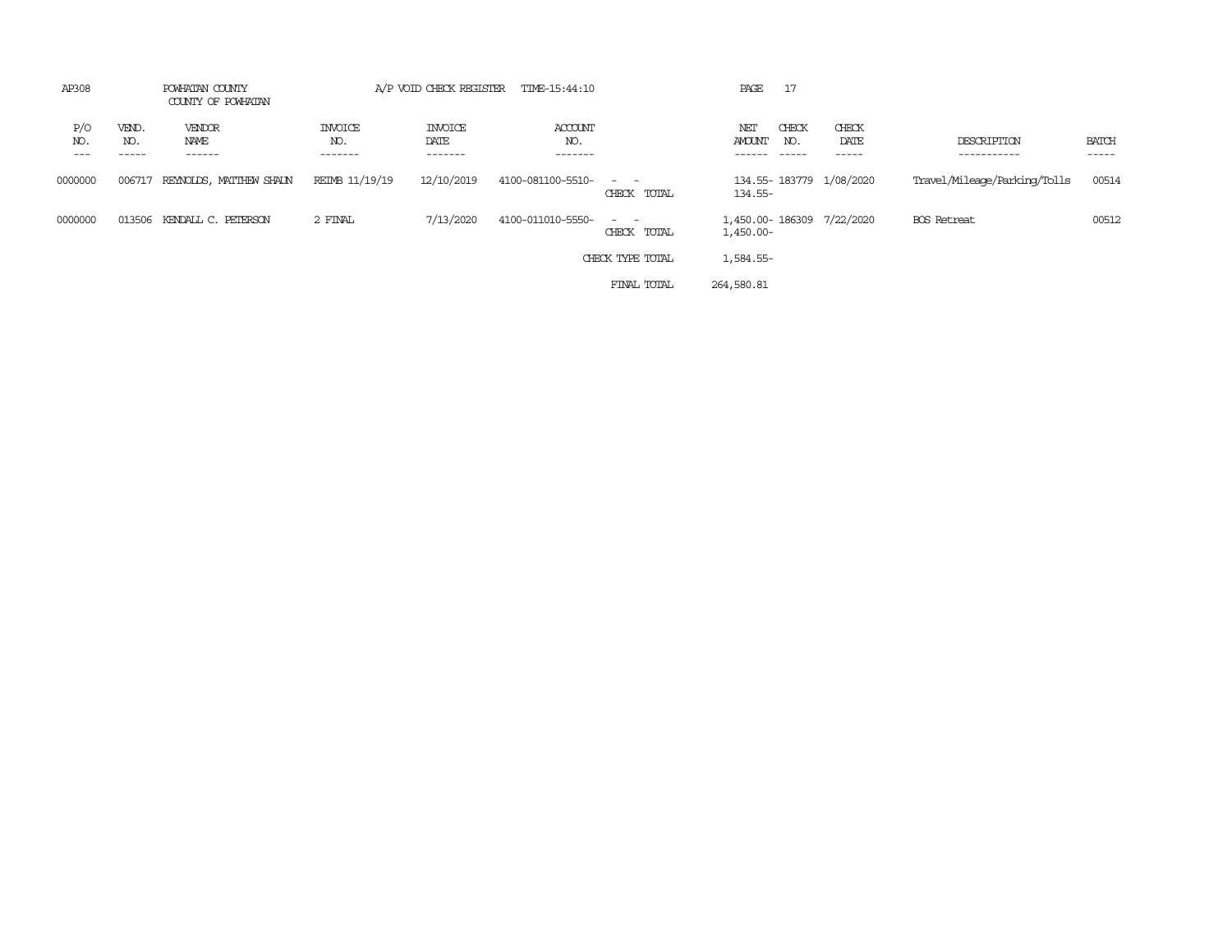AP308 POWHATAN COUNTY A/P VOID CHECK REGISTER TIME-15:44:10

COUNTY OF POWHATAN

| P/O NO. | VEND. NO. | VENDOR NAME | INVOICE NO. | INVOICE DATE | ACCOUNT NO. | | NET AMOUNT | CHECK NO. | CHECK DATE | DESCRIPTION | BATCH |
|---|---|---|---|---|---|---|---|---|---|---|---|
| 0000000 | 006717 | REYNOLDS, MATTHEW SHAUN | REIMB 11/19/19 | 12/10/2019 | 4100-081100-5510- | - - | 134.55- | 183779 | 1/08/2020 | Travel/Mileage/Parking/Tolls | 00514 |
| | | | | | | CHECK TOTAL | 134.55- | | | | |
| 0000000 | 013506 | KENDALL C. PETERSON | 2 FINAL | 7/13/2020 | 4100-011010-5550- | - - | 1,450.00- | 186309 | 7/22/2020 | BOS Retreat | 00512 |
| | | | | | | CHECK TOTAL | 1,450.00- | | | | |
| | | | | | | CHECK TYPE TOTAL | 1,584.55- | | | | |
| | | | | | | FINAL TOTAL | 264,580.81 | | | | |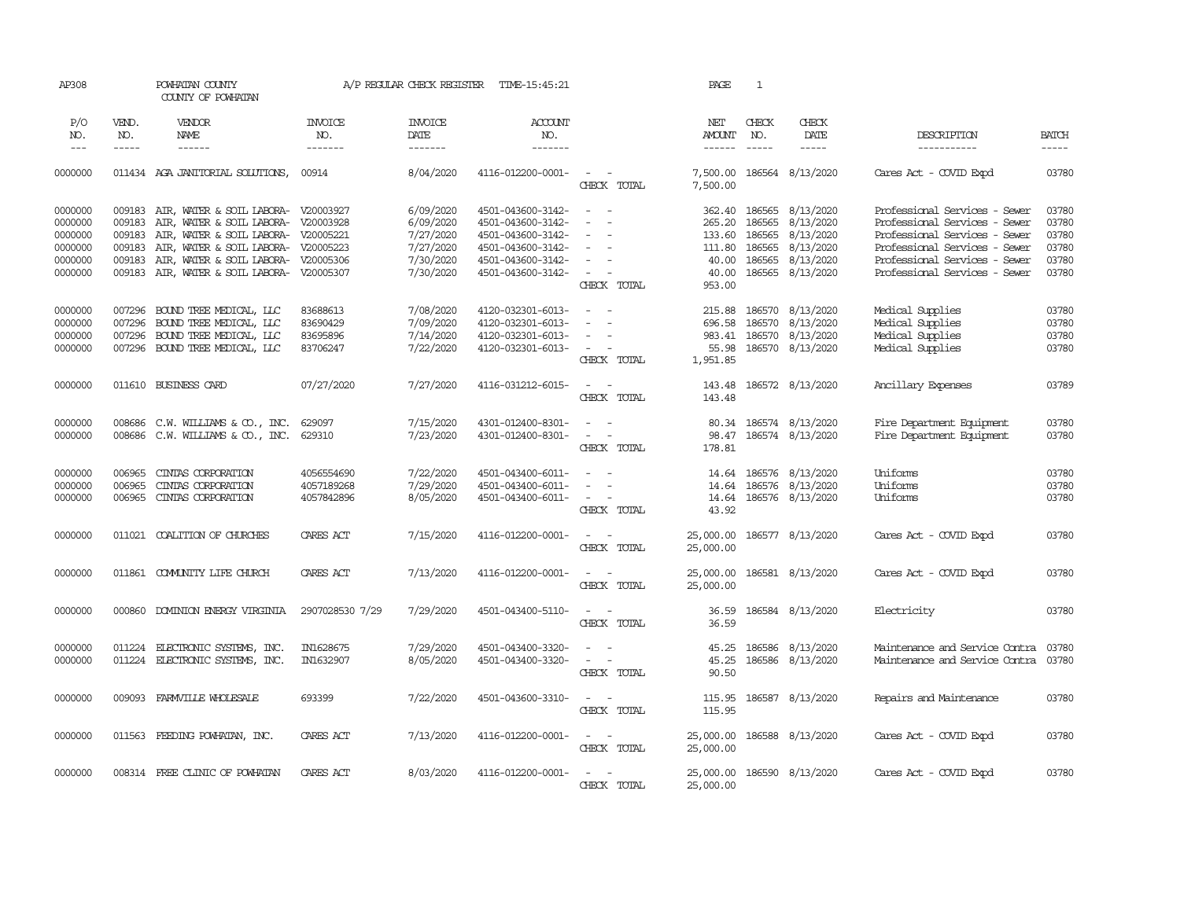AP308 POWHATAN COUNTY A/P REGULAR CHECK REGISTER TIME-15:45:21 PAGE 1

COUNTY OF POWHATAN

| P/O NO. | VEND. NO. | VENDOR NAME | INVOICE NO. | INVOICE DATE | ACCOUNT NO. | | NET AMOUNT | CHECK NO. | CHECK DATE | DESCRIPTION | BATCH |
|---|---|---|---|---|---|---|---|---|---|---|---|
| 0000000 | 011434 | AGA JANITORIAL SOLUTIONS, | 00914 | 8/04/2020 | 4116-012200-0001- | - - | 7,500.00 | 186564 | 8/13/2020 | Cares Act - COVID Expd | 03780 |
| | | | | | | CHECK TOTAL | 7,500.00 | | | | |
| 0000000 | 009183 | AIR, WATER & SOIL LABORA- | V20003927 | 6/09/2020 | 4501-043600-3142- | - - | 362.40 | 186565 | 8/13/2020 | Professional Services - Sewer | 03780 |
| 0000000 | 009183 | AIR, WATER & SOIL LABORA- | V20003928 | 6/09/2020 | 4501-043600-3142- | - - | 265.20 | 186565 | 8/13/2020 | Professional Services - Sewer | 03780 |
| 0000000 | 009183 | AIR, WATER & SOIL LABORA- | V20005221 | 7/27/2020 | 4501-043600-3142- | - - | 133.60 | 186565 | 8/13/2020 | Professional Services - Sewer | 03780 |
| 0000000 | 009183 | AIR, WATER & SOIL LABORA- | V20005223 | 7/27/2020 | 4501-043600-3142- | - - | 111.80 | 186565 | 8/13/2020 | Professional Services - Sewer | 03780 |
| 0000000 | 009183 | AIR, WATER & SOIL LABORA- | V20005306 | 7/30/2020 | 4501-043600-3142- | - - | 40.00 | 186565 | 8/13/2020 | Professional Services - Sewer | 03780 |
| 0000000 | 009183 | AIR, WATER & SOIL LABORA- | V20005307 | 7/30/2020 | 4501-043600-3142- | - - | 40.00 | 186565 | 8/13/2020 | Professional Services - Sewer | 03780 |
| | | | | | | CHECK TOTAL | 953.00 | | | | |
| 0000000 | 007296 | BOUND TREE MEDICAL, LLC | 83688613 | 7/08/2020 | 4120-032301-6013- | - - | 215.88 | 186570 | 8/13/2020 | Medical Supplies | 03780 |
| 0000000 | 007296 | BOUND TREE MEDICAL, LLC | 83690429 | 7/09/2020 | 4120-032301-6013- | - - | 696.58 | 186570 | 8/13/2020 | Medical Supplies | 03780 |
| 0000000 | 007296 | BOUND TREE MEDICAL, LLC | 83695896 | 7/14/2020 | 4120-032301-6013- | - - | 983.41 | 186570 | 8/13/2020 | Medical Supplies | 03780 |
| 0000000 | 007296 | BOUND TREE MEDICAL, LLC | 83706247 | 7/22/2020 | 4120-032301-6013- | - - | 55.98 | 186570 | 8/13/2020 | Medical Supplies | 03780 |
| | | | | | | CHECK TOTAL | 1,951.85 | | | | |
| 0000000 | 011610 | BUSINESS CARD | 07/27/2020 | 7/27/2020 | 4116-031212-6015- | - - | 143.48 | 186572 | 8/13/2020 | Ancillary Expenses | 03789 |
| | | | | | | CHECK TOTAL | 143.48 | | | | |
| 0000000 | 008686 | C.W. WILLIAMS & CO., INC. | 629097 | 7/15/2020 | 4301-012400-8301- | - - | 80.34 | 186574 | 8/13/2020 | Fire Department Equipment | 03780 |
| 0000000 | 008686 | C.W. WILLIAMS & CO., INC. | 629310 | 7/23/2020 | 4301-012400-8301- | - - | 98.47 | 186574 | 8/13/2020 | Fire Department Equipment | 03780 |
| | | | | | | CHECK TOTAL | 178.81 | | | | |
| 0000000 | 006965 | CINTAS CORPORATION | 4056554690 | 7/22/2020 | 4501-043400-6011- | - - | 14.64 | 186576 | 8/13/2020 | Uniforms | 03780 |
| 0000000 | 006965 | CINTAS CORPORATION | 4057189268 | 7/29/2020 | 4501-043400-6011- | - - | 14.64 | 186576 | 8/13/2020 | Uniforms | 03780 |
| 0000000 | 006965 | CINTAS CORPORATION | 4057842896 | 8/05/2020 | 4501-043400-6011- | - - | 14.64 | 186576 | 8/13/2020 | Uniforms | 03780 |
| | | | | | | CHECK TOTAL | 43.92 | | | | |
| 0000000 | 011021 | COALITION OF CHURCHES | CARES ACT | 7/15/2020 | 4116-012200-0001- | - - | 25,000.00 | 186577 | 8/13/2020 | Cares Act - COVID Expd | 03780 |
| | | | | | | CHECK TOTAL | 25,000.00 | | | | |
| 0000000 | 011861 | COMMUNITY LIFE CHURCH | CARES ACT | 7/13/2020 | 4116-012200-0001- | - - | 25,000.00 | 186581 | 8/13/2020 | Cares Act - COVID Expd | 03780 |
| | | | | | | CHECK TOTAL | 25,000.00 | | | | |
| 0000000 | 000860 | DOMINION ENERGY VIRGINIA | 2907028530 7/29 | 7/29/2020 | 4501-043400-5110- | - - | 36.59 | 186584 | 8/13/2020 | Electricity | 03780 |
| | | | | | | CHECK TOTAL | 36.59 | | | | |
| 0000000 | 011224 | ELECTRONIC SYSTEMS, INC. | IN1628675 | 7/29/2020 | 4501-043400-3320- | - - | 45.25 | 186586 | 8/13/2020 | Maintenance and Service Contra | 03780 |
| 0000000 | 011224 | ELECTRONIC SYSTEMS, INC. | IN1632907 | 8/05/2020 | 4501-043400-3320- | - - | 45.25 | 186586 | 8/13/2020 | Maintenance and Service Contra | 03780 |
| | | | | | | CHECK TOTAL | 90.50 | | | | |
| 0000000 | 009093 | FARMVILLE WHOLESALE | 693399 | 7/22/2020 | 4501-043600-3310- | - - | 115.95 | 186587 | 8/13/2020 | Repairs and Maintenance | 03780 |
| | | | | | | CHECK TOTAL | 115.95 | | | | |
| 0000000 | 011563 | FEEDING POWHATAN, INC. | CARES ACT | 7/13/2020 | 4116-012200-0001- | - - | 25,000.00 | 186588 | 8/13/2020 | Cares Act - COVID Expd | 03780 |
| | | | | | | CHECK TOTAL | 25,000.00 | | | | |
| 0000000 | 008314 | FREE CLINIC OF POWHATAN | CARES ACT | 8/03/2020 | 4116-012200-0001- | - - | 25,000.00 | 186590 | 8/13/2020 | Cares Act - COVID Expd | 03780 |
| | | | | | | CHECK TOTAL | 25,000.00 | | | | |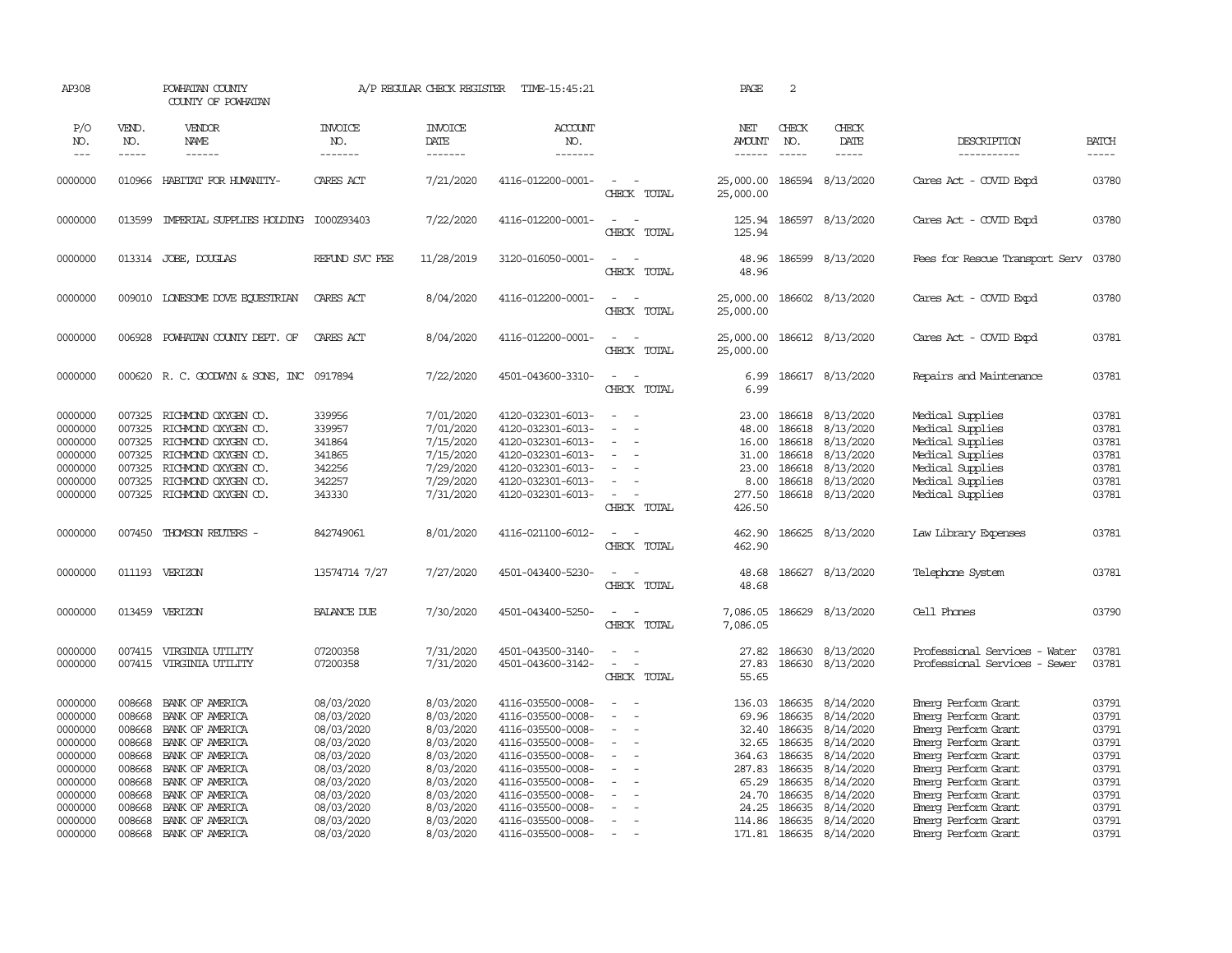AP308 POWHATAN COUNTY A/P REGULAR CHECK REGISTER TIME-15:45:21 PAGE 2

COUNTY OF POWHATAN

| P/O NO. | VEND. NO. | VENDOR NAME | INVOICE NO. | INVOICE DATE | ACCOUNT NO. | | NET AMOUNT | CHECK NO. | CHECK DATE | DESCRIPTION | BATCH |
|---|---|---|---|---|---|---|---|---|---|---|---|
| 0000000 | 010966 | HABITAT FOR HUMANITY- | CARES ACT | 7/21/2020 | 4116-012200-0001- | - - | 25,000.00 | 186594 | 8/13/2020 | Cares Act - COVID Expd | 03780 |
| | | | | | | CHECK TOTAL | 25,000.00 | | | | |
| 0000000 | 013599 | IMPERIAL SUPPLIES HOLDING | I000Z93403 | 7/22/2020 | 4116-012200-0001- | - - | 125.94 | 186597 | 8/13/2020 | Cares Act - COVID Expd | 03780 |
| | | | | | | CHECK TOTAL | 125.94 | | | | |
| 0000000 | 013314 | JOBE, DOUGLAS | REFUND SVC FEE | 11/28/2019 | 3120-016050-0001- | - - | 48.96 | 186599 | 8/13/2020 | Fees for Rescue Transport Serv | 03780 |
| | | | | | | CHECK TOTAL | 48.96 | | | | |
| 0000000 | 009010 | LONESOME DOVE EQUESTRIAN | CARES ACT | 8/04/2020 | 4116-012200-0001- | - - | 25,000.00 | 186602 | 8/13/2020 | Cares Act - COVID Expd | 03780 |
| | | | | | | CHECK TOTAL | 25,000.00 | | | | |
| 0000000 | 006928 | POWHATAN COUNTY DEPT. OF | CARES ACT | 8/04/2020 | 4116-012200-0001- | - - | 25,000.00 | 186612 | 8/13/2020 | Cares Act - COVID Expd | 03781 |
| | | | | | | CHECK TOTAL | 25,000.00 | | | | |
| 0000000 | 000620 | R. C. GOODWYN & SONS, INC | 0917894 | 7/22/2020 | 4501-043600-3310- | - - | 6.99 | 186617 | 8/13/2020 | Repairs and Maintenance | 03781 |
| | | | | | | CHECK TOTAL | 6.99 | | | | |
| 0000000 | 007325 | RICHMOND OXYGEN CO. | 339956 | 7/01/2020 | 4120-032301-6013- | - - | 23.00 | 186618 | 8/13/2020 | Medical Supplies | 03781 |
| 0000000 | 007325 | RICHMOND OXYGEN CO. | 339957 | 7/01/2020 | 4120-032301-6013- | - - | 48.00 | 186618 | 8/13/2020 | Medical Supplies | 03781 |
| 0000000 | 007325 | RICHMOND OXYGEN CO. | 341864 | 7/15/2020 | 4120-032301-6013- | - - | 16.00 | 186618 | 8/13/2020 | Medical Supplies | 03781 |
| 0000000 | 007325 | RICHMOND OXYGEN CO. | 341865 | 7/15/2020 | 4120-032301-6013- | - - | 31.00 | 186618 | 8/13/2020 | Medical Supplies | 03781 |
| 0000000 | 007325 | RICHMOND OXYGEN CO. | 342256 | 7/29/2020 | 4120-032301-6013- | - - | 23.00 | 186618 | 8/13/2020 | Medical Supplies | 03781 |
| 0000000 | 007325 | RICHMOND OXYGEN CO. | 342257 | 7/29/2020 | 4120-032301-6013- | - - | 8.00 | 186618 | 8/13/2020 | Medical Supplies | 03781 |
| 0000000 | 007325 | RICHMOND OXYGEN CO. | 343330 | 7/31/2020 | 4120-032301-6013- | - - | 277.50 | 186618 | 8/13/2020 | Medical Supplies | 03781 |
| | | | | | | CHECK TOTAL | 426.50 | | | | |
| 0000000 | 007450 | THOMSON REUTERS - | 842749061 | 8/01/2020 | 4116-021100-6012- | - - | 462.90 | 186625 | 8/13/2020 | Law Library Expenses | 03781 |
| | | | | | | CHECK TOTAL | 462.90 | | | | |
| 0000000 | 011193 | VERIZON | 13574714 7/27 | 7/27/2020 | 4501-043400-5230- | - - | 48.68 | 186627 | 8/13/2020 | Telephone System | 03781 |
| | | | | | | CHECK TOTAL | 48.68 | | | | |
| 0000000 | 013459 | VERIZON | BALANCE DUE | 7/30/2020 | 4501-043400-5250- | - - | 7,086.05 | 186629 | 8/13/2020 | Cell Phones | 03790 |
| | | | | | | CHECK TOTAL | 7,086.05 | | | | |
| 0000000 | 007415 | VIRGINIA UTILITY | 07200358 | 7/31/2020 | 4501-043500-3140- | - - | 27.82 | 186630 | 8/13/2020 | Professional Services - Water | 03781 |
| 0000000 | 007415 | VIRGINIA UTILITY | 07200358 | 7/31/2020 | 4501-043600-3142- | - - | 27.83 | 186630 | 8/13/2020 | Professional Services - Sewer | 03781 |
| | | | | | | CHECK TOTAL | 55.65 | | | | |
| 0000000 | 008668 | BANK OF AMERICA | 08/03/2020 | 8/03/2020 | 4116-035500-0008- | - - | 136.03 | 186635 | 8/14/2020 | Emerg Perform Grant | 03791 |
| 0000000 | 008668 | BANK OF AMERICA | 08/03/2020 | 8/03/2020 | 4116-035500-0008- | - - | 69.96 | 186635 | 8/14/2020 | Emerg Perform Grant | 03791 |
| 0000000 | 008668 | BANK OF AMERICA | 08/03/2020 | 8/03/2020 | 4116-035500-0008- | - - | 32.40 | 186635 | 8/14/2020 | Emerg Perform Grant | 03791 |
| 0000000 | 008668 | BANK OF AMERICA | 08/03/2020 | 8/03/2020 | 4116-035500-0008- | - - | 32.65 | 186635 | 8/14/2020 | Emerg Perform Grant | 03791 |
| 0000000 | 008668 | BANK OF AMERICA | 08/03/2020 | 8/03/2020 | 4116-035500-0008- | - - | 364.63 | 186635 | 8/14/2020 | Emerg Perform Grant | 03791 |
| 0000000 | 008668 | BANK OF AMERICA | 08/03/2020 | 8/03/2020 | 4116-035500-0008- | - - | 287.83 | 186635 | 8/14/2020 | Emerg Perform Grant | 03791 |
| 0000000 | 008668 | BANK OF AMERICA | 08/03/2020 | 8/03/2020 | 4116-035500-0008- | - - | 65.29 | 186635 | 8/14/2020 | Emerg Perform Grant | 03791 |
| 0000000 | 008668 | BANK OF AMERICA | 08/03/2020 | 8/03/2020 | 4116-035500-0008- | - - | 24.70 | 186635 | 8/14/2020 | Emerg Perform Grant | 03791 |
| 0000000 | 008668 | BANK OF AMERICA | 08/03/2020 | 8/03/2020 | 4116-035500-0008- | - - | 24.25 | 186635 | 8/14/2020 | Emerg Perform Grant | 03791 |
| 0000000 | 008668 | BANK OF AMERICA | 08/03/2020 | 8/03/2020 | 4116-035500-0008- | - - | 114.86 | 186635 | 8/14/2020 | Emerg Perform Grant | 03791 |
| 0000000 | 008668 | BANK OF AMERICA | 08/03/2020 | 8/03/2020 | 4116-035500-0008- | - - | 171.81 | 186635 | 8/14/2020 | Emerg Perform Grant | 03791 |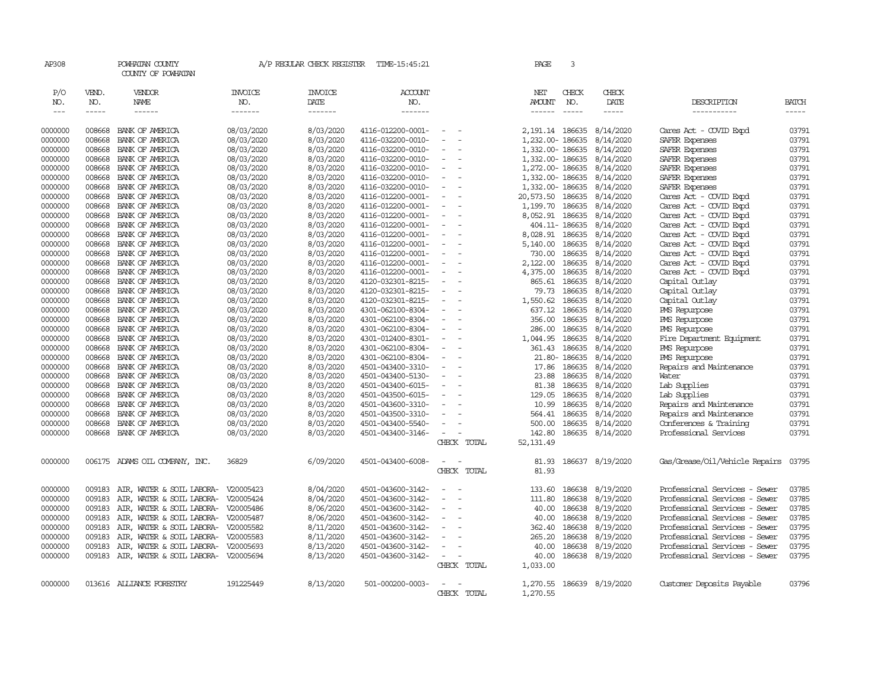AP308 POWHATAN COUNTY A/P REGULAR CHECK REGISTER TIME-15:45:21 PAGE 3

COUNTY OF POWHATAN

| P/O NO. | VEND. NO. | VENDOR NAME | INVOICE NO. | INVOICE DATE | ACCOUNT NO. | | NET AMOUNT | CHECK NO. | CHECK DATE | DESCRIPTION | BATCH |
|---|---|---|---|---|---|---|---|---|---|---|---|
| --- | ----- | ------ | ------- | ------- | ------- | | ------ | ----- | ----- | ----------- | ----- |
| 0000000 | 008668 | BANK OF AMERICA | 08/03/2020 | 8/03/2020 | 4116-012200-0001- | - - | 2,191.14 | 186635 | 8/14/2020 | Cares Act - COVID Expd | 03791 |
| 0000000 | 008668 | BANK OF AMERICA | 08/03/2020 | 8/03/2020 | 4116-032200-0010- | - - | 1,232.00- | 186635 | 8/14/2020 | SAFER Expenses | 03791 |
| 0000000 | 008668 | BANK OF AMERICA | 08/03/2020 | 8/03/2020 | 4116-032200-0010- | - - | 1,332.00- | 186635 | 8/14/2020 | SAFER Expenses | 03791 |
| 0000000 | 008668 | BANK OF AMERICA | 08/03/2020 | 8/03/2020 | 4116-032200-0010- | - - | 1,332.00- | 186635 | 8/14/2020 | SAFER Expenses | 03791 |
| 0000000 | 008668 | BANK OF AMERICA | 08/03/2020 | 8/03/2020 | 4116-032200-0010- | - - | 1,272.00- | 186635 | 8/14/2020 | SAFER Expenses | 03791 |
| 0000000 | 008668 | BANK OF AMERICA | 08/03/2020 | 8/03/2020 | 4116-032200-0010- | - - | 1,332.00- | 186635 | 8/14/2020 | SAFER Expenses | 03791 |
| 0000000 | 008668 | BANK OF AMERICA | 08/03/2020 | 8/03/2020 | 4116-032200-0010- | - - | 1,332.00- | 186635 | 8/14/2020 | SAFER Expenses | 03791 |
| 0000000 | 008668 | BANK OF AMERICA | 08/03/2020 | 8/03/2020 | 4116-012200-0001- | - - | 20,573.50 | 186635 | 8/14/2020 | Cares Act - COVID Expd | 03791 |
| 0000000 | 008668 | BANK OF AMERICA | 08/03/2020 | 8/03/2020 | 4116-012200-0001- | - - | 1,199.70 | 186635 | 8/14/2020 | Cares Act - COVID Expd | 03791 |
| 0000000 | 008668 | BANK OF AMERICA | 08/03/2020 | 8/03/2020 | 4116-012200-0001- | - - | 8,052.91 | 186635 | 8/14/2020 | Cares Act - COVID Expd | 03791 |
| 0000000 | 008668 | BANK OF AMERICA | 08/03/2020 | 8/03/2020 | 4116-012200-0001- | - - | 404.11- | 186635 | 8/14/2020 | Cares Act - COVID Expd | 03791 |
| 0000000 | 008668 | BANK OF AMERICA | 08/03/2020 | 8/03/2020 | 4116-012200-0001- | - - | 8,028.91 | 186635 | 8/14/2020 | Cares Act - COVID Expd | 03791 |
| 0000000 | 008668 | BANK OF AMERICA | 08/03/2020 | 8/03/2020 | 4116-012200-0001- | - - | 5,140.00 | 186635 | 8/14/2020 | Cares Act - COVID Expd | 03791 |
| 0000000 | 008668 | BANK OF AMERICA | 08/03/2020 | 8/03/2020 | 4116-012200-0001- | - - | 730.00 | 186635 | 8/14/2020 | Cares Act - COVID Expd | 03791 |
| 0000000 | 008668 | BANK OF AMERICA | 08/03/2020 | 8/03/2020 | 4116-012200-0001- | - - | 2,122.00 | 186635 | 8/14/2020 | Cares Act - COVID Expd | 03791 |
| 0000000 | 008668 | BANK OF AMERICA | 08/03/2020 | 8/03/2020 | 4116-012200-0001- | - - | 4,375.00 | 186635 | 8/14/2020 | Cares Act - COVID Expd | 03791 |
| 0000000 | 008668 | BANK OF AMERICA | 08/03/2020 | 8/03/2020 | 4120-032301-8215- | - - | 865.61 | 186635 | 8/14/2020 | Capital Outlay | 03791 |
| 0000000 | 008668 | BANK OF AMERICA | 08/03/2020 | 8/03/2020 | 4120-032301-8215- | - - | 79.73 | 186635 | 8/14/2020 | Capital Outlay | 03791 |
| 0000000 | 008668 | BANK OF AMERICA | 08/03/2020 | 8/03/2020 | 4120-032301-8215- | - - | 1,550.62 | 186635 | 8/14/2020 | Capital Outlay | 03791 |
| 0000000 | 008668 | BANK OF AMERICA | 08/03/2020 | 8/03/2020 | 4301-062100-8304- | - - | 637.12 | 186635 | 8/14/2020 | PMS Repurpose | 03791 |
| 0000000 | 008668 | BANK OF AMERICA | 08/03/2020 | 8/03/2020 | 4301-062100-8304- | - - | 356.00 | 186635 | 8/14/2020 | PMS Repurpose | 03791 |
| 0000000 | 008668 | BANK OF AMERICA | 08/03/2020 | 8/03/2020 | 4301-062100-8304- | - - | 286.00 | 186635 | 8/14/2020 | PMS Repurpose | 03791 |
| 0000000 | 008668 | BANK OF AMERICA | 08/03/2020 | 8/03/2020 | 4301-012400-8301- | - - | 1,044.95 | 186635 | 8/14/2020 | Fire Department Equipment | 03791 |
| 0000000 | 008668 | BANK OF AMERICA | 08/03/2020 | 8/03/2020 | 4301-062100-8304- | - - | 361.43 | 186635 | 8/14/2020 | PMS Repurpose | 03791 |
| 0000000 | 008668 | BANK OF AMERICA | 08/03/2020 | 8/03/2020 | 4301-062100-8304- | - - | 21.80- | 186635 | 8/14/2020 | PMS Repurpose | 03791 |
| 0000000 | 008668 | BANK OF AMERICA | 08/03/2020 | 8/03/2020 | 4501-043400-3310- | - - | 17.86 | 186635 | 8/14/2020 | Repairs and Maintenance | 03791 |
| 0000000 | 008668 | BANK OF AMERICA | 08/03/2020 | 8/03/2020 | 4501-043400-5130- | - - | 23.88 | 186635 | 8/14/2020 | Water | 03791 |
| 0000000 | 008668 | BANK OF AMERICA | 08/03/2020 | 8/03/2020 | 4501-043400-6015- | - - | 81.38 | 186635 | 8/14/2020 | Lab Supplies | 03791 |
| 0000000 | 008668 | BANK OF AMERICA | 08/03/2020 | 8/03/2020 | 4501-043500-6015- | - - | 129.05 | 186635 | 8/14/2020 | Lab Supplies | 03791 |
| 0000000 | 008668 | BANK OF AMERICA | 08/03/2020 | 8/03/2020 | 4501-043600-3310- | - - | 10.99 | 186635 | 8/14/2020 | Repairs and Maintenance | 03791 |
| 0000000 | 008668 | BANK OF AMERICA | 08/03/2020 | 8/03/2020 | 4501-043500-3310- | - - | 564.41 | 186635 | 8/14/2020 | Repairs and Maintenance | 03791 |
| 0000000 | 008668 | BANK OF AMERICA | 08/03/2020 | 8/03/2020 | 4501-043400-5540- | - - | 500.00 | 186635 | 8/14/2020 | Conferences & Training | 03791 |
| 0000000 | 008668 | BANK OF AMERICA | 08/03/2020 | 8/03/2020 | 4501-043400-3146- | - - | 142.80 | 186635 | 8/14/2020 | Professional Services | 03791 |
| | | | | | | CHECK TOTAL | 52,131.49 | | | | |
| 0000000 | 006175 | ADAMS OIL COMPANY, INC. | 36829 | 6/09/2020 | 4501-043400-6008- | - - | 81.93 | 186637 | 8/19/2020 | Gas/Grease/Oil/Vehicle Repairs | 03795 |
| | | | | | | CHECK TOTAL | 81.93 | | | | |
| 0000000 | 009183 | AIR, WATER & SOIL LABORA- | V20005423 | 8/04/2020 | 4501-043600-3142- | - - | 133.60 | 186638 | 8/19/2020 | Professional Services - Sewer | 03785 |
| 0000000 | 009183 | AIR, WATER & SOIL LABORA- | V20005424 | 8/04/2020 | 4501-043600-3142- | - - | 111.80 | 186638 | 8/19/2020 | Professional Services - Sewer | 03785 |
| 0000000 | 009183 | AIR, WATER & SOIL LABORA- | V20005486 | 8/06/2020 | 4501-043600-3142- | - - | 40.00 | 186638 | 8/19/2020 | Professional Services - Sewer | 03785 |
| 0000000 | 009183 | AIR, WATER & SOIL LABORA- | V20005487 | 8/06/2020 | 4501-043600-3142- | - - | 40.00 | 186638 | 8/19/2020 | Professional Services - Sewer | 03785 |
| 0000000 | 009183 | AIR, WATER & SOIL LABORA- | V20005582 | 8/11/2020 | 4501-043600-3142- | - - | 362.40 | 186638 | 8/19/2020 | Professional Services - Sewer | 03795 |
| 0000000 | 009183 | AIR, WATER & SOIL LABORA- | V20005583 | 8/11/2020 | 4501-043600-3142- | - - | 265.20 | 186638 | 8/19/2020 | Professional Services - Sewer | 03795 |
| 0000000 | 009183 | AIR, WATER & SOIL LABORA- | V20005693 | 8/13/2020 | 4501-043600-3142- | - - | 40.00 | 186638 | 8/19/2020 | Professional Services - Sewer | 03795 |
| 0000000 | 009183 | AIR, WATER & SOIL LABORA- | V20005694 | 8/13/2020 | 4501-043600-3142- | - - | 40.00 | 186638 | 8/19/2020 | Professional Services - Sewer | 03795 |
| | | | | | | CHECK TOTAL | 1,033.00 | | | | |
| 0000000 | 013616 | ALLIANCE FORESTRY | 191225449 | 8/13/2020 | 501-000200-0003- | - - | 1,270.55 | 186639 | 8/19/2020 | Customer Deposits Payable | 03796 |
| | | | | | | CHECK TOTAL | 1,270.55 | | | | |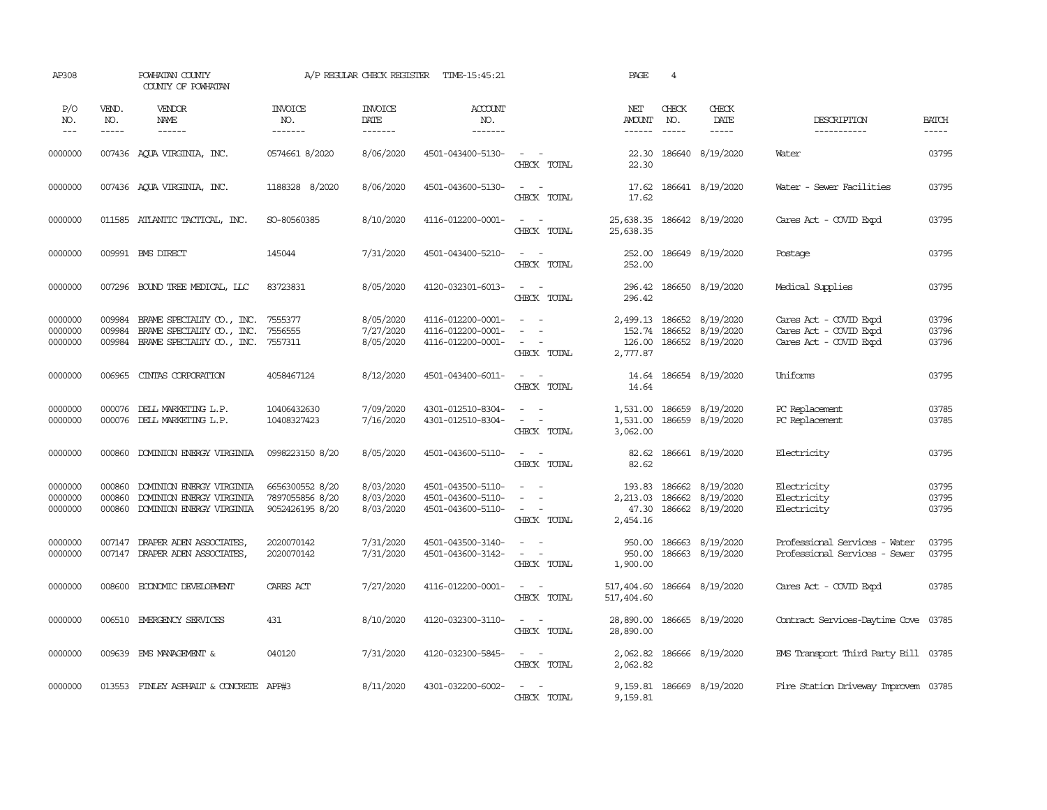AP308 POWHATAN COUNTY A/P REGULAR CHECK REGISTER TIME-15:45:21 PAGE 4

COUNTY OF POWHATAN

| P/O NO. | VEND. NO. | VENDOR NAME | INVOICE NO. | INVOICE DATE | ACCOUNT NO. | | NET AMOUNT | CHECK NO. | CHECK DATE | DESCRIPTION | BATCH |
|---|---|---|---|---|---|---|---|---|---|---|---|
| 0000000 | 007436 | AQUA VIRGINIA, INC. | 0574661 8/2020 | 8/06/2020 | 4501-043400-5130- | - - | 22.30 | 186640 | 8/19/2020 | Water | 03795 |
| | | | | | | CHECK TOTAL | 22.30 | | | | |
| 0000000 | 007436 | AQUA VIRGINIA, INC. | 1188328 8/2020 | 8/06/2020 | 4501-043600-5130- | - - | 17.62 | 186641 | 8/19/2020 | Water - Sewer Facilities | 03795 |
| | | | | | | CHECK TOTAL | 17.62 | | | | |
| 0000000 | 011585 | ATLANTIC TACTICAL, INC. | SO-80560385 | 8/10/2020 | 4116-012200-0001- | - - | 25,638.35 | 186642 | 8/19/2020 | Cares Act - COVID Expd | 03795 |
| | | | | | | CHECK TOTAL | 25,638.35 | | | | |
| 0000000 | 009991 | BMS DIRECT | 145044 | 7/31/2020 | 4501-043400-5210- | - - | 252.00 | 186649 | 8/19/2020 | Postage | 03795 |
| | | | | | | CHECK TOTAL | 252.00 | | | | |
| 0000000 | 007296 | BOUND TREE MEDICAL, LLC | 83723831 | 8/05/2020 | 4120-032301-6013- | - - | 296.42 | 186650 | 8/19/2020 | Medical Supplies | 03795 |
| | | | | | | CHECK TOTAL | 296.42 | | | | |
| 0000000 | 009984 | BRAME SPECIALTY CO., INC. | 7555377 | 8/05/2020 | 4116-012200-0001- | - - | 2,499.13 | 186652 | 8/19/2020 | Cares Act - COVID Expd | 03796 |
| 0000000 | 009984 | BRAME SPECIALTY CO., INC. | 7556555 | 7/27/2020 | 4116-012200-0001- | - - | 152.74 | 186652 | 8/19/2020 | Cares Act - COVID Expd | 03796 |
| 0000000 | 009984 | BRAME SPECIALTY CO., INC. | 7557311 | 8/05/2020 | 4116-012200-0001- | - - | 126.00 | 186652 | 8/19/2020 | Cares Act - COVID Expd | 03796 |
| | | | | | | CHECK TOTAL | 2,777.87 | | | | |
| 0000000 | 006965 | CINTAS CORPORATION | 4058467124 | 8/12/2020 | 4501-043400-6011- | - - | 14.64 | 186654 | 8/19/2020 | Uniforms | 03795 |
| | | | | | | CHECK TOTAL | 14.64 | | | | |
| 0000000 | 000076 | DELL MARKETING L.P. | 10406432630 | 7/09/2020 | 4301-012510-8304- | - - | 1,531.00 | 186659 | 8/19/2020 | PC Replacement | 03785 |
| 0000000 | 000076 | DELL MARKETING L.P. | 10408327423 | 7/16/2020 | 4301-012510-8304- | - - | 1,531.00 | 186659 | 8/19/2020 | PC Replacement | 03785 |
| | | | | | | CHECK TOTAL | 3,062.00 | | | | |
| 0000000 | 000860 | DOMINION ENERGY VIRGINIA | 0998223150 8/20 | 8/05/2020 | 4501-043600-5110- | - - | 82.62 | 186661 | 8/19/2020 | Electricity | 03795 |
| | | | | | | CHECK TOTAL | 82.62 | | | | |
| 0000000 | 000860 | DOMINION ENERGY VIRGINIA | 6656300552 8/20 | 8/03/2020 | 4501-043500-5110- | - - | 193.83 | 186662 | 8/19/2020 | Electricity | 03795 |
| 0000000 | 000860 | DOMINION ENERGY VIRGINIA | 7897055856 8/20 | 8/03/2020 | 4501-043600-5110- | - - | 2,213.03 | 186662 | 8/19/2020 | Electricity | 03795 |
| 0000000 | 000860 | DOMINION ENERGY VIRGINIA | 9052426195 8/20 | 8/03/2020 | 4501-043600-5110- | - - | 47.30 | 186662 | 8/19/2020 | Electricity | 03795 |
| | | | | | | CHECK TOTAL | 2,454.16 | | | | |
| 0000000 | 007147 | DRAPER ADEN ASSOCIATES, | 2020070142 | 7/31/2020 | 4501-043500-3140- | - - | 950.00 | 186663 | 8/19/2020 | Professional Services - Water | 03795 |
| 0000000 | 007147 | DRAPER ADEN ASSOCIATES, | 2020070142 | 7/31/2020 | 4501-043600-3142- | - - | 950.00 | 186663 | 8/19/2020 | Professional Services - Sewer | 03795 |
| | | | | | | CHECK TOTAL | 1,900.00 | | | | |
| 0000000 | 008600 | ECONOMIC DEVELOPMENT | CARES ACT | 7/27/2020 | 4116-012200-0001- | - - | 517,404.60 | 186664 | 8/19/2020 | Cares Act - COVID Expd | 03785 |
| | | | | | | CHECK TOTAL | 517,404.60 | | | | |
| 0000000 | 006510 | EMERGENCY SERVICES | 431 | 8/10/2020 | 4120-032300-3110- | - - | 28,890.00 | 186665 | 8/19/2020 | Contract Services-Daytime Cove | 03785 |
| | | | | | | CHECK TOTAL | 28,890.00 | | | | |
| 0000000 | 009639 | EMS MANAGEMENT & | 040120 | 7/31/2020 | 4120-032300-5845- | - - | 2,062.82 | 186666 | 8/19/2020 | EMS Transport Third Party Bill | 03785 |
| | | | | | | CHECK TOTAL | 2,062.82 | | | | |
| 0000000 | 013553 | FINLEY ASPHALT & CONCRETE | APP#3 | 8/11/2020 | 4301-032200-6002- | - - | 9,159.81 | 186669 | 8/19/2020 | Fire Station Driveway Improvem | 03785 |
| | | | | | | CHECK TOTAL | 9,159.81 | | | | |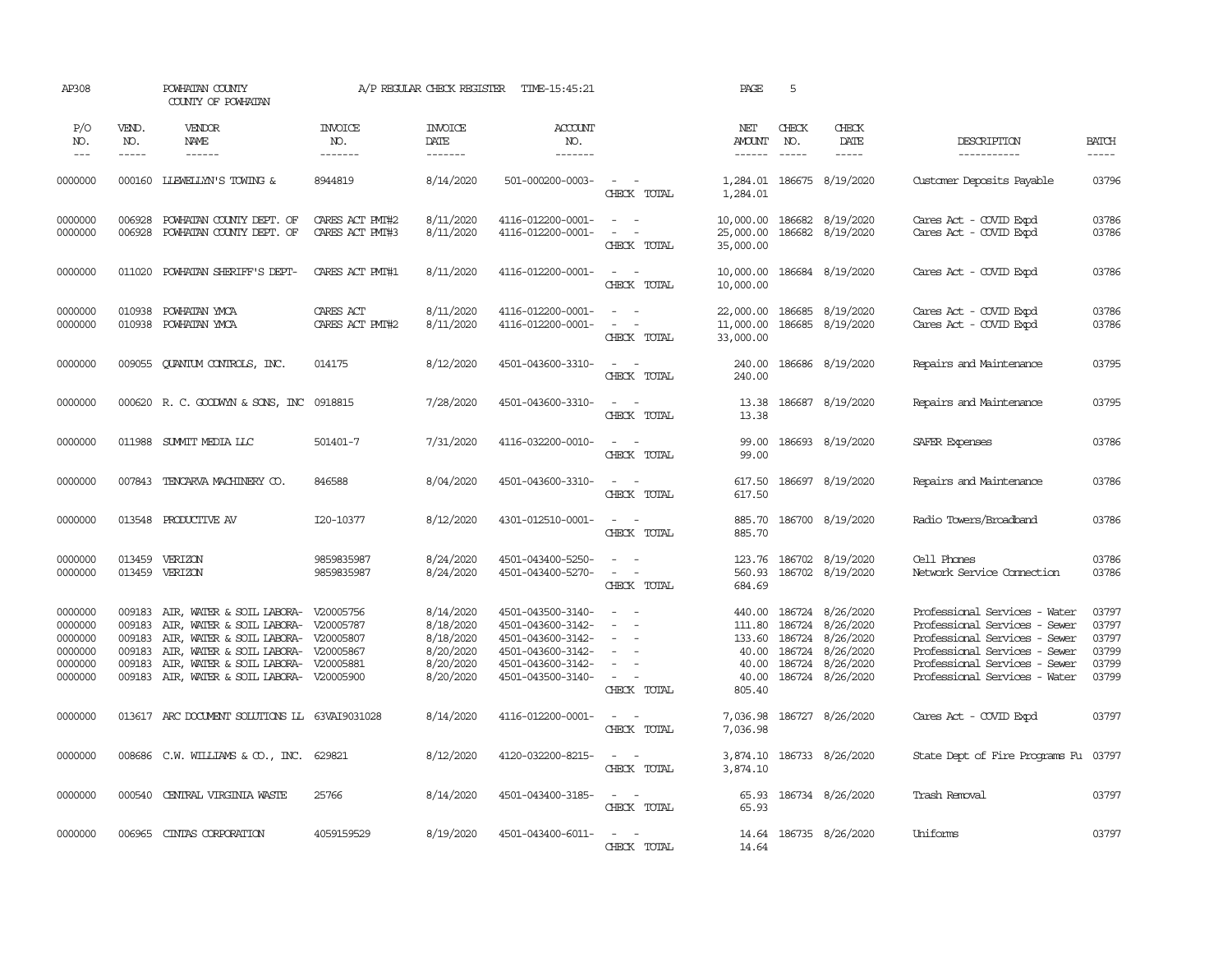AP308 POWHATAN COUNTY A/P REGULAR CHECK REGISTER TIME-15:45:21 PAGE 5

COUNTY OF POWHATAN

| P/O NO. | VEND. NO. | VENDOR NAME | INVOICE NO. | INVOICE DATE | ACCOUNT NO. | | NET AMOUNT | CHECK NO. | CHECK DATE | DESCRIPTION | BATCH |
|---|---|---|---|---|---|---|---|---|---|---|---|
| 0000000 | 000160 | LLEWELLYN'S TOWING & | 8944819 | 8/14/2020 | 501-000200-0003- | - - | 1,284.01 | 186675 | 8/19/2020 | Customer Deposits Payable | 03796 |
| | | | | | | CHECK TOTAL | 1,284.01 | | | | |
| 0000000 | 006928 | POWHATAN COUNTY DEPT. OF | CARES ACT PMT#2 | 8/11/2020 | 4116-012200-0001- | - - | 10,000.00 | 186682 | 8/19/2020 | Cares Act - COVID Expd | 03786 |
| 0000000 | 006928 | POWHATAN COUNTY DEPT. OF | CARES ACT PMT#3 | 8/11/2020 | 4116-012200-0001- | - - | 25,000.00 | 186682 | 8/19/2020 | Cares Act - COVID Expd | 03786 |
| | | | | | | CHECK TOTAL | 35,000.00 | | | | |
| 0000000 | 011020 | POWHATAN SHERIFF'S DEPT- | CARES ACT PMT#1 | 8/11/2020 | 4116-012200-0001- | - - | 10,000.00 | 186684 | 8/19/2020 | Cares Act - COVID Expd | 03786 |
| | | | | | | CHECK TOTAL | 10,000.00 | | | | |
| 0000000 | 010938 | POWHATAN YMCA | CARES ACT | 8/11/2020 | 4116-012200-0001- | - - | 22,000.00 | 186685 | 8/19/2020 | Cares Act - COVID Expd | 03786 |
| 0000000 | 010938 | POWHATAN YMCA | CARES ACT PMT#2 | 8/11/2020 | 4116-012200-0001- | - - | 11,000.00 | 186685 | 8/19/2020 | Cares Act - COVID Expd | 03786 |
| | | | | | | CHECK TOTAL | 33,000.00 | | | | |
| 0000000 | 009055 | QUANTUM CONTROLS, INC. | 014175 | 8/12/2020 | 4501-043600-3310- | - - | 240.00 | 186686 | 8/19/2020 | Repairs and Maintenance | 03795 |
| | | | | | | CHECK TOTAL | 240.00 | | | | |
| 0000000 | 000620 | R. C. GOODWYN & SONS, INC | 0918815 | 7/28/2020 | 4501-043600-3310- | - - | 13.38 | 186687 | 8/19/2020 | Repairs and Maintenance | 03795 |
| | | | | | | CHECK TOTAL | 13.38 | | | | |
| 0000000 | 011988 | SUMMIT MEDIA LLC | 501401-7 | 7/31/2020 | 4116-032200-0010- | - - | 99.00 | 186693 | 8/19/2020 | SAFER Expenses | 03786 |
| | | | | | | CHECK TOTAL | 99.00 | | | | |
| 0000000 | 007843 | TENCARVA MACHINERY CO. | 846588 | 8/04/2020 | 4501-043600-3310- | - - | 617.50 | 186697 | 8/19/2020 | Repairs and Maintenance | 03786 |
| | | | | | | CHECK TOTAL | 617.50 | | | | |
| 0000000 | 013548 | PRODUCTIVE AV | I20-10377 | 8/12/2020 | 4301-012510-0001- | - - | 885.70 | 186700 | 8/19/2020 | Radio Towers/Broadband | 03786 |
| | | | | | | CHECK TOTAL | 885.70 | | | | |
| 0000000 | 013459 | VERIZON | 9859835987 | 8/24/2020 | 4501-043400-5250- | - - | 123.76 | 186702 | 8/19/2020 | Cell Phones | 03786 |
| 0000000 | 013459 | VERIZON | 9859835987 | 8/24/2020 | 4501-043400-5270- | - - | 560.93 | 186702 | 8/19/2020 | Network Service Connection | 03786 |
| | | | | | | CHECK TOTAL | 684.69 | | | | |
| 0000000 | 009183 | AIR, WATER & SOIL LABORA- | V20005756 | 8/14/2020 | 4501-043500-3140- | - - | 440.00 | 186724 | 8/26/2020 | Professional Services - Water | 03797 |
| 0000000 | 009183 | AIR, WATER & SOIL LABORA- | V20005787 | 8/18/2020 | 4501-043600-3142- | - - | 111.80 | 186724 | 8/26/2020 | Professional Services - Sewer | 03797 |
| 0000000 | 009183 | AIR, WATER & SOIL LABORA- | V20005807 | 8/18/2020 | 4501-043600-3142- | - - | 133.60 | 186724 | 8/26/2020 | Professional Services - Sewer | 03797 |
| 0000000 | 009183 | AIR, WATER & SOIL LABORA- | V20005867 | 8/20/2020 | 4501-043600-3142- | - - | 40.00 | 186724 | 8/26/2020 | Professional Services - Sewer | 03799 |
| 0000000 | 009183 | AIR, WATER & SOIL LABORA- | V20005881 | 8/20/2020 | 4501-043600-3142- | - - | 40.00 | 186724 | 8/26/2020 | Professional Services - Sewer | 03799 |
| 0000000 | 009183 | AIR, WATER & SOIL LABORA- | V20005900 | 8/20/2020 | 4501-043500-3140- | - - | 40.00 | 186724 | 8/26/2020 | Professional Services - Water | 03799 |
| | | | | | | CHECK TOTAL | 805.40 | | | | |
| 0000000 | 013617 | ARC DOCUMENT SOLUTIONS LL | 63VAI9031028 | 8/14/2020 | 4116-012200-0001- | - - | 7,036.98 | 186727 | 8/26/2020 | Cares Act - COVID Expd | 03797 |
| | | | | | | CHECK TOTAL | 7,036.98 | | | | |
| 0000000 | 008686 | C.W. WILLIAMS & CO., INC. | 629821 | 8/12/2020 | 4120-032200-8215- | - - | 3,874.10 | 186733 | 8/26/2020 | State Dept of Fire Programs Fu | 03797 |
| | | | | | | CHECK TOTAL | 3,874.10 | | | | |
| 0000000 | 000540 | CENTRAL VIRGINIA WASTE | 25766 | 8/14/2020 | 4501-043400-3185- | - - | 65.93 | 186734 | 8/26/2020 | Trash Removal | 03797 |
| | | | | | | CHECK TOTAL | 65.93 | | | | |
| 0000000 | 006965 | CINTAS CORPORATION | 4059159529 | 8/19/2020 | 4501-043400-6011- | - - | 14.64 | 186735 | 8/26/2020 | Uniforms | 03797 |
| | | | | | | CHECK TOTAL | 14.64 | | | | |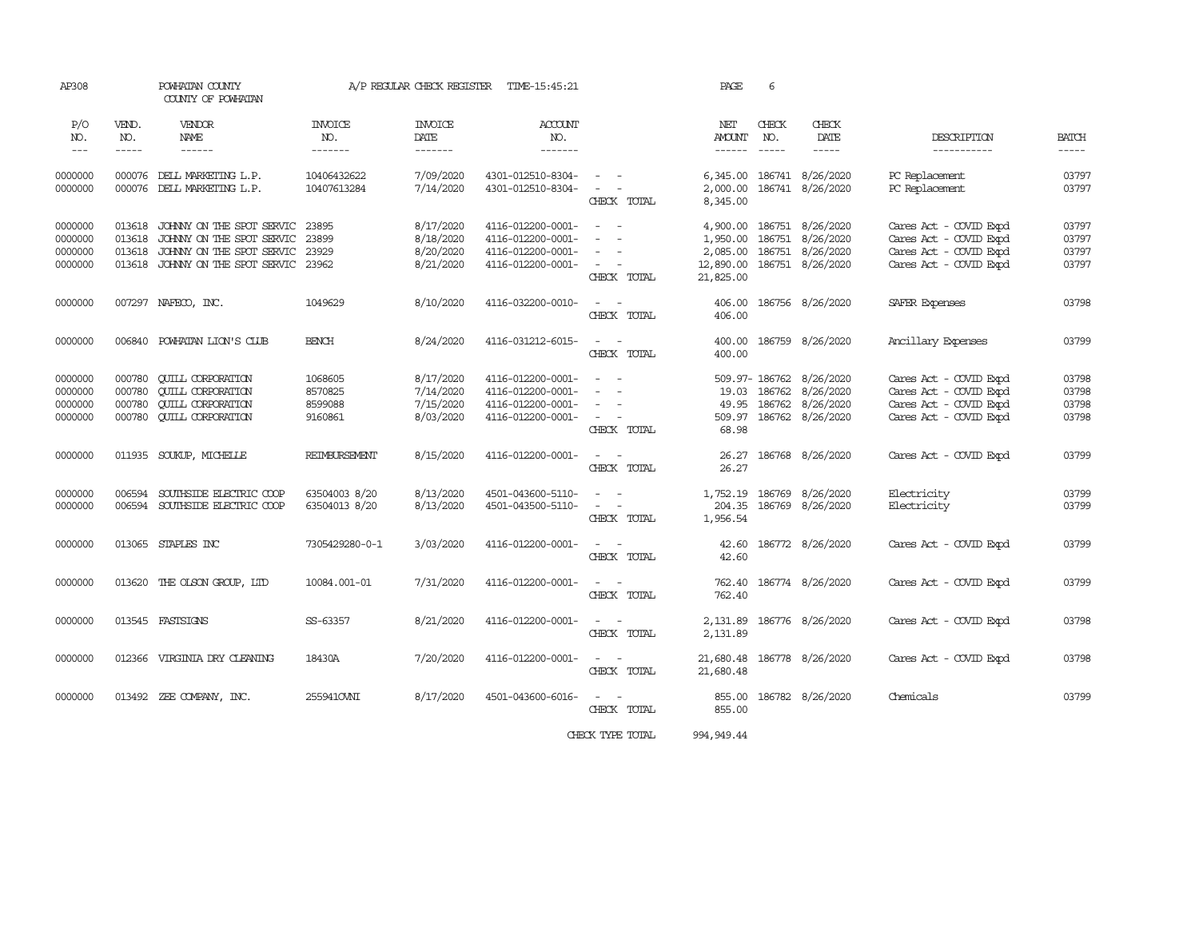AP308 POWHATAN COUNTY A/P REGULAR CHECK REGISTER TIME-15:45:21 PAGE 6

COUNTY OF POWHATAN

| P/O NO. | VEND. NO. | VENDOR NAME | INVOICE NO. | INVOICE DATE | ACCOUNT NO. | | NET AMOUNT | CHECK NO. | CHECK DATE | DESCRIPTION | BATCH |
|---|---|---|---|---|---|---|---|---|---|---|---|
| 0000000 | 000076 | DELL MARKETING L.P. | 10406432622 | 7/09/2020 | 4301-012510-8304- | - - | 6,345.00 | 186741 | 8/26/2020 | PC Replacement | 03797 |
| 0000000 | 000076 | DELL MARKETING L.P. | 10407613284 | 7/14/2020 | 4301-012510-8304- | - - | 2,000.00 | 186741 | 8/26/2020 | PC Replacement | 03797 |
| | | | | | | CHECK TOTAL | 8,345.00 | | | | |
| 0000000 | 013618 | JOHNNY ON THE SPOT SERVIC | 23895 | 8/17/2020 | 4116-012200-0001- | - - | 4,900.00 | 186751 | 8/26/2020 | Cares Act - COVID Expd | 03797 |
| 0000000 | 013618 | JOHNNY ON THE SPOT SERVIC | 23899 | 8/18/2020 | 4116-012200-0001- | - - | 1,950.00 | 186751 | 8/26/2020 | Cares Act - COVID Expd | 03797 |
| 0000000 | 013618 | JOHNNY ON THE SPOT SERVIC | 23929 | 8/20/2020 | 4116-012200-0001- | - - | 2,085.00 | 186751 | 8/26/2020 | Cares Act - COVID Expd | 03797 |
| 0000000 | 013618 | JOHNNY ON THE SPOT SERVIC | 23962 | 8/21/2020 | 4116-012200-0001- | - - | 12,890.00 | 186751 | 8/26/2020 | Cares Act - COVID Expd | 03797 |
| | | | | | | CHECK TOTAL | 21,825.00 | | | | |
| 0000000 | 007297 | NAFECO, INC. | 1049629 | 8/10/2020 | 4116-032200-0010- | - - | 406.00 | 186756 | 8/26/2020 | SAFER Expenses | 03798 |
| | | | | | | CHECK TOTAL | 406.00 | | | | |
| 0000000 | 006840 | POWHATAN LION'S CLUB | BENCH | 8/24/2020 | 4116-031212-6015- | - - | 400.00 | 186759 | 8/26/2020 | Ancillary Expenses | 03799 |
| | | | | | | CHECK TOTAL | 400.00 | | | | |
| 0000000 | 000780 | QUILL CORPORATION | 1068605 | 8/17/2020 | 4116-012200-0001- | - - | 509.97- | 186762 | 8/26/2020 | Cares Act - COVID Expd | 03798 |
| 0000000 | 000780 | QUILL CORPORATION | 8570825 | 7/14/2020 | 4116-012200-0001- | - - | 19.03 | 186762 | 8/26/2020 | Cares Act - COVID Expd | 03798 |
| 0000000 | 000780 | QUILL CORPORATION | 8599088 | 7/15/2020 | 4116-012200-0001- | - - | 49.95 | 186762 | 8/26/2020 | Cares Act - COVID Expd | 03798 |
| 0000000 | 000780 | QUILL CORPORATION | 9160861 | 8/03/2020 | 4116-012200-0001- | - - | 509.97 | 186762 | 8/26/2020 | Cares Act - COVID Expd | 03798 |
| | | | | | | CHECK TOTAL | 68.98 | | | | |
| 0000000 | 011935 | SOUKUP, MICHELLE | REIMBURSEMENT | 8/15/2020 | 4116-012200-0001- | - - | 26.27 | 186768 | 8/26/2020 | Cares Act - COVID Expd | 03799 |
| | | | | | | CHECK TOTAL | 26.27 | | | | |
| 0000000 | 006594 | SOUTHSIDE ELECTRIC COOP | 63504003 8/20 | 8/13/2020 | 4501-043600-5110- | - - | 1,752.19 | 186769 | 8/26/2020 | Electricity | 03799 |
| 0000000 | 006594 | SOUTHSIDE ELECTRIC COOP | 63504013 8/20 | 8/13/2020 | 4501-043500-5110- | - - | 204.35 | 186769 | 8/26/2020 | Electricity | 03799 |
| | | | | | | CHECK TOTAL | 1,956.54 | | | | |
| 0000000 | 013065 | STAPLES INC | 7305429280-0-1 | 3/03/2020 | 4116-012200-0001- | - - | 42.60 | 186772 | 8/26/2020 | Cares Act - COVID Expd | 03799 |
| | | | | | | CHECK TOTAL | 42.60 | | | | |
| 0000000 | 013620 | THE OLSON GROUP, LTD | 10084.001-01 | 7/31/2020 | 4116-012200-0001- | - - | 762.40 | 186774 | 8/26/2020 | Cares Act - COVID Expd | 03799 |
| | | | | | | CHECK TOTAL | 762.40 | | | | |
| 0000000 | 013545 | FASTSIGNS | SS-63357 | 8/21/2020 | 4116-012200-0001- | - - | 2,131.89 | 186776 | 8/26/2020 | Cares Act - COVID Expd | 03798 |
| | | | | | | CHECK TOTAL | 2,131.89 | | | | |
| 0000000 | 012366 | VIRGINIA DRY CLEANING | 18430A | 7/20/2020 | 4116-012200-0001- | - - | 21,680.48 | 186778 | 8/26/2020 | Cares Act - COVID Expd | 03798 |
| | | | | | | CHECK TOTAL | 21,680.48 | | | | |
| 0000000 | 013492 | ZEE COMPANY, INC. | 255941OVNI | 8/17/2020 | 4501-043600-6016- | - - | 855.00 | 186782 | 8/26/2020 | Chemicals | 03799 |
| | | | | | | CHECK TOTAL | 855.00 | | | | |
| | | | | | | CHECK TYPE TOTAL | 994,949.44 | | | | |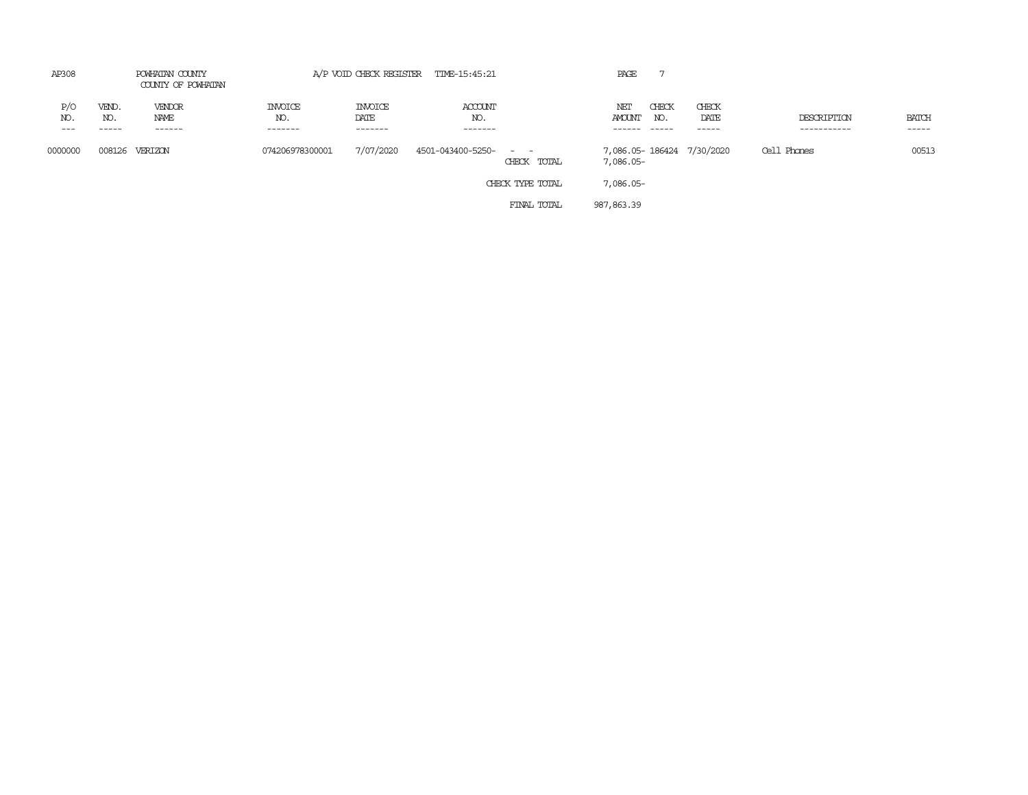AP308 POWHATAN COUNTY A/P VOID CHECK REGISTER TIME-15:45:21

COUNTY OF POWHATAN

| P/O NO. | VEND. NO. | VENDOR NAME | INVOICE NO. | INVOICE DATE | ACCOUNT NO. | | NET AMOUNT | CHECK NO. | CHECK DATE | DESCRIPTION | BATCH |
|---|---|---|---|---|---|---|---|---|---|---|---|
| 0000000 | 008126 | VERIZON | 074206978300001 | 7/07/2020 | 4501-043400-5250- - - | | 7,086.05- | 186424 | 7/30/2020 | Cell Phones | 00513 |
| | | | | | | CHECK TOTAL | 7,086.05- | | | | |
| | | | | | | CHECK TYPE TOTAL | 7,086.05- | | | | |
| | | | | | | FINAL TOTAL | 987,863.39 | | | | |